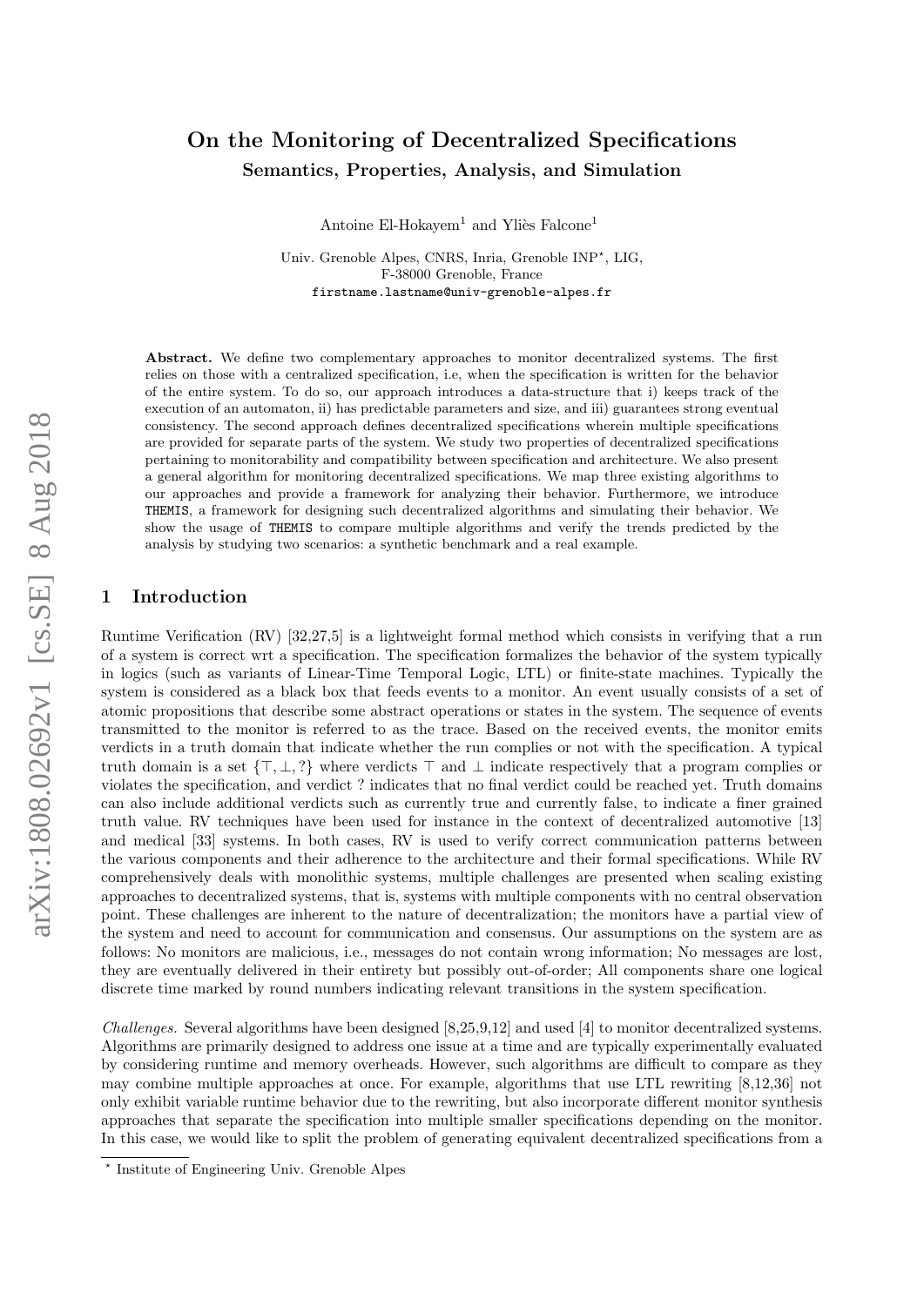# On the Monitoring of Decentralized Specifications

## Semantics, Properties, Analysis, and Simulation

Antoine El-Hokayem[1] and Yliès Falcone[1]

Univ. Grenoble Alpes, CNRS, Inria, Grenoble INP*, LIG,
F-38000 Grenoble, France
firstname.lastname@univ-grenoble-alpes.fr

**Abstract.** We define two complementary approaches to monitor decentralized systems. The first relies on those with a centralized specification, i.e, when the specification is written for the behavior of the entire system. To do so, our approach introduces a data-structure that i) keeps track of the execution of an automaton, ii) has predictable parameters and size, and iii) guarantees strong eventual consistency. The second approach defines decentralized specifications wherein multiple specifications are provided for separate parts of the system. We study two properties of decentralized specifications pertaining to monitorability and compatibility between specification and architecture. We also present a general algorithm for monitoring decentralized specifications. We map three existing algorithms to our approaches and provide a framework for analyzing their behavior. Furthermore, we introduce THEMIS, a framework for designing such decentralized algorithms and simulating their behavior. We show the usage of THEMIS to compare multiple algorithms and verify the trends predicted by the analysis by studying two scenarios: a synthetic benchmark and a real example.

## 1 Introduction

Runtime Verification (RV) [32,27,5] is a lightweight formal method which consists in verifying that a run of a system is correct wrt a specification. The specification formalizes the behavior of the system typically in logics (such as variants of Linear-Time Temporal Logic, LTL) or finite-state machines. Typically the system is considered as a black box that feeds events to a monitor. An event usually consists of a set of atomic propositions that describe some abstract operations or states in the system. The sequence of events transmitted to the monitor is referred to as the trace. Based on the received events, the monitor emits verdicts in a truth domain that indicate whether the run complies or not with the specification. A typical truth domain is a set $\{\top, \bot, ?\}$ where verdicts $\top$ and $\bot$ indicate respectively that a program complies or violates the specification, and verdict ? indicates that no final verdict could be reached yet. Truth domains can also include additional verdicts such as currently true and currently false, to indicate a finer grained truth value. RV techniques have been used for instance in the context of decentralized automotive [13] and medical [33] systems. In both cases, RV is used to verify correct communication patterns between the various components and their adherence to the architecture and their formal specifications. While RV comprehensively deals with monolithic systems, multiple challenges are presented when scaling existing approaches to decentralized systems, that is, systems with multiple components with no central observation point. These challenges are inherent to the nature of decentralization; the monitors have a partial view of the system and need to account for communication and consensus. Our assumptions on the system are as follows: No monitors are malicious, i.e., messages do not contain wrong information; No messages are lost, they are eventually delivered in their entirety but possibly out-of-order; All components share one logical discrete time marked by round numbers indicating relevant transitions in the system specification.

*Challenges.* Several algorithms have been designed [8,25,9,12] and used [4] to monitor decentralized systems. Algorithms are primarily designed to address one issue at a time and are typically experimentally evaluated by considering runtime and memory overheads. However, such algorithms are difficult to compare as they may combine multiple approaches at once. For example, algorithms that use LTL rewriting [8,12,36] not only exhibit variable runtime behavior due to the rewriting, but also incorporate different monitor synthesis approaches that separate the specification into multiple smaller specifications depending on the monitor. In this case, we would like to split the problem of generating equivalent decentralized specifications from a

* Institute of Engineering Univ. Grenoble Alpes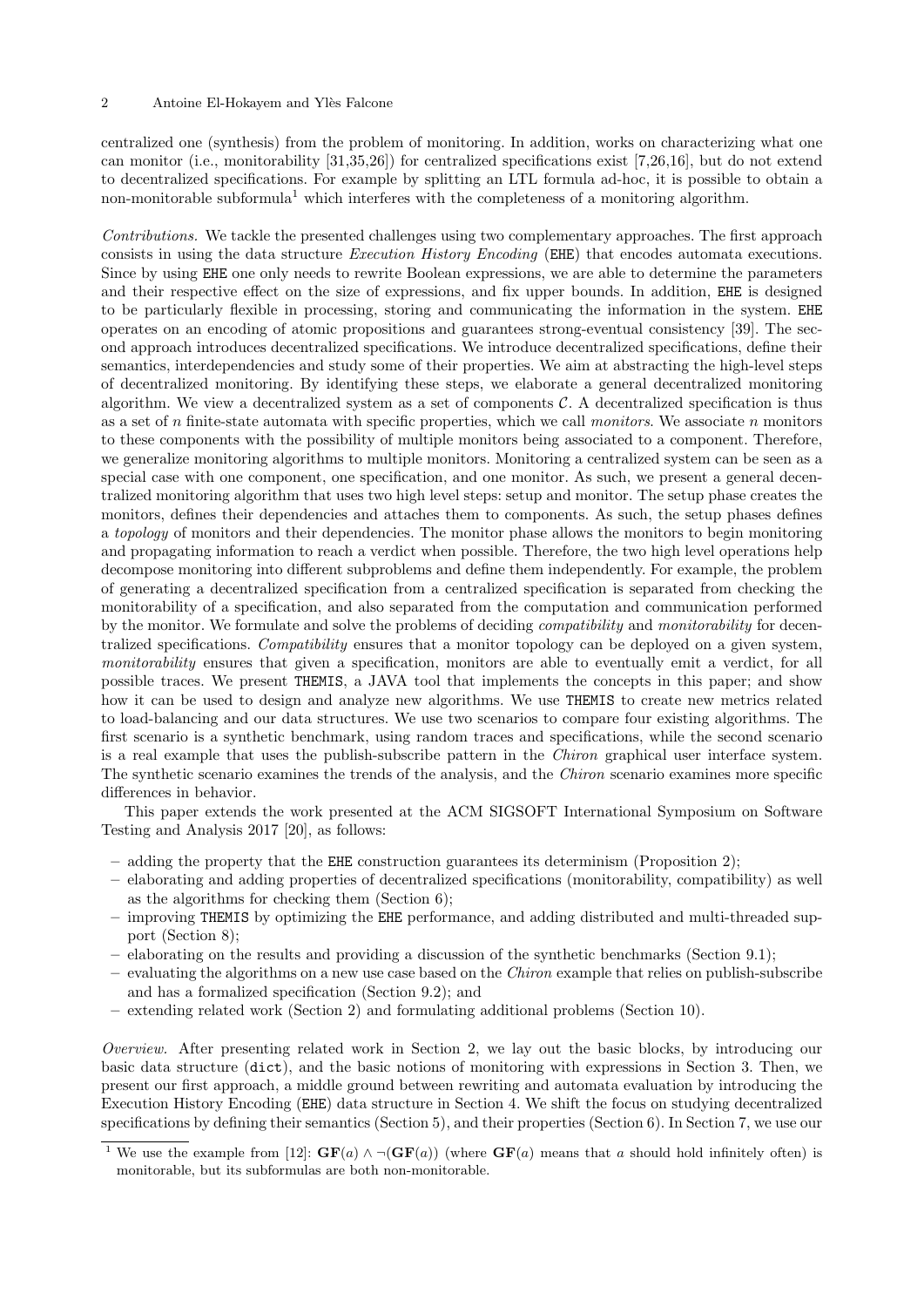centralized one (synthesis) from the problem of monitoring. In addition, works on characterizing what one can monitor (i.e., monitorability [31,35,26]) for centralized specifications exist [7,26,16], but do not extend to decentralized specifications. For example by splitting an LTL formula ad-hoc, it is possible to obtain a non-monitorable subformula[1] which interferes with the completeness of a monitoring algorithm.

*Contributions.* We tackle the presented challenges using two complementary approaches. The first approach consists in using the data structure *Execution History Encoding* (EHE) that encodes automata executions. Since by using EHE one only needs to rewrite Boolean expressions, we are able to determine the parameters and their respective effect on the size of expressions, and fix upper bounds. In addition, EHE is designed to be particularly flexible in processing, storing and communicating the information in the system. EHE operates on an encoding of atomic propositions and guarantees strong-eventual consistency [39]. The second approach introduces decentralized specifications. We introduce decentralized specifications, define their semantics, interdependencies and study some of their properties. We aim at abstracting the high-level steps of decentralized monitoring. By identifying these steps, we elaborate a general decentralized monitoring algorithm. We view a decentralized system as a set of components $\mathcal{C}$. A decentralized specification is thus as a set of $n$ finite-state automata with specific properties, which we call *monitors*. We associate $n$ monitors to these components with the possibility of multiple monitors being associated to a component. Therefore, we generalize monitoring algorithms to multiple monitors. Monitoring a centralized system can be seen as a special case with one component, one specification, and one monitor. As such, we present a general decentralized monitoring algorithm that uses two high level steps: setup and monitor. The setup phase creates the monitors, defines their dependencies and attaches them to components. As such, the setup phases defines a *topology* of monitors and their dependencies. The monitor phase allows the monitors to begin monitoring and propagating information to reach a verdict when possible. Therefore, the two high level operations help decompose monitoring into different subproblems and define them independently. For example, the problem of generating a decentralized specification from a centralized specification is separated from checking the monitorability of a specification, and also separated from the computation and communication performed by the monitor. We formulate and solve the problems of deciding *compatibility* and *monitorability* for decentralized specifications. *Compatibility* ensures that a monitor topology can be deployed on a given system, *monitorability* ensures that given a specification, monitors are able to eventually emit a verdict, for all possible traces. We present THEMIS, a JAVA tool that implements the concepts in this paper; and show how it can be used to design and analyze new algorithms. We use THEMIS to create new metrics related to load-balancing and our data structures. We use two scenarios to compare four existing algorithms. The first scenario is a synthetic benchmark, using random traces and specifications, while the second scenario is a real example that uses the publish-subscribe pattern in the *Chiron* graphical user interface system. The synthetic scenario examines the trends of the analysis, and the *Chiron* scenario examines more specific differences in behavior.

This paper extends the work presented at the ACM SIGSOFT International Symposium on Software Testing and Analysis 2017 [20], as follows:

- adding the property that the EHE construction guarantees its determinism (Proposition 2);
- elaborating and adding properties of decentralized specifications (monitorability, compatibility) as well as the algorithms for checking them (Section 6);
- improving THEMIS by optimizing the EHE performance, and adding distributed and multi-threaded support (Section 8);
- elaborating on the results and providing a discussion of the synthetic benchmarks (Section 9.1);
- evaluating the algorithms on a new use case based on the *Chiron* example that relies on publish-subscribe and has a formalized specification (Section 9.2); and
- extending related work (Section 2) and formulating additional problems (Section 10).

*Overview.* After presenting related work in Section 2, we lay out the basic blocks, by introducing our basic data structure (dict), and the basic notions of monitoring with expressions in Section 3. Then, we present our first approach, a middle ground between rewriting and automata evaluation by introducing the Execution History Encoding (EHE) data structure in Section 4. We shift the focus on studying decentralized specifications by defining their semantics (Section 5), and their properties (Section 6). In Section 7, we use our

[1] We use the example from [12]: $\mathbf{GF}(a) \wedge \neg(\mathbf{GF}(a))$ (where $\mathbf{GF}(a)$ means that $a$ should hold infinitely often) is monitorable, but its subformulas are both non-monitorable.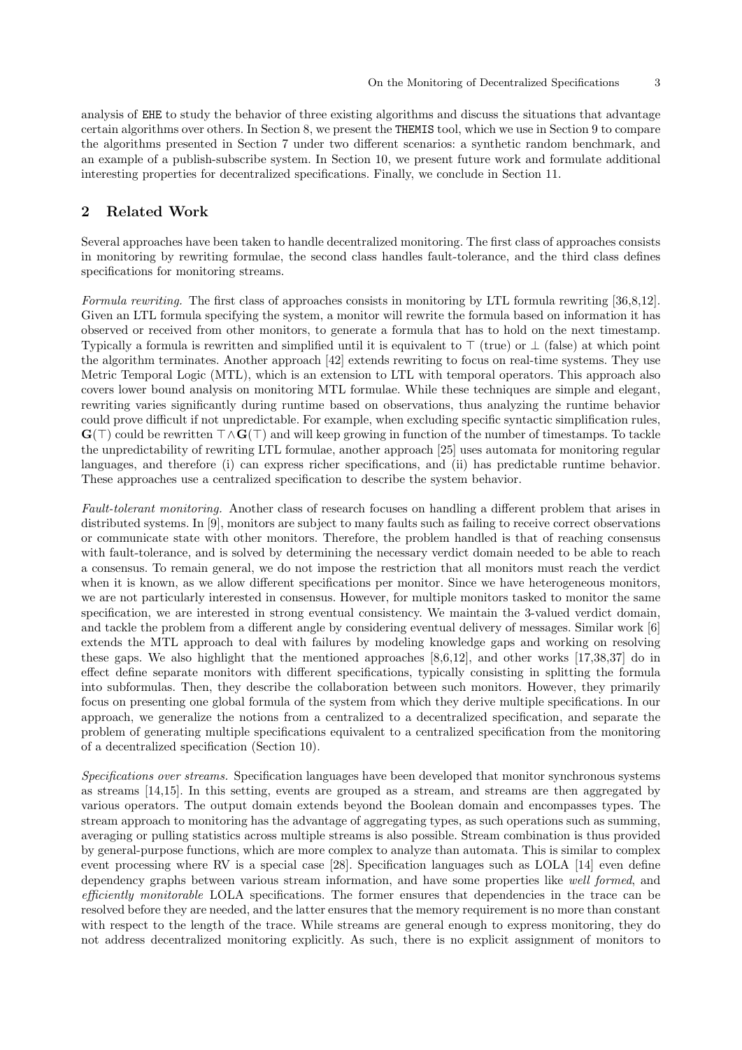analysis of EHE to study the behavior of three existing algorithms and discuss the situations that advantage certain algorithms over others. In Section 8, we present the THEMIS tool, which we use in Section 9 to compare the algorithms presented in Section 7 under two different scenarios: a synthetic random benchmark, and an example of a publish-subscribe system. In Section 10, we present future work and formulate additional interesting properties for decentralized specifications. Finally, we conclude in Section 11.

## 2 Related Work

Several approaches have been taken to handle decentralized monitoring. The first class of approaches consists in monitoring by rewriting formulae, the second class handles fault-tolerance, and the third class defines specifications for monitoring streams.

*Formula rewriting.* The first class of approaches consists in monitoring by LTL formula rewriting [36,8,12]. Given an LTL formula specifying the system, a monitor will rewrite the formula based on information it has observed or received from other monitors, to generate a formula that has to hold on the next timestamp. Typically a formula is rewritten and simplified until it is equivalent to $\top$ (true) or $\bot$ (false) at which point the algorithm terminates. Another approach [42] extends rewriting to focus on real-time systems. They use Metric Temporal Logic (MTL), which is an extension to LTL with temporal operators. This approach also covers lower bound analysis on monitoring MTL formulae. While these techniques are simple and elegant, rewriting varies significantly during runtime based on observations, thus analyzing the runtime behavior could prove difficult if not unpredictable. For example, when excluding specific syntactic simplification rules, $\mathbf{G}(\top)$ could be rewritten $\top \wedge \mathbf{G}(\top)$ and will keep growing in function of the number of timestamps. To tackle the unpredictability of rewriting LTL formulae, another approach [25] uses automata for monitoring regular languages, and therefore (i) can express richer specifications, and (ii) has predictable runtime behavior. These approaches use a centralized specification to describe the system behavior.

*Fault-tolerant monitoring.* Another class of research focuses on handling a different problem that arises in distributed systems. In [9], monitors are subject to many faults such as failing to receive correct observations or communicate state with other monitors. Therefore, the problem handled is that of reaching consensus with fault-tolerance, and is solved by determining the necessary verdict domain needed to be able to reach a consensus. To remain general, we do not impose the restriction that all monitors must reach the verdict when it is known, as we allow different specifications per monitor. Since we have heterogeneous monitors, we are not particularly interested in consensus. However, for multiple monitors tasked to monitor the same specification, we are interested in strong eventual consistency. We maintain the 3-valued verdict domain, and tackle the problem from a different angle by considering eventual delivery of messages. Similar work [6] extends the MTL approach to deal with failures by modeling knowledge gaps and working on resolving these gaps. We also highlight that the mentioned approaches [8,6,12], and other works [17,38,37] do in effect define separate monitors with different specifications, typically consisting in splitting the formula into subformulas. Then, they describe the collaboration between such monitors. However, they primarily focus on presenting one global formula of the system from which they derive multiple specifications. In our approach, we generalize the notions from a centralized to a decentralized specification, and separate the problem of generating multiple specifications equivalent to a centralized specification from the monitoring of a decentralized specification (Section 10).

*Specifications over streams.* Specification languages have been developed that monitor synchronous systems as streams [14,15]. In this setting, events are grouped as a stream, and streams are then aggregated by various operators. The output domain extends beyond the Boolean domain and encompasses types. The stream approach to monitoring has the advantage of aggregating types, as such operations such as summing, averaging or pulling statistics across multiple streams is also possible. Stream combination is thus provided by general-purpose functions, which are more complex to analyze than automata. This is similar to complex event processing where RV is a special case [28]. Specification languages such as LOLA [14] even define dependency graphs between various stream information, and have some properties like *well formed*, and *efficiently monitorable* LOLA specifications. The former ensures that dependencies in the trace can be resolved before they are needed, and the latter ensures that the memory requirement is no more than constant with respect to the length of the trace. While streams are general enough to express monitoring, they do not address decentralized monitoring explicitly. As such, there is no explicit assignment of monitors to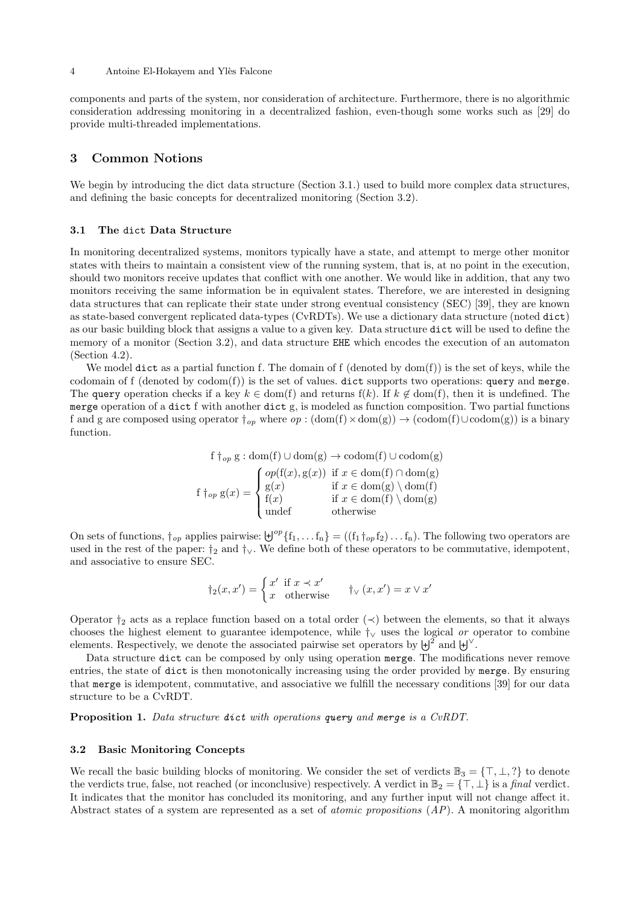components and parts of the system, nor consideration of architecture. Furthermore, there is no algorithmic consideration addressing monitoring in a decentralized fashion, even-though some works such as [29] do provide multi-threaded implementations.

## 3 Common Notions

We begin by introducing the dict data structure (Section 3.1.) used to build more complex data structures, and defining the basic concepts for decentralized monitoring (Section 3.2).

### 3.1 The `dict` Data Structure

In monitoring decentralized systems, monitors typically have a state, and attempt to merge other monitor states with theirs to maintain a consistent view of the running system, that is, at no point in the execution, should two monitors receive updates that conflict with one another. We would like in addition, that any two monitors receiving the same information be in equivalent states. Therefore, we are interested in designing data structures that can replicate their state under strong eventual consistency (SEC) [39], they are known as state-based convergent replicated data-types (CvRDTs). We use a dictionary data structure (noted `dict`) as our basic building block that assigns a value to a given key. Data structure `dict` will be used to define the memory of a monitor (Section 3.2), and data structure `EHE` which encodes the execution of an automaton (Section 4.2).

We model `dict` as a partial function f. The domain of f (denoted by dom(f)) is the set of keys, while the codomain of f (denoted by codom(f)) is the set of values. `dict` supports two operations: `query` and `merge`. The `query` operation checks if a key $k \in \text{dom}(\text{f})$ and returns $\text{f}(k)$. If $k \notin \text{dom}(\text{f})$, then it is undefined. The `merge` operation of a `dict` f with another `dict` g, is modeled as function composition. Two partial functions f and g are composed using operator $\dagger_{op}$ where $op : (\text{dom}(\text{f}) \times \text{dom}(\text{g})) \rightarrow (\text{codom}(\text{f}) \cup \text{codom}(\text{g}))$ is a binary function.

$$\text{f} \dagger_{op} \text{g} : \text{dom}(\text{f}) \cup \text{dom}(\text{g}) \rightarrow \text{codom}(\text{f}) \cup \text{codom}(\text{g})$$

$$\text{f} \dagger_{op} \text{g}(x) = \begin{cases} op(\text{f}(x), \text{g}(x)) & \text{if } x \in \text{dom}(\text{f}) \cap \text{dom}(\text{g}) \\ \text{g}(x) & \text{if } x \in \text{dom}(\text{g}) \setminus \text{dom}(\text{f}) \\ \text{f}(x) & \text{if } x \in \text{dom}(\text{f}) \setminus \text{dom}(\text{g}) \\ \text{undef} & \text{otherwise} \end{cases}$$

On sets of functions, $\dagger_{op}$ applies pairwise: $\biguplus^{op}\{\text{f}_1, \ldots \text{f}_\text{n}\} = ((\text{f}_1 \dagger_{op} \text{f}_2) \ldots \text{f}_\text{n})$. The following two operators are used in the rest of the paper: $\dagger_2$ and $\dagger_\vee$. We define both of these operators to be commutative, idempotent, and associative to ensure SEC.

$$\dagger_2(x, x') = \begin{cases} x' & \text{if } x \prec x' \\ x & \text{otherwise} \end{cases} \qquad \dagger_\vee (x, x') = x \vee x'$$

Operator $\dagger_2$ acts as a replace function based on a total order ($\prec$) between the elements, so that it always chooses the highest element to guarantee idempotence, while $\dagger_\vee$ uses the logical *or* operator to combine elements. Respectively, we denote the associated pairwise set operators by $\biguplus^2$ and $\biguplus^\vee$.

Data structure `dict` can be composed by only using operation `merge`. The modifications never remove entries, the state of `dict` is then monotonically increasing using the order provided by `merge`. By ensuring that `merge` is idempotent, commutative, and associative we fulfill the necessary conditions [39] for our data structure to be a CvRDT.

**Proposition 1.** *Data structure `dict` with operations `query` and `merge` is a CvRDT.*

### 3.2 Basic Monitoring Concepts

We recall the basic building blocks of monitoring. We consider the set of verdicts $\mathbb{B}_3 = \{\top, \bot, ?\}$ to denote the verdicts true, false, not reached (or inconclusive) respectively. A verdict in $\mathbb{B}_2 = \{\top, \bot\}$ is a *final* verdict. It indicates that the monitor has concluded its monitoring, and any further input will not change affect it. Abstract states of a system are represented as a set of *atomic propositions* ($AP$). A monitoring algorithm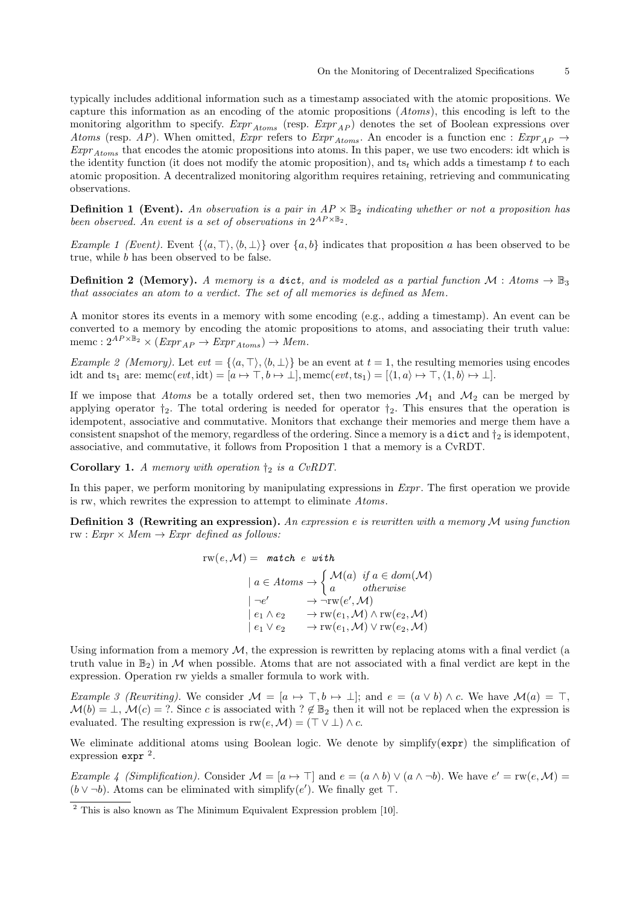typically includes additional information such as a timestamp associated with the atomic propositions. We capture this information as an encoding of the atomic propositions (*Atoms*), this encoding is left to the monitoring algorithm to specify. $Expr_{Atoms}$ (resp. $Expr_{AP}$) denotes the set of Boolean expressions over *Atoms* (resp. *AP*). When omitted, *Expr* refers to $Expr_{Atoms}$. An encoder is a function $\text{enc} : Expr_{AP} \rightarrow Expr_{Atoms}$ that encodes the atomic propositions into atoms. In this paper, we use two encoders: idt which is the identity function (it does not modify the atomic proposition), and $\text{ts}_t$ which adds a timestamp $t$ to each atomic proposition. A decentralized monitoring algorithm requires retaining, retrieving and communicating observations.

**Definition 1 (Event).** *An observation is a pair in $AP \times \mathbb{B}_2$ indicating whether or not a proposition has been observed. An event is a set of observations in $2^{AP \times \mathbb{B}_2}$.*

*Example 1 (Event).* Event $\{\langle a, \top\rangle, \langle b, \bot\rangle\}$ over $\{a, b\}$ indicates that proposition $a$ has been observed to be true, while $b$ has been observed to be false.

**Definition 2 (Memory).** *A memory is a `dict`, and is modeled as a partial function $\mathcal{M} : Atoms \rightarrow \mathbb{B}_3$ that associates an atom to a verdict. The set of all memories is defined as Mem.*

A monitor stores its events in a memory with some encoding (e.g., adding a timestamp). An event can be converted to a memory by encoding the atomic propositions to atoms, and associating their truth value: $\text{memc} : 2^{AP \times \mathbb{B}_2} \times (Expr_{AP} \rightarrow Expr_{Atoms}) \rightarrow Mem$.

*Example 2 (Memory).* Let $evt = \{\langle a, \top\rangle, \langle b, \bot\rangle\}$ be an event at $t = 1$, the resulting memories using encodes idt and $\text{ts}_1$ are: $\text{memc}(evt, \text{idt}) = [a \mapsto \top, b \mapsto \bot], \text{memc}(evt, \text{ts}_1) = [\langle 1, a\rangle \mapsto \top, \langle 1, b\rangle \mapsto \bot]$.

If we impose that *Atoms* be a totally ordered set, then two memories $\mathcal{M}_1$ and $\mathcal{M}_2$ can be merged by applying operator $\dagger_2$. The total ordering is needed for operator $\dagger_2$. This ensures that the operation is idempotent, associative and commutative. Monitors that exchange their memories and merge them have a consistent snapshot of the memory, regardless of the ordering. Since a memory is a `dict` and $\dagger_2$ is idempotent, associative, and commutative, it follows from Proposition 1 that a memory is a CvRDT.

**Corollary 1.** *A memory with operation $\dagger_2$ is a CvRDT.*

In this paper, we perform monitoring by manipulating expressions in *Expr*. The first operation we provide is rw, which rewrites the expression to attempt to eliminate *Atoms*.

**Definition 3 (Rewriting an expression).** *An expression $e$ is rewritten with a memory $\mathcal{M}$ using function $\text{rw} : Expr \times Mem \rightarrow Expr$ defined as follows:*

$$
\begin{aligned}
\text{rw}(e, \mathcal{M}) = \ & \textbf{\textit{match}}\ e\ \textbf{\textit{with}} \\
& \mid a \in Atoms \rightarrow \begin{cases} \mathcal{M}(a) & \text{if } a \in dom(\mathcal{M}) \\ a & \text{otherwise} \end{cases} \\
& \mid \neg e' \quad\quad \rightarrow \neg\text{rw}(e', \mathcal{M}) \\
& \mid e_1 \wedge e_2 \quad \rightarrow \text{rw}(e_1, \mathcal{M}) \wedge \text{rw}(e_2, \mathcal{M}) \\
& \mid e_1 \vee e_2 \quad \rightarrow \text{rw}(e_1, \mathcal{M}) \vee \text{rw}(e_2, \mathcal{M})
\end{aligned}
$$

Using information from a memory $\mathcal{M}$, the expression is rewritten by replacing atoms with a final verdict (a truth value in $\mathbb{B}_2$) in $\mathcal{M}$ when possible. Atoms that are not associated with a final verdict are kept in the expression. Operation rw yields a smaller formula to work with.

*Example 3 (Rewriting).* We consider $\mathcal{M} = [a \mapsto \top, b \mapsto \bot]$; and $e = (a \vee b) \wedge c$. We have $\mathcal{M}(a) = \top$, $\mathcal{M}(b) = \bot$, $\mathcal{M}(c) = ?$. Since $c$ is associated with $? \notin \mathbb{B}_2$ then it will not be replaced when the expression is evaluated. The resulting expression is $\text{rw}(e, \mathcal{M}) = (\top \vee \bot) \wedge c$.

We eliminate additional atoms using Boolean logic. We denote by simplify(`expr`) the simplification of expression `expr` [2].

*Example 4 (Simplification).* Consider $\mathcal{M} = [a \mapsto \top]$ and $e = (a \wedge b) \vee (a \wedge \neg b)$. We have $e' = \text{rw}(e, \mathcal{M}) = (b \vee \neg b)$. Atoms can be eliminated with simplify($e'$). We finally get $\top$.

[2] This is also known as The Minimum Equivalent Expression problem [10].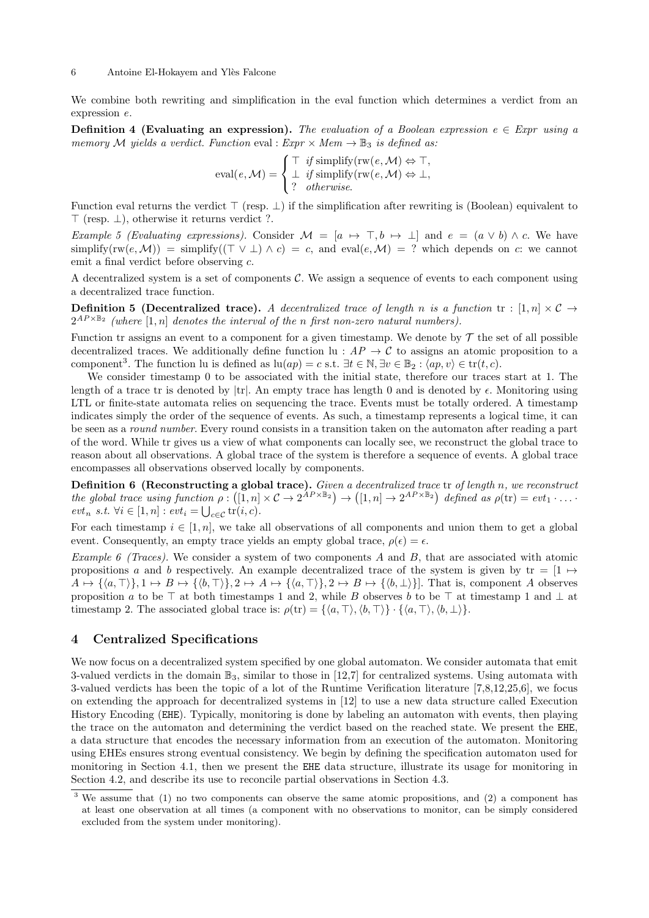We combine both rewriting and simplification in the eval function which determines a verdict from an expression $e$.

**Definition 4 (Evaluating an expression).** *The evaluation of a Boolean expression $e \in \mathit{Expr}$ using a memory $\mathcal{M}$ yields a verdict. Function* $\text{eval} : \mathit{Expr} \times \mathit{Mem} \to \mathbb{B}_3$ *is defined as:*

$$\text{eval}(e, \mathcal{M}) = \begin{cases} \top & \text{if } \text{simplify}(\text{rw}(e, \mathcal{M}) \Leftrightarrow \top, \\ \bot & \text{if } \text{simplify}(\text{rw}(e, \mathcal{M}) \Leftrightarrow \bot, \\ ? & \text{otherwise.} \end{cases}$$

Function eval returns the verdict $\top$ (resp. $\bot$) if the simplification after rewriting is (Boolean) equivalent to $\top$ (resp. $\bot$), otherwise it returns verdict ?.

*Example 5 (Evaluating expressions).* Consider $\mathcal{M} = [a \mapsto \top, b \mapsto \bot]$ and $e = (a \vee b) \wedge c$. We have $\text{simplify}(\text{rw}(e, \mathcal{M})) = \text{simplify}((\top \vee \bot) \wedge c) = c$, and $\text{eval}(e, \mathcal{M}) = ?$ which depends on $c$: we cannot emit a final verdict before observing $c$.

A decentralized system is a set of components $\mathcal{C}$. We assign a sequence of events to each component using a decentralized trace function.

**Definition 5 (Decentralized trace).** *A decentralized trace of length $n$ is a function* $\text{tr} : [1, n] \times \mathcal{C} \to 2^{AP \times \mathbb{B}_2}$ *(where $[1, n]$ denotes the interval of the $n$ first non-zero natural numbers).*

Function tr assigns an event to a component for a given timestamp. We denote by $\mathcal{T}$ the set of all possible decentralized traces. We additionally define function $\text{lu} : AP \to \mathcal{C}$ to assigns an atomic proposition to a component[3]. The function lu is defined as $\text{lu}(ap) = c$ s.t. $\exists t \in \mathbb{N}, \exists v \in \mathbb{B}_2 : \langle ap, v \rangle \in \text{tr}(t, c)$.

We consider timestamp 0 to be associated with the initial state, therefore our traces start at 1. The length of a trace tr is denoted by $|\text{tr}|$. An empty trace has length 0 and is denoted by $\epsilon$. Monitoring using LTL or finite-state automata relies on sequencing the trace. Events must be totally ordered. A timestamp indicates simply the order of the sequence of events. As such, a timestamp represents a logical time, it can be seen as a *round number*. Every round consists in a transition taken on the automaton after reading a part of the word. While tr gives us a view of what components can locally see, we reconstruct the global trace to reason about all observations. A global trace of the system is therefore a sequence of events. A global trace encompasses all observations observed locally by components.

**Definition 6 (Reconstructing a global trace).** *Given a decentralized trace* tr *of length $n$, we reconstruct the global trace using function* $\rho : \left([1, n] \times \mathcal{C} \to 2^{AP \times \mathbb{B}_2}\right) \to \left([1, n] \to 2^{AP \times \mathbb{B}_2}\right)$ *defined as* $\rho(\text{tr}) = evt_1 \cdot \ldots \cdot evt_n$ *s.t.* $\forall i \in [1, n] : evt_i = \bigcup_{c \in \mathcal{C}} \text{tr}(i, c)$.

For each timestamp $i \in [1, n]$, we take all observations of all components and union them to get a global event. Consequently, an empty trace yields an empty global trace, $\rho(\epsilon) = \epsilon$.

*Example 6 (Traces).* We consider a system of two components $A$ and $B$, that are associated with atomic propositions $a$ and $b$ respectively. An example decentralized trace of the system is given by $\text{tr} = [1 \mapsto A \mapsto \{\langle a, \top \rangle\}, 1 \mapsto B \mapsto \{\langle b, \top \rangle\}, 2 \mapsto A \mapsto \{\langle a, \top \rangle\}, 2 \mapsto B \mapsto \{\langle b, \bot \rangle\}]$. That is, component $A$ observes proposition $a$ to be $\top$ at both timestamps 1 and 2, while $B$ observes $b$ to be $\top$ at timestamp 1 and $\bot$ at timestamp 2. The associated global trace is: $\rho(\text{tr}) = \{\langle a, \top \rangle, \langle b, \top \rangle\} \cdot \{\langle a, \top \rangle, \langle b, \bot \rangle\}$.

## 4 Centralized Specifications

We now focus on a decentralized system specified by one global automaton. We consider automata that emit 3-valued verdicts in the domain $\mathbb{B}_3$, similar to those in [12,7] for centralized systems. Using automata with 3-valued verdicts has been the topic of a lot of the Runtime Verification literature [7,8,12,25,6], we focus on extending the approach for decentralized systems in [12] to use a new data structure called Execution History Encoding (EHE). Typically, monitoring is done by labeling an automaton with events, then playing the trace on the automaton and determining the verdict based on the reached state. We present the EHE, a data structure that encodes the necessary information from an execution of the automaton. Monitoring using EHEs ensures strong eventual consistency. We begin by defining the specification automaton used for monitoring in Section 4.1, then we present the EHE data structure, illustrate its usage for monitoring in Section 4.2, and describe its use to reconcile partial observations in Section 4.3.

[3] We assume that (1) no two components can observe the same atomic propositions, and (2) a component has at least one observation at all times (a component with no observations to monitor, can be simply considered excluded from the system under monitoring).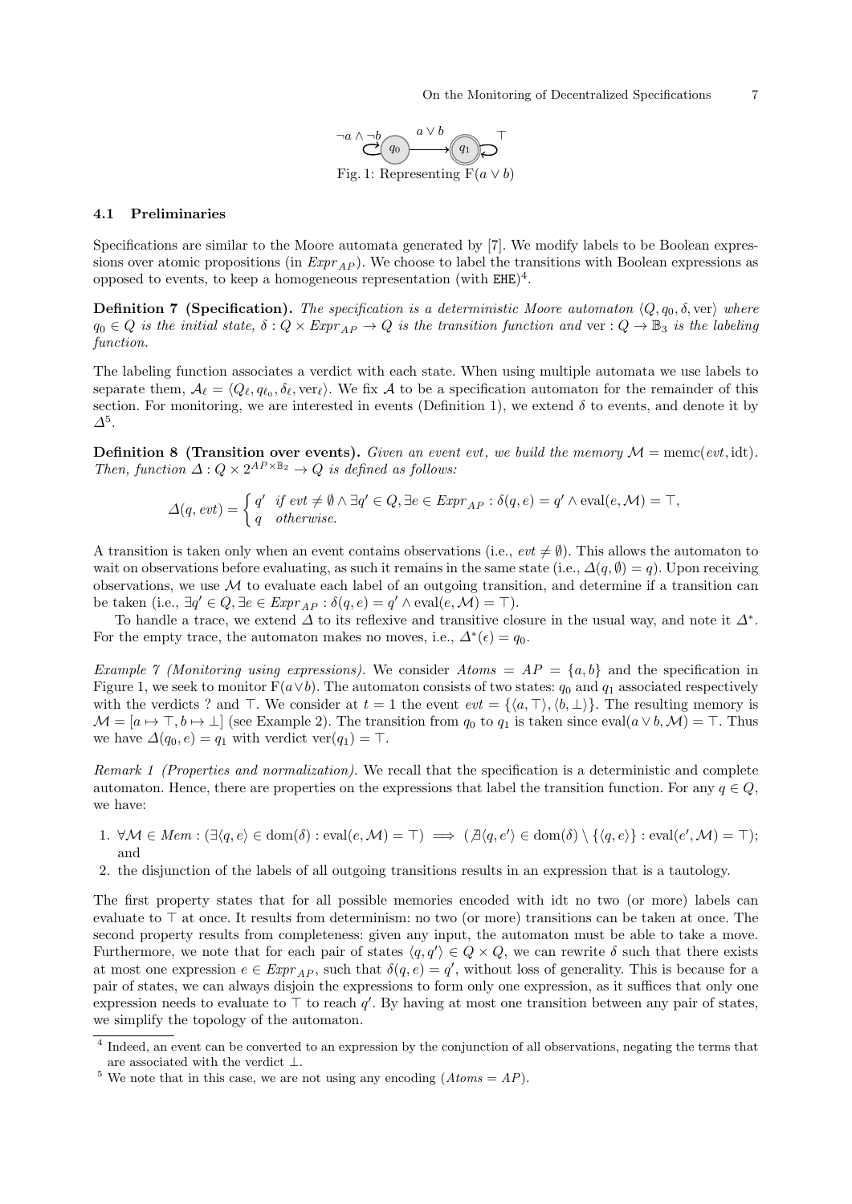Fig. 1: Representing $\mathrm{F}(a \vee b)$

### 4.1 Preliminaries

Specifications are similar to the Moore automata generated by [7]. We modify labels to be Boolean expressions over atomic propositions (in $Expr_{AP}$). We choose to label the transitions with Boolean expressions as opposed to events, to keep a homogeneous representation (with EHE)[4].

**Definition 7 (Specification).** *The specification is a deterministic Moore automaton $\langle Q, q_0, \delta, \mathrm{ver}\rangle$ where $q_0 \in Q$ is the initial state, $\delta : Q \times Expr_{AP} \to Q$ is the transition function and $\mathrm{ver} : Q \to \mathbb{B}_3$ is the labeling function.*

The labeling function associates a verdict with each state. When using multiple automata we use labels to separate them, $\mathcal{A}_\ell = \langle Q_\ell, q_{\ell_0}, \delta_\ell, \mathrm{ver}_\ell\rangle$. We fix $\mathcal{A}$ to be a specification automaton for the remainder of this section. For monitoring, we are interested in events (Definition 1), we extend $\delta$ to events, and denote it by $\Delta$[5].

**Definition 8 (Transition over events).** *Given an event $evt$, we build the memory $\mathcal{M} = \mathrm{memc}(evt, \mathrm{idt})$. Then, function $\Delta : Q \times 2^{AP \times \mathbb{B}_2} \to Q$ is defined as follows:*

$$\Delta(q, evt) = \begin{cases} q' & \text{if } evt \neq \emptyset \wedge \exists q' \in Q, \exists e \in Expr_{AP} : \delta(q, e) = q' \wedge \mathrm{eval}(e, \mathcal{M}) = \top, \\ q & \text{otherwise.} \end{cases}$$

A transition is taken only when an event contains observations (i.e., $evt \neq \emptyset$). This allows the automaton to wait on observations before evaluating, as such it remains in the same state (i.e., $\Delta(q, \emptyset) = q$). Upon receiving observations, we use $\mathcal{M}$ to evaluate each label of an outgoing transition, and determine if a transition can be taken (i.e., $\exists q' \in Q, \exists e \in Expr_{AP} : \delta(q, e) = q' \wedge \mathrm{eval}(e, \mathcal{M}) = \top$).

To handle a trace, we extend $\Delta$ to its reflexive and transitive closure in the usual way, and note it $\Delta^*$. For the empty trace, the automaton makes no moves, i.e., $\Delta^*(\epsilon) = q_0$.

*Example 7 (Monitoring using expressions).* We consider $Atoms = AP = \{a, b\}$ and the specification in Figure 1, we seek to monitor $\mathrm{F}(a \vee b)$. The automaton consists of two states: $q_0$ and $q_1$ associated respectively with the verdicts ? and $\top$. We consider at $t = 1$ the event $evt = \{\langle a, \top\rangle, \langle b, \bot\rangle\}$. The resulting memory is $\mathcal{M} = [a \mapsto \top, b \mapsto \bot]$ (see Example 2). The transition from $q_0$ to $q_1$ is taken since $\mathrm{eval}(a \vee b, \mathcal{M}) = \top$. Thus we have $\Delta(q_0, e) = q_1$ with verdict $\mathrm{ver}(q_1) = \top$.

*Remark 1 (Properties and normalization).* We recall that the specification is a deterministic and complete automaton. Hence, there are properties on the expressions that label the transition function. For any $q \in Q$, we have:

1. $\forall \mathcal{M} \in Mem : (\exists \langle q, e\rangle \in \mathrm{dom}(\delta) : \mathrm{eval}(e, \mathcal{M}) = \top) \implies (\nexists \langle q, e'\rangle \in \mathrm{dom}(\delta) \setminus \{\langle q, e\rangle\} : \mathrm{eval}(e', \mathcal{M}) = \top)$; and
2. the disjunction of the labels of all outgoing transitions results in an expression that is a tautology.

The first property states that for all possible memories encoded with idt no two (or more) labels can evaluate to $\top$ at once. It results from determinism: no two (or more) transitions can be taken at once. The second property results from completeness: given any input, the automaton must be able to take a move. Furthermore, we note that for each pair of states $\langle q, q'\rangle \in Q \times Q$, we can rewrite $\delta$ such that there exists at most one expression $e \in Expr_{AP}$, such that $\delta(q, e) = q'$, without loss of generality. This is because for a pair of states, we can always disjoin the expressions to form only one expression, as it suffices that only one expression needs to evaluate to $\top$ to reach $q'$. By having at most one transition between any pair of states, we simplify the topology of the automaton.

---

[4] Indeed, an event can be converted to an expression by the conjunction of all observations, negating the terms that are associated with the verdict $\bot$.

[5] We note that in this case, we are not using any encoding ($Atoms = AP$).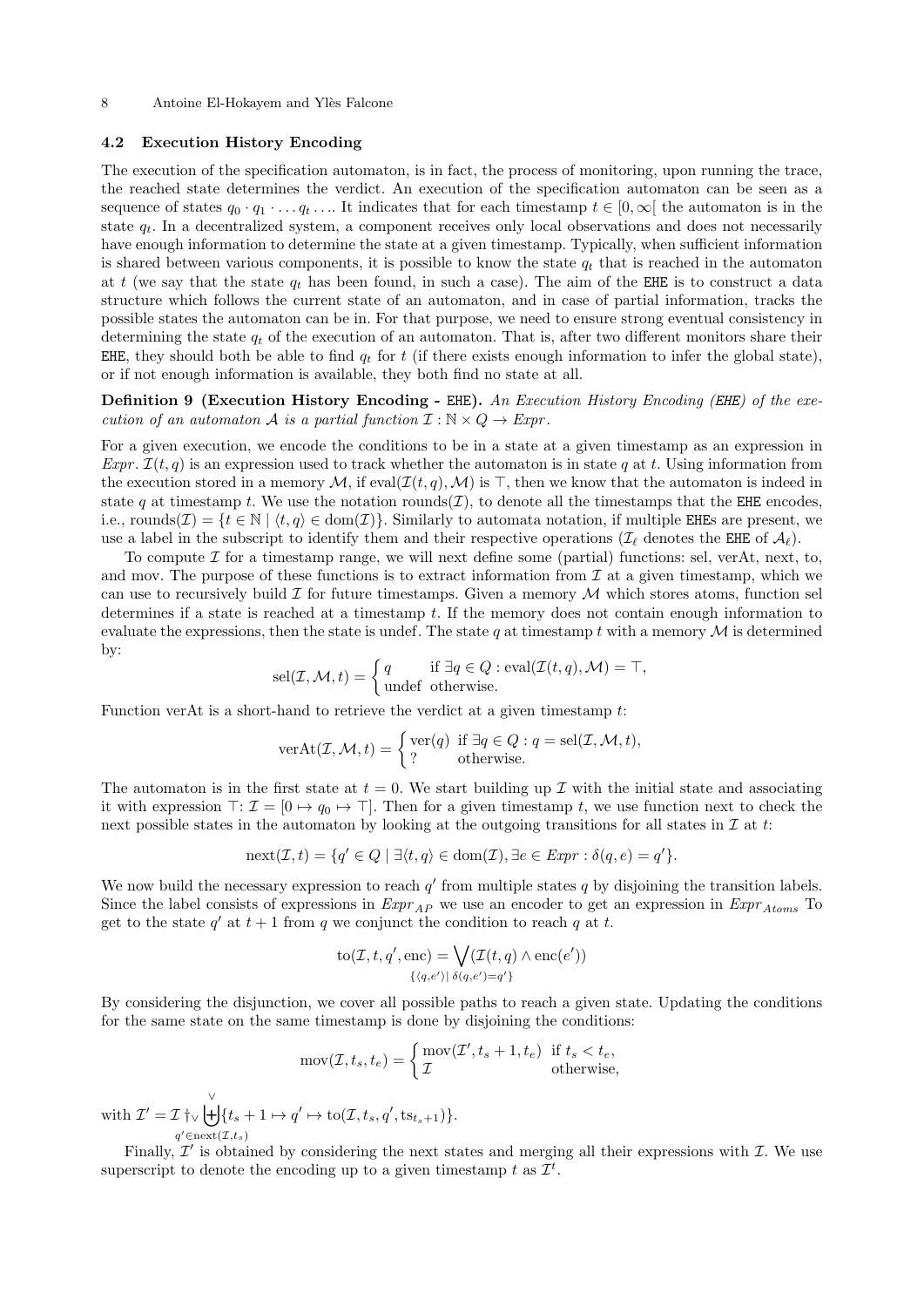### 4.2 Execution History Encoding

The execution of the specification automaton, is in fact, the process of monitoring, upon running the trace, the reached state determines the verdict. An execution of the specification automaton can be seen as a sequence of states $q_0 \cdot q_1 \cdot \ldots q_t \ldots$. It indicates that for each timestamp $t \in [0, \infty[$ the automaton is in the state $q_t$. In a decentralized system, a component receives only local observations and does not necessarily have enough information to determine the state at a given timestamp. Typically, when sufficient information is shared between various components, it is possible to know the state $q_t$ that is reached in the automaton at $t$ (we say that the state $q_t$ has been found, in such a case). The aim of the EHE is to construct a data structure which follows the current state of an automaton, and in case of partial information, tracks the possible states the automaton can be in. For that purpose, we need to ensure strong eventual consistency in determining the state $q_t$ of the execution of an automaton. That is, after two different monitors share their EHE, they should both be able to find $q_t$ for $t$ (if there exists enough information to infer the global state), or if not enough information is available, they both find no state at all.

**Definition 9 (Execution History Encoding - EHE).** *An Execution History Encoding (EHE) of the execution of an automaton $\mathcal{A}$ is a partial function $\mathcal{I} : \mathbb{N} \times Q \to Expr$.*

For a given execution, we encode the conditions to be in a state at a given timestamp as an expression in $Expr$. $\mathcal{I}(t, q)$ is an expression used to track whether the automaton is in state $q$ at $t$. Using information from the execution stored in a memory $\mathcal{M}$, if $\text{eval}(\mathcal{I}(t, q), \mathcal{M})$ is $\top$, then we know that the automaton is indeed in state $q$ at timestamp $t$. We use the notation $\text{rounds}(\mathcal{I})$, to denote all the timestamps that the EHE encodes, i.e., $\text{rounds}(\mathcal{I}) = \{t \in \mathbb{N} \mid \langle t, q \rangle \in \text{dom}(\mathcal{I})\}$. Similarly to automata notation, if multiple EHEs are present, we use a label in the subscript to identify them and their respective operations ($\mathcal{I}_\ell$ denotes the EHE of $\mathcal{A}_\ell$).

To compute $\mathcal{I}$ for a timestamp range, we will next define some (partial) functions: sel, verAt, next, to, and mov. The purpose of these functions is to extract information from $\mathcal{I}$ at a given timestamp, which we can use to recursively build $\mathcal{I}$ for future timestamps. Given a memory $\mathcal{M}$ which stores atoms, function sel determines if a state is reached at a timestamp $t$. If the memory does not contain enough information to evaluate the expressions, then the state is undef. The state $q$ at timestamp $t$ with a memory $\mathcal{M}$ is determined by:

$$\text{sel}(\mathcal{I}, \mathcal{M}, t) = \begin{cases} q & \text{if } \exists q \in Q : \text{eval}(\mathcal{I}(t, q), \mathcal{M}) = \top, \\ \text{undef} & \text{otherwise.} \end{cases}$$

Function verAt is a short-hand to retrieve the verdict at a given timestamp $t$:

$$\text{verAt}(\mathcal{I}, \mathcal{M}, t) = \begin{cases} \text{ver}(q) & \text{if } \exists q \in Q : q = \text{sel}(\mathcal{I}, \mathcal{M}, t), \\ ? & \text{otherwise.} \end{cases}$$

The automaton is in the first state at $t = 0$. We start building up $\mathcal{I}$ with the initial state and associating it with expression $\top$: $\mathcal{I} = [0 \mapsto q_0 \mapsto \top]$. Then for a given timestamp $t$, we use function next to check the next possible states in the automaton by looking at the outgoing transitions for all states in $\mathcal{I}$ at $t$:

$$\text{next}(\mathcal{I}, t) = \{q' \in Q \mid \exists \langle t, q \rangle \in \text{dom}(\mathcal{I}), \exists e \in Expr : \delta(q, e) = q'\}.$$

We now build the necessary expression to reach $q'$ from multiple states $q$ by disjoining the transition labels. Since the label consists of expressions in $Expr_{AP}$ we use an encoder to get an expression in $Expr_{Atoms}$ To get to the state $q'$ at $t + 1$ from $q$ we conjunct the condition to reach $q$ at $t$.

$$\text{to}(\mathcal{I}, t, q', \text{enc}) = \bigvee_{\{\langle q, e' \rangle \mid \delta(q, e') = q'\}} (\mathcal{I}(t, q) \wedge \text{enc}(e'))$$

By considering the disjunction, we cover all possible paths to reach a given state. Updating the conditions for the same state on the same timestamp is done by disjoining the conditions:

$$\text{mov}(\mathcal{I}, t_s, t_e) = \begin{cases} \text{mov}(\mathcal{I}', t_s + 1, t_e) & \text{if } t_s < t_e, \\ \mathcal{I} & \text{otherwise,} \end{cases}$$

with $\mathcal{I}' = \mathcal{I} \dagger_\vee \biguplus^{\vee}_{q' \in \text{next}(\mathcal{I}, t_s)} \{t_s + 1 \mapsto q' \mapsto \text{to}(\mathcal{I}, t_s, q', \text{ts}_{t_s+1})\}$.

Finally, $\mathcal{I}'$ is obtained by considering the next states and merging all their expressions with $\mathcal{I}$. We use superscript to denote the encoding up to a given timestamp $t$ as $\mathcal{I}^t$.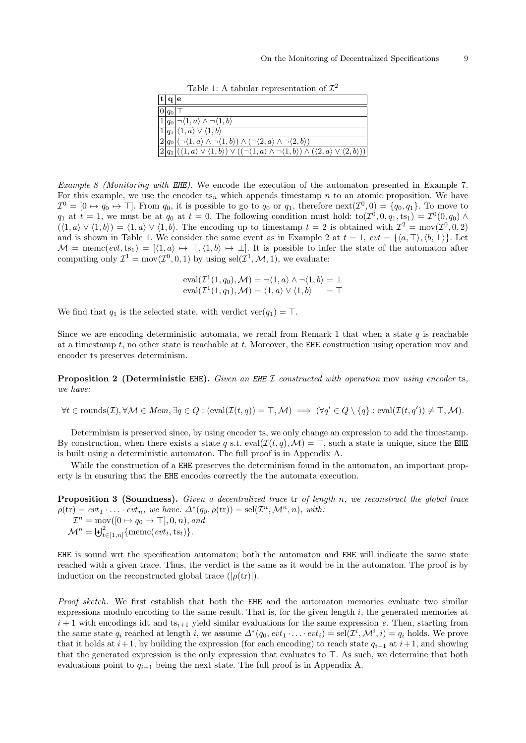Table 1: A tabular representation of $\mathcal{I}^2$

| **t** | **q** | **e** |
|---|---|---|
| 0 | $q_0$ | $\top$ |
| 1 | $q_0$ | $\neg\langle 1, a\rangle \wedge \neg\langle 1, b\rangle$ |
| 1 | $q_1$ | $\langle 1, a\rangle \vee \langle 1, b\rangle$ |
| 2 | $q_0$ | $(\neg\langle 1, a\rangle \wedge \neg\langle 1, b\rangle) \wedge (\neg\langle 2, a\rangle \wedge \neg\langle 2, b\rangle)$ |
| 2 | $q_1$ | $((\langle 1, a\rangle \vee \langle 1, b\rangle) \vee ((\neg\langle 1, a\rangle \wedge \neg\langle 1, b\rangle) \wedge (\langle 2, a\rangle \vee \langle 2, b\rangle))$ |

*Example 8 (Monitoring with EHE).* We encode the execution of the automaton presented in Example 7. For this example, we use the encoder $\text{ts}_n$ which appends timestamp $n$ to an atomic proposition. We have $\mathcal{I}^0 = [0 \mapsto q_0 \mapsto \top]$. From $q_0$, it is possible to go to $q_0$ or $q_1$, therefore $\text{next}(\mathcal{I}^0, 0) = \{q_0, q_1\}$. To move to $q_1$ at $t = 1$, we must be at $q_0$ at $t = 0$. The following condition must hold: $\text{to}(\mathcal{I}^0, 0, q_1, \text{ts}_1) = \mathcal{I}^0(0, q_0) \wedge (\langle 1, a\rangle \vee \langle 1, b\rangle) = \langle 1, a\rangle \vee \langle 1, b\rangle$. The encoding up to timestamp $t = 2$ is obtained with $\mathcal{I}^2 = \text{mov}(\mathcal{I}^0, 0, 2)$ and is shown in Table 1. We consider the same event as in Example 2 at $t = 1$, $evt = \{\langle a, \top\rangle, \langle b, \bot\rangle\}$. Let $\mathcal{M} = \text{memc}(evt, \text{ts}_1) = [\langle 1, a\rangle \mapsto \top, \langle 1, b\rangle \mapsto \bot]$. It is possible to infer the state of the automaton after computing only $\mathcal{I}^1 = \text{mov}(\mathcal{I}^0, 0, 1)$ by using $\text{sel}(\mathcal{I}^1, \mathcal{M}, 1)$, we evaluate:

$$\text{eval}(\mathcal{I}^1(1, q_0), \mathcal{M}) = \neg\langle 1, a\rangle \wedge \neg\langle 1, b\rangle = \bot$$
$$\text{eval}(\mathcal{I}^1(1, q_1), \mathcal{M}) = \langle 1, a\rangle \vee \langle 1, b\rangle \quad = \top$$

We find that $q_1$ is the selected state, with verdict $\text{ver}(q_1) = \top$.

Since we are encoding deterministic automata, we recall from Remark 1 that when a state $q$ is reachable at a timestamp $t$, no other state is reachable at $t$. Moreover, the EHE construction using operation mov and encoder ts preserves determinism.

**Proposition 2 (Deterministic EHE).** *Given an EHE $\mathcal{I}$ constructed with operation* mov *using encoder* ts*, we have:*

$$\forall t \in \text{rounds}(\mathcal{I}), \forall \mathcal{M} \in Mem, \exists q \in Q : (\text{eval}(\mathcal{I}(t, q)) = \top, \mathcal{M}) \implies (\forall q' \in Q \setminus \{q\} : \text{eval}(\mathcal{I}(t, q')) \neq \top, \mathcal{M}).$$

Determinism is preserved since, by using encoder ts, we only change an expression to add the timestamp. By construction, when there exists a state $q$ s.t. $\text{eval}(\mathcal{I}(t, q), \mathcal{M}) = \top$, such a state is unique, since the EHE is built using a deterministic automaton. The full proof is in Appendix A.

While the construction of a EHE preserves the determinism found in the automaton, an important property is in ensuring that the EHE encodes correctly the the automata execution.

**Proposition 3 (Soundness).** *Given a decentralized trace* tr *of length $n$, we reconstruct the global trace $\rho(\text{tr}) = evt_1 \cdot \ldots \cdot evt_n$, we have: $\Delta^*(q_0, \rho(\text{tr})) = \text{sel}(\mathcal{I}^n, \mathcal{M}^n, n)$, with:*
$\mathcal{I}^n = \text{mov}([0 \mapsto q_0 \mapsto \top], 0, n)$, *and*
$\mathcal{M}^n = \biguplus^2_{t \in [1,n]} \{\text{memc}(evt_t, \text{ts}_t)\}$.

EHE is sound wrt the specification automaton; both the automaton and EHE will indicate the same state reached with a given trace. Thus, the verdict is the same as it would be in the automaton. The proof is by induction on the reconstructed global trace ($|\rho(\text{tr})|$).

*Proof sketch.* We first establish that both the EHE and the automaton memories evaluate two similar expressions modulo encoding to the same result. That is, for the given length $i$, the generated memories at $i + 1$ with encodings idt and $\text{ts}_{i+1}$ yield similar evaluations for the same expression $e$. Then, starting from the same state $q_i$ reached at length $i$, we assume $\Delta^*(q_0, evt_1 \cdot \ldots \cdot evt_i) = \text{sel}(\mathcal{I}^i, \mathcal{M}^i, i) = q_i$ holds. We prove that it holds at $i+1$, by building the expression (for each encoding) to reach state $q_{i+1}$ at $i+1$, and showing that the generated expression is the only expression that evaluates to $\top$. As such, we determine that both evaluations point to $q_{i+1}$ being the next state. The full proof is in Appendix A.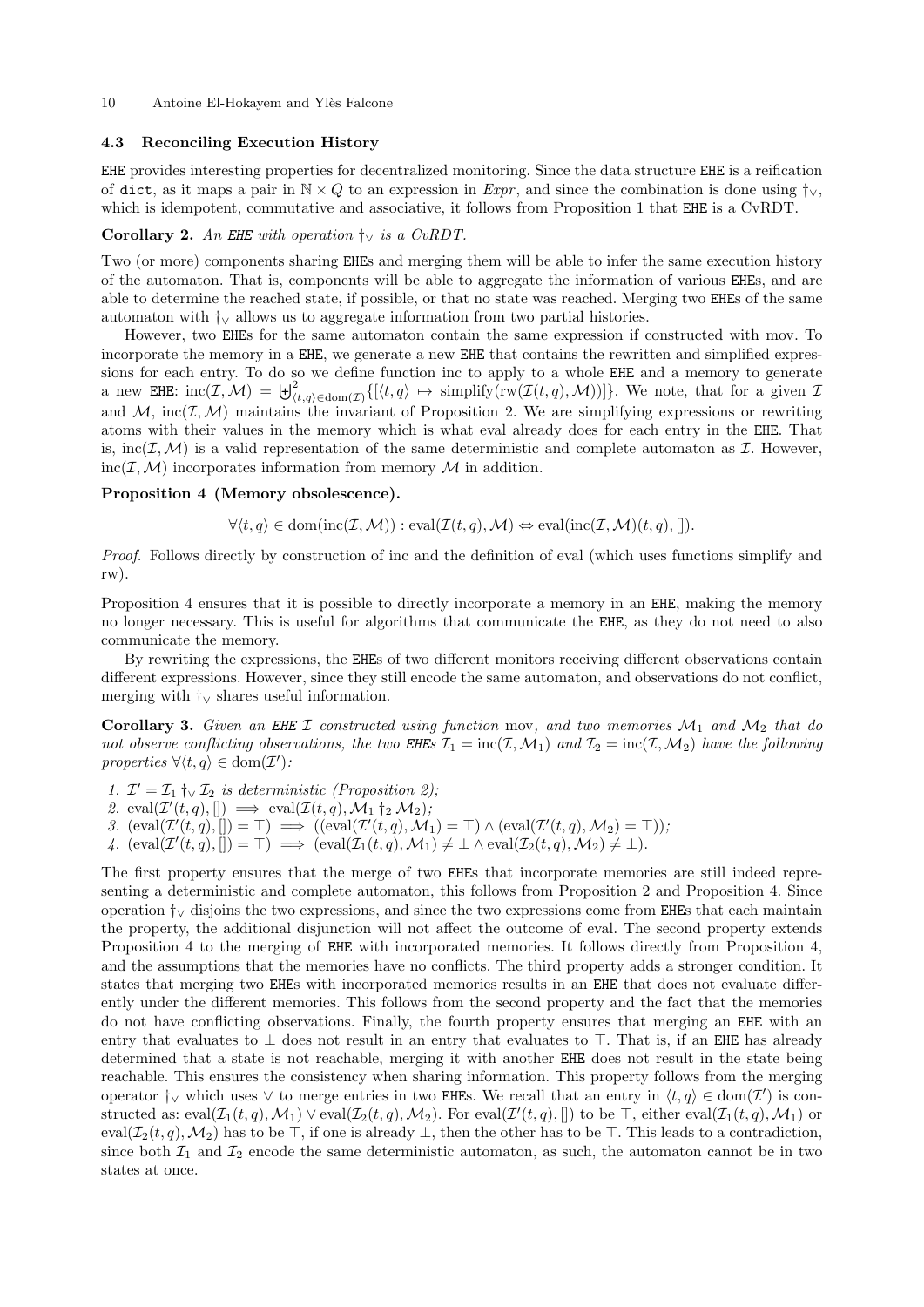### 4.3 Reconciling Execution History

EHE provides interesting properties for decentralized monitoring. Since the data structure EHE is a reification of dict, as it maps a pair in $\mathbb{N} \times Q$ to an expression in $Expr$, and since the combination is done using $\dagger_\vee$, which is idempotent, commutative and associative, it follows from Proposition 1 that EHE is a CvRDT.

**Corollary 2.** *An EHE with operation $\dagger_\vee$ is a CvRDT.*

Two (or more) components sharing EHEs and merging them will be able to infer the same execution history of the automaton. That is, components will be able to aggregate the information of various EHEs, and are able to determine the reached state, if possible, or that no state was reached. Merging two EHEs of the same automaton with $\dagger_\vee$ allows us to aggregate information from two partial histories.

However, two EHEs for the same automaton contain the same expression if constructed with mov. To incorporate the memory in a EHE, we generate a new EHE that contains the rewritten and simplified expressions for each entry. To do so we define function inc to apply to a whole EHE and a memory to generate a new EHE: $\mathrm{inc}(\mathcal{I}, \mathcal{M}) = \biguplus^2_{\langle t,q\rangle \in \mathrm{dom}(\mathcal{I})}\{[\langle t, q\rangle \mapsto \mathrm{simplify}(\mathrm{rw}(\mathcal{I}(t, q), \mathcal{M}))]\}$. We note, that for a given $\mathcal{I}$ and $\mathcal{M}$, $\mathrm{inc}(\mathcal{I}, \mathcal{M})$ maintains the invariant of Proposition 2. We are simplifying expressions or rewriting atoms with their values in the memory which is what eval already does for each entry in the EHE. That is, $\mathrm{inc}(\mathcal{I}, \mathcal{M})$ is a valid representation of the same deterministic and complete automaton as $\mathcal{I}$. However, $\mathrm{inc}(\mathcal{I}, \mathcal{M})$ incorporates information from memory $\mathcal{M}$ in addition.

**Proposition 4 (Memory obsolescence).**

$$\forall \langle t, q\rangle \in \mathrm{dom}(\mathrm{inc}(\mathcal{I}, \mathcal{M})) : \mathrm{eval}(\mathcal{I}(t, q), \mathcal{M}) \Leftrightarrow \mathrm{eval}(\mathrm{inc}(\mathcal{I}, \mathcal{M})(t, q), []).$$

*Proof.* Follows directly by construction of inc and the definition of eval (which uses functions simplify and rw).

Proposition 4 ensures that it is possible to directly incorporate a memory in an EHE, making the memory no longer necessary. This is useful for algorithms that communicate the EHE, as they do not need to also communicate the memory.

By rewriting the expressions, the EHEs of two different monitors receiving different observations contain different expressions. However, since they still encode the same automaton, and observations do not conflict, merging with $\dagger_\vee$ shares useful information.

**Corollary 3.** *Given an EHE $\mathcal{I}$ constructed using function* mov*, and two memories $\mathcal{M}_1$ and $\mathcal{M}_2$ that do not observe conflicting observations, the two EHEs $\mathcal{I}_1 = \mathrm{inc}(\mathcal{I}, \mathcal{M}_1)$ and $\mathcal{I}_2 = \mathrm{inc}(\mathcal{I}, \mathcal{M}_2)$ have the following properties $\forall \langle t, q\rangle \in \mathrm{dom}(\mathcal{I}')$:*

1. *$\mathcal{I}' = \mathcal{I}_1 \dagger_\vee \mathcal{I}_2$ is deterministic (Proposition 2);*
2. *$\mathrm{eval}(\mathcal{I}'(t, q), []) \implies \mathrm{eval}(\mathcal{I}(t, q), \mathcal{M}_1 \dagger_2 \mathcal{M}_2)$;*
3. *$(\mathrm{eval}(\mathcal{I}'(t, q), []) = \top) \implies ((\mathrm{eval}(\mathcal{I}'(t, q), \mathcal{M}_1) = \top) \wedge (\mathrm{eval}(\mathcal{I}'(t, q), \mathcal{M}_2) = \top))$;*
4. *$(\mathrm{eval}(\mathcal{I}'(t, q), []) = \top) \implies (\mathrm{eval}(\mathcal{I}_1(t, q), \mathcal{M}_1) \neq \bot \wedge \mathrm{eval}(\mathcal{I}_2(t, q), \mathcal{M}_2) \neq \bot)$.*

The first property ensures that the merge of two EHEs that incorporate memories are still indeed representing a deterministic and complete automaton, this follows from Proposition 2 and Proposition 4. Since operation $\dagger_\vee$ disjoins the two expressions, and since the two expressions come from EHEs that each maintain the property, the additional disjunction will not affect the outcome of eval. The second property extends Proposition 4 to the merging of EHE with incorporated memories. It follows directly from Proposition 4, and the assumptions that the memories have no conflicts. The third property adds a stronger condition. It states that merging two EHEs with incorporated memories results in an EHE that does not evaluate differently under the different memories. This follows from the second property and the fact that the memories do not have conflicting observations. Finally, the fourth property ensures that merging an EHE with an entry that evaluates to $\bot$ does not result in an entry that evaluates to $\top$. That is, if an EHE has already determined that a state is not reachable, merging it with another EHE does not result in the state being reachable. This ensures the consistency when sharing information. This property follows from the merging operator $\dagger_\vee$ which uses $\vee$ to merge entries in two EHEs. We recall that an entry in $\langle t, q\rangle \in \mathrm{dom}(\mathcal{I}')$ is constructed as: $\mathrm{eval}(\mathcal{I}_1(t, q), \mathcal{M}_1) \vee \mathrm{eval}(\mathcal{I}_2(t, q), \mathcal{M}_2)$. For $\mathrm{eval}(\mathcal{I}'(t, q), [])$ to be $\top$, either $\mathrm{eval}(\mathcal{I}_1(t, q), \mathcal{M}_1)$ or $\mathrm{eval}(\mathcal{I}_2(t, q), \mathcal{M}_2)$ has to be $\top$, if one is already $\bot$, then the other has to be $\top$. This leads to a contradiction, since both $\mathcal{I}_1$ and $\mathcal{I}_2$ encode the same deterministic automaton, as such, the automaton cannot be in two states at once.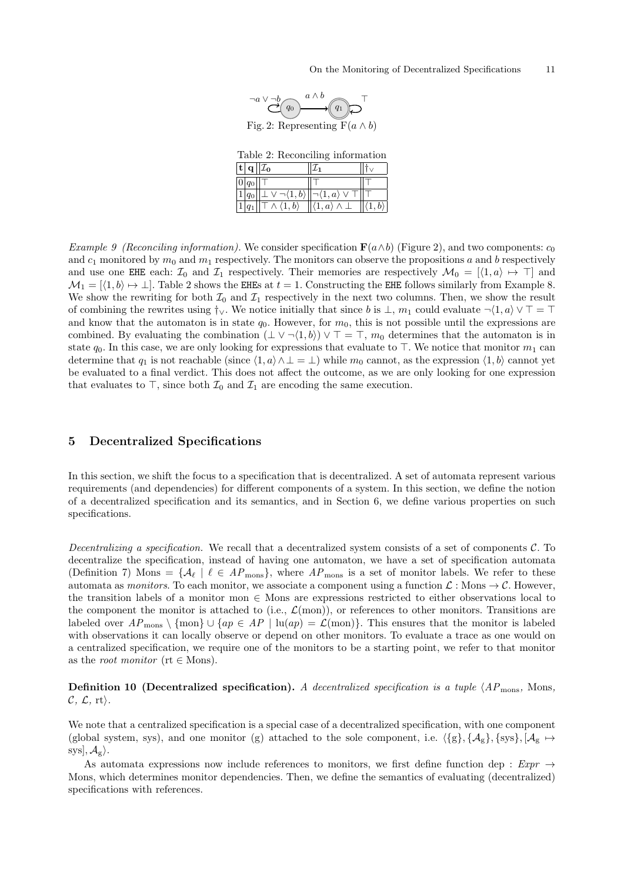Fig. 2: Representing $\mathrm{F}(a \wedge b)$

Table 2: Reconciling information

| t | q | $\mathcal{I}_0$ | $\mathcal{I}_1$ | $\dagger_\vee$ |
|---|---|---|---|---|
| 0 | $q_0$ | $\top$ | $\top$ | $\top$ |
| 1 | $q_0$ | $\bot \vee \neg\langle 1, b\rangle$ | $\neg\langle 1, a\rangle \vee \top$ | $\top$ |
| 1 | $q_1$ | $\top \wedge \langle 1, b\rangle$ | $\langle 1, a\rangle \wedge \bot$ | $\langle 1, b\rangle$ |

*Example 9 (Reconciling information).* We consider specification $\mathbf{F}(a \wedge b)$ (Figure 2), and two components: $c_0$ and $c_1$ monitored by $m_0$ and $m_1$ respectively. The monitors can observe the propositions $a$ and $b$ respectively and use one EHE each: $\mathcal{I}_0$ and $\mathcal{I}_1$ respectively. Their memories are respectively $\mathcal{M}_0 = [\langle 1, a\rangle \mapsto \top]$ and $\mathcal{M}_1 = [\langle 1, b\rangle \mapsto \bot]$. Table 2 shows the EHEs at $t = 1$. Constructing the EHE follows similarly from Example 8. We show the rewriting for both $\mathcal{I}_0$ and $\mathcal{I}_1$ respectively in the next two columns. Then, we show the result of combining the rewrites using $\dagger_\vee$. We notice initially that since $b$ is $\bot$, $m_1$ could evaluate $\neg\langle 1, a\rangle \vee \top = \top$ and know that the automaton is in state $q_0$. However, for $m_0$, this is not possible until the expressions are combined. By evaluating the combination $(\bot \vee \neg\langle 1, b\rangle) \vee \top = \top$, $m_0$ determines that the automaton is in state $q_0$. In this case, we are only looking for expressions that evaluate to $\top$. We notice that monitor $m_1$ can determine that $q_1$ is not reachable (since $\langle 1, a\rangle \wedge \bot = \bot$) while $m_0$ cannot, as the expression $\langle 1, b\rangle$ cannot yet be evaluated to a final verdict. This does not affect the outcome, as we are only looking for one expression that evaluates to $\top$, since both $\mathcal{I}_0$ and $\mathcal{I}_1$ are encoding the same execution.

## 5 Decentralized Specifications

In this section, we shift the focus to a specification that is decentralized. A set of automata represent various requirements (and dependencies) for different components of a system. In this section, we define the notion of a decentralized specification and its semantics, and in Section 6, we define various properties on such specifications.

*Decentralizing a specification.* We recall that a decentralized system consists of a set of components $\mathcal{C}$. To decentralize the specification, instead of having one automaton, we have a set of specification automata (Definition 7) $\mathrm{Mons} = \{\mathcal{A}_\ell \mid \ell \in AP_{\mathrm{mons}}\}$, where $AP_{\mathrm{mons}}$ is a set of monitor labels. We refer to these automata as *monitors*. To each monitor, we associate a component using a function $\mathcal{L} : \mathrm{Mons} \to \mathcal{C}$. However, the transition labels of a monitor mon $\in$ Mons are expressions restricted to either observations local to the component the monitor is attached to (i.e., $\mathcal{L}(\mathrm{mon})$), or references to other monitors. Transitions are labeled over $AP_{\mathrm{mons}} \setminus \{\mathrm{mon}\} \cup \{ap \in AP \mid \mathrm{lu}(ap) = \mathcal{L}(\mathrm{mon})\}$. This ensures that the monitor is labeled with observations it can locally observe or depend on other monitors. To evaluate a trace as one would on a centralized specification, we require one of the monitors to be a starting point, we refer to that monitor as the *root monitor* ($\mathrm{rt} \in \mathrm{Mons}$).

**Definition 10 (Decentralized specification).** *A decentralized specification is a tuple* $\langle AP_{\mathrm{mons}}, \mathrm{Mons}, \mathcal{C}, \mathcal{L}, \mathrm{rt}\rangle$.

We note that a centralized specification is a special case of a decentralized specification, with one component (global system, sys), and one monitor (g) attached to the sole component, i.e. $\langle \{\mathrm{g}\}, \{\mathcal{A}_\mathrm{g}\}, \{\mathrm{sys}\}, [\mathcal{A}_\mathrm{g} \mapsto \mathrm{sys}], \mathcal{A}_\mathrm{g}\rangle$.

As automata expressions now include references to monitors, we first define function dep : $Expr \to \mathrm{Mons}$, which determines monitor dependencies. Then, we define the semantics of evaluating (decentralized) specifications with references.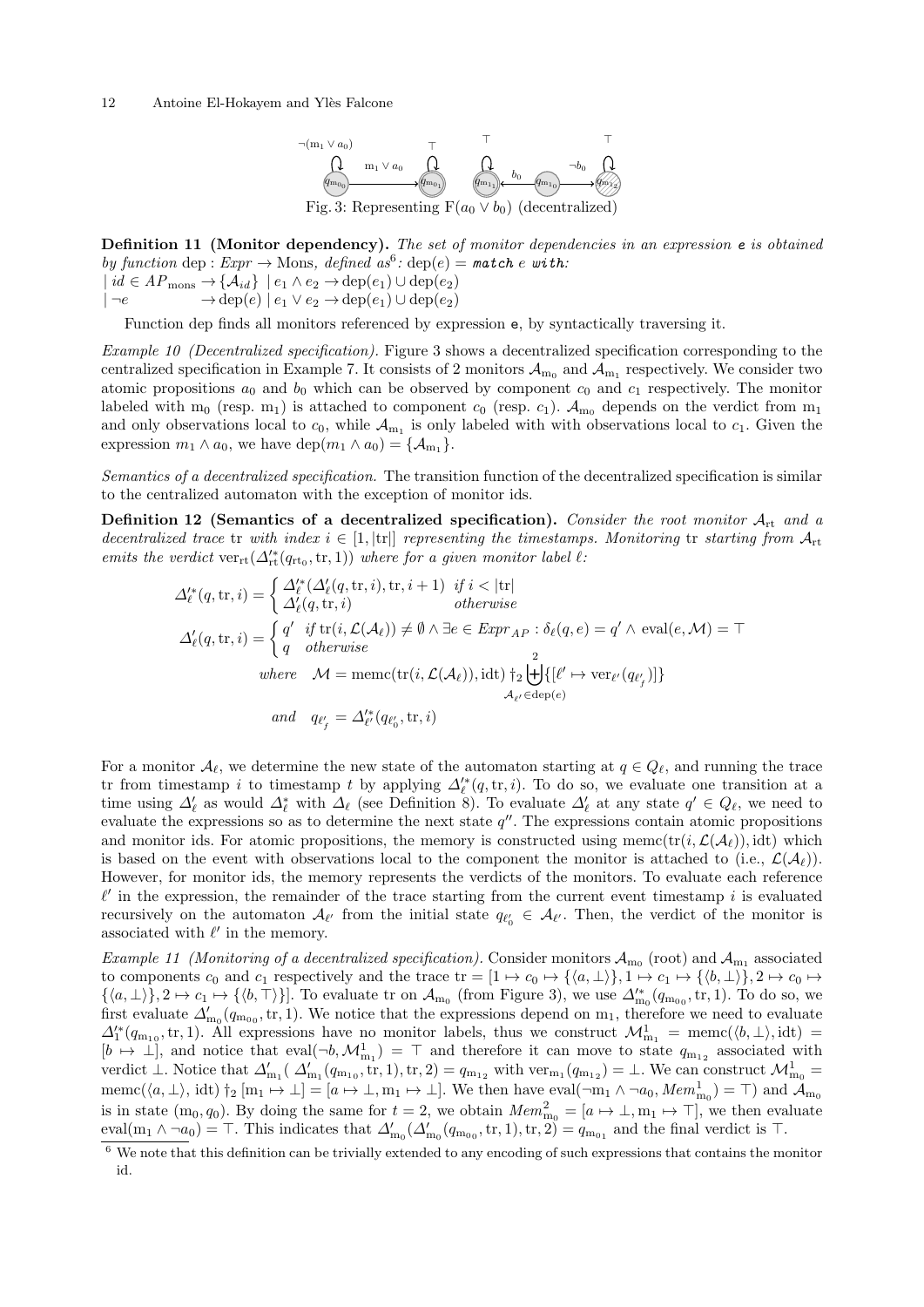Fig. 3: Representing $\mathrm{F}(a_0 \vee b_0)$ (decentralized)

**Definition 11 (Monitor dependency).** *The set of monitor dependencies in an expression* e *is obtained by function* $\mathrm{dep} : \mathit{Expr} \rightarrow \mathrm{Mons}$*, defined as*[6]*:* $\mathrm{dep}(e) =$ ***match*** $e$ ***with:***

$| \ id \in AP_{\mathrm{mons}} \rightarrow \{\mathcal{A}_{id}\} \ | \ e_1 \wedge e_2 \rightarrow \mathrm{dep}(e_1) \cup \mathrm{dep}(e_2)$

$| \ \neg e \qquad\qquad \rightarrow \mathrm{dep}(e) \ | \ e_1 \vee e_2 \rightarrow \mathrm{dep}(e_1) \cup \mathrm{dep}(e_2)$

Function dep finds all monitors referenced by expression e, by syntactically traversing it.

*Example 10 (Decentralized specification).* Figure 3 shows a decentralized specification corresponding to the centralized specification in Example 7. It consists of 2 monitors $\mathcal{A}_{\mathrm{m}_0}$ and $\mathcal{A}_{\mathrm{m}_1}$ respectively. We consider two atomic propositions $a_0$ and $b_0$ which can be observed by component $c_0$ and $c_1$ respectively. The monitor labeled with $\mathrm{m}_0$ (resp. $\mathrm{m}_1$) is attached to component $c_0$ (resp. $c_1$). $\mathcal{A}_{\mathrm{m}_0}$ depends on the verdict from $\mathrm{m}_1$ and only observations local to $c_0$, while $\mathcal{A}_{\mathrm{m}_1}$ is only labeled with with observations local to $c_1$. Given the expression $m_1 \wedge a_0$, we have $\mathrm{dep}(m_1 \wedge a_0) = \{\mathcal{A}_{\mathrm{m}_1}\}$.

*Semantics of a decentralized specification.* The transition function of the decentralized specification is similar to the centralized automaton with the exception of monitor ids.

**Definition 12 (Semantics of a decentralized specification).** *Consider the root monitor* $\mathcal{A}_{\mathrm{rt}}$ *and a decentralized trace* $\mathrm{tr}$ *with index* $i \in [1, |\mathrm{tr}|]$ *representing the timestamps. Monitoring* $\mathrm{tr}$ *starting from* $\mathcal{A}_{\mathrm{rt}}$ *emits the verdict* $\mathrm{ver}_{\mathrm{rt}}(\Delta'^{*}_{\mathrm{rt}}(q_{\mathrm{rt}_0}, \mathrm{tr}, 1))$ *where for a given monitor label* $\ell$*:*

$$\Delta'^{*}_{\ell}(q, \mathrm{tr}, i) = \begin{cases} \Delta'^{*}_{\ell}(\Delta'_{\ell}(q, \mathrm{tr}, i), \mathrm{tr}, i+1) & \text{if } i < |\mathrm{tr}| \\ \Delta'_{\ell}(q, \mathrm{tr}, i) & \text{otherwise} \end{cases}$$

$$\Delta'_{\ell}(q, \mathrm{tr}, i) = \begin{cases} q' & \text{if } \mathrm{tr}(i, \mathcal{L}(\mathcal{A}_{\ell})) \neq \emptyset \wedge \exists e \in \mathit{Expr}_{AP} : \delta_{\ell}(q, e) = q' \wedge \mathrm{eval}(e, \mathcal{M}) = \top \\ q & \text{otherwise} \end{cases}$$

$$\text{where} \quad \mathcal{M} = \mathrm{memc}(\mathrm{tr}(i, \mathcal{L}(\mathcal{A}_{\ell})), \mathrm{idt}) \dagger_2 \biguplus^{2}_{\mathcal{A}_{\ell'} \in \mathrm{dep}(e)} \{[\ell' \mapsto \mathrm{ver}_{\ell'}(q_{\ell'_f})]\}$$

$$\text{and} \quad q_{\ell'_f} = \Delta'^{*}_{\ell'}(q_{\ell'_0}, \mathrm{tr}, i)$$

For a monitor $\mathcal{A}_{\ell}$, we determine the new state of the automaton starting at $q \in Q_{\ell}$, and running the trace tr from timestamp $i$ to timestamp $t$ by applying $\Delta'^{*}_{\ell}(q, \mathrm{tr}, i)$. To do so, we evaluate one transition at a time using $\Delta'_{\ell}$ as would $\Delta^{*}_{\ell}$ with $\Delta_{\ell}$ (see Definition 8). To evaluate $\Delta'_{\ell}$ at any state $q' \in Q_{\ell}$, we need to evaluate the expressions so as to determine the next state $q''$. The expressions contain atomic propositions and monitor ids. For atomic propositions, the memory is constructed using $\mathrm{memc}(\mathrm{tr}(i, \mathcal{L}(\mathcal{A}_{\ell})), \mathrm{idt})$ which is based on the event with observations local to the component the monitor is attached to (i.e., $\mathcal{L}(\mathcal{A}_{\ell})$). However, for monitor ids, the memory represents the verdicts of the monitors. To evaluate each reference $\ell'$ in the expression, the remainder of the trace starting from the current event timestamp $i$ is evaluated recursively on the automaton $\mathcal{A}_{\ell'}$ from the initial state $q_{\ell'_0} \in \mathcal{A}_{\ell'}$. Then, the verdict of the monitor is associated with $\ell'$ in the memory.

*Example 11 (Monitoring of a decentralized specification).* Consider monitors $\mathcal{A}_{\mathrm{m}_0}$ (root) and $\mathcal{A}_{\mathrm{m}_1}$ associated to components $c_0$ and $c_1$ respectively and the trace $\mathrm{tr} = [1 \mapsto c_0 \mapsto \{\langle a, \bot\rangle\}, 1 \mapsto c_1 \mapsto \{\langle b, \bot\rangle\}, 2 \mapsto c_0 \mapsto \{\langle a, \bot\rangle\}, 2 \mapsto c_1 \mapsto \{\langle b, \top\rangle\}]$. To evaluate tr on $\mathcal{A}_{\mathrm{m}_0}$ (from Figure 3), we use $\Delta'^{*}_{\mathrm{m}_0}(q_{\mathrm{m}_{00}}, \mathrm{tr}, 1)$. To do so, we first evaluate $\Delta'_{\mathrm{m}_0}(q_{\mathrm{m}_{00}}, \mathrm{tr}, 1)$. We notice that the expressions depend on $\mathrm{m}_1$, therefore we need to evaluate $\Delta'^{*}_{1}(q_{\mathrm{m}_{10}}, \mathrm{tr}, 1)$. All expressions have no monitor labels, thus we construct $\mathcal{M}^1_{\mathrm{m}_1} = \mathrm{memc}(\langle b, \bot\rangle, \mathrm{idt}) = [b \mapsto \bot]$, and notice that $\mathrm{eval}(\neg b, \mathcal{M}^1_{\mathrm{m}_1}) = \top$ and therefore it can move to state $q_{\mathrm{m}_{12}}$ associated with verdict $\bot$. Notice that $\Delta'_{\mathrm{m}_1}(\Delta'_{\mathrm{m}_1}(q_{\mathrm{m}_{10}}, \mathrm{tr}, 1), \mathrm{tr}, 2) = q_{\mathrm{m}_{12}}$ with $\mathrm{ver}_{\mathrm{m}_1}(q_{\mathrm{m}_{12}}) = \bot$. We can construct $\mathcal{M}^1_{\mathrm{m}_0} = \mathrm{memc}(\langle a, \bot\rangle, \mathrm{idt}) \dagger_2 [\mathrm{m}_1 \mapsto \bot] = [a \mapsto \bot, \mathrm{m}_1 \mapsto \bot]$. We then have $\mathrm{eval}(\neg \mathrm{m}_1 \wedge \neg a_0, \mathit{Mem}^1_{\mathrm{m}_0}) = \top)$ and $\mathcal{A}_{\mathrm{m}_0}$ is in state $(\mathrm{m}_0, q_0)$. By doing the same for $t = 2$, we obtain $\mathit{Mem}^2_{\mathrm{m}_0} = [a \mapsto \bot, \mathrm{m}_1 \mapsto \top]$, we then evaluate $\mathrm{eval}(\mathrm{m}_1 \wedge \neg a_0) = \top$. This indicates that $\Delta'_{\mathrm{m}_0}(\Delta'_{\mathrm{m}_0}(q_{\mathrm{m}_{00}}, \mathrm{tr}, 1), \mathrm{tr}, 2) = q_{\mathrm{m}_{01}}$ and the final verdict is $\top$.

---

[6] We note that this definition can be trivially extended to any encoding of such expressions that contains the monitor id.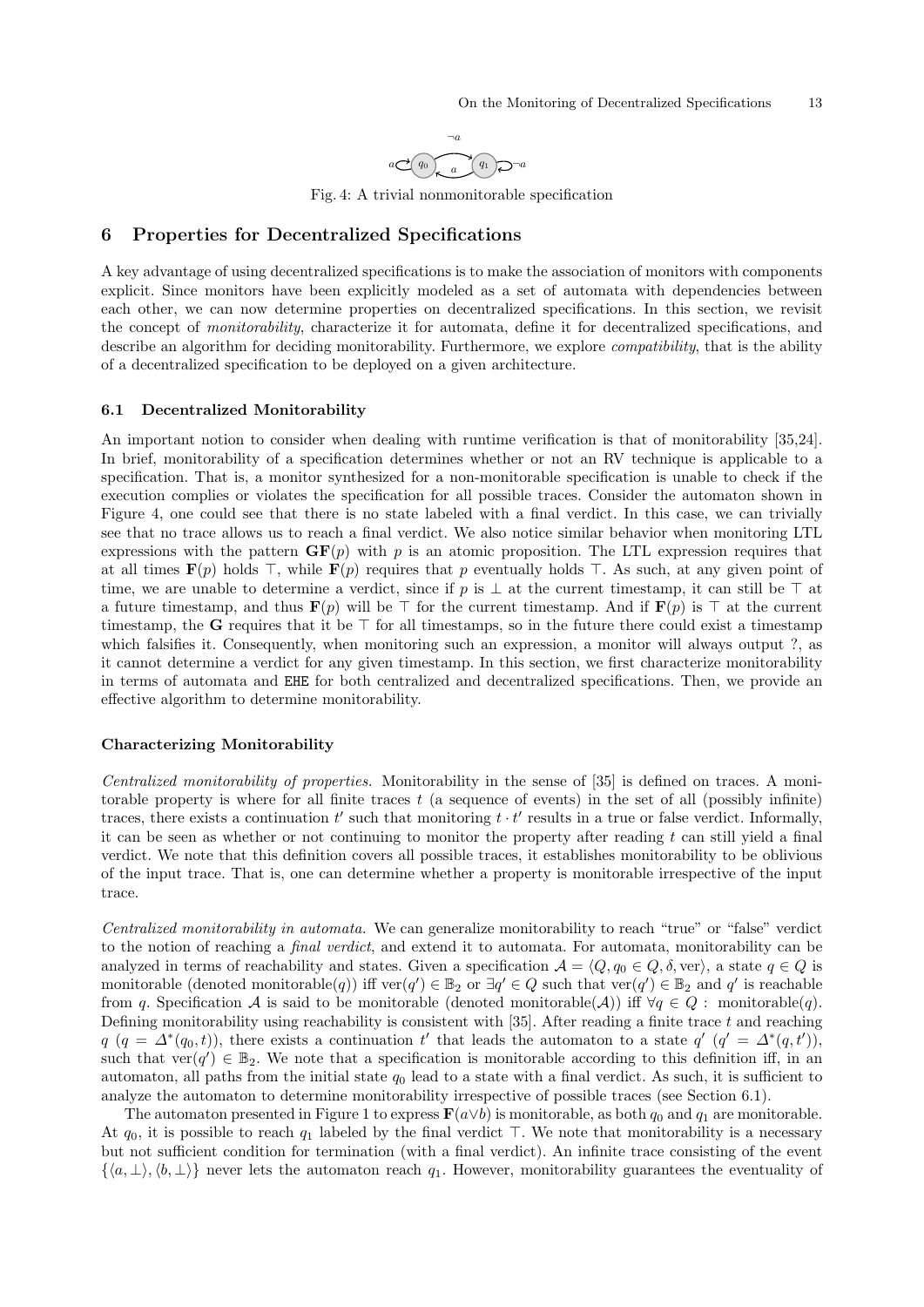Fig. 4: A trivial nonmonitorable specification

## 6 Properties for Decentralized Specifications

A key advantage of using decentralized specifications is to make the association of monitors with components explicit. Since monitors have been explicitly modeled as a set of automata with dependencies between each other, we can now determine properties on decentralized specifications. In this section, we revisit the concept of *monitorability*, characterize it for automata, define it for decentralized specifications, and describe an algorithm for deciding monitorability. Furthermore, we explore *compatibility*, that is the ability of a decentralized specification to be deployed on a given architecture.

### 6.1 Decentralized Monitorability

An important notion to consider when dealing with runtime verification is that of monitorability [35,24]. In brief, monitorability of a specification determines whether or not an RV technique is applicable to a specification. That is, a monitor synthesized for a non-monitorable specification is unable to check if the execution complies or violates the specification for all possible traces. Consider the automaton shown in Figure 4, one could see that there is no state labeled with a final verdict. In this case, we can trivially see that no trace allows us to reach a final verdict. We also notice similar behavior when monitoring LTL expressions with the pattern $\mathbf{GF}(p)$ with $p$ is an atomic proposition. The LTL expression requires that at all times $\mathbf{F}(p)$ holds $\top$, while $\mathbf{F}(p)$ requires that $p$ eventually holds $\top$. As such, at any given point of time, we are unable to determine a verdict, since if $p$ is $\bot$ at the current timestamp, it can still be $\top$ at a future timestamp, and thus $\mathbf{F}(p)$ will be $\top$ for the current timestamp. And if $\mathbf{F}(p)$ is $\top$ at the current timestamp, the $\mathbf{G}$ requires that it be $\top$ for all timestamps, so in the future there could exist a timestamp which falsifies it. Consequently, when monitoring such an expression, a monitor will always output ?, as it cannot determine a verdict for any given timestamp. In this section, we first characterize monitorability in terms of automata and EHE for both centralized and decentralized specifications. Then, we provide an effective algorithm to determine monitorability.

#### Characterizing Monitorability

*Centralized monitorability of properties.* Monitorability in the sense of [35] is defined on traces. A monitorable property is where for all finite traces $t$ (a sequence of events) in the set of all (possibly infinite) traces, there exists a continuation $t'$ such that monitoring $t \cdot t'$ results in a true or false verdict. Informally, it can be seen as whether or not continuing to monitor the property after reading $t$ can still yield a final verdict. We note that this definition covers all possible traces, it establishes monitorability to be oblivious of the input trace. That is, one can determine whether a property is monitorable irrespective of the input trace.

*Centralized monitorability in automata.* We can generalize monitorability to reach "true" or "false" verdict to the notion of reaching a *final verdict*, and extend it to automata. For automata, monitorability can be analyzed in terms of reachability and states. Given a specification $\mathcal{A} = \langle Q, q_0 \in Q, \delta, \text{ver} \rangle$, a state $q \in Q$ is monitorable (denoted monitorable($q$)) iff $\text{ver}(q') \in \mathbb{B}_2$ or $\exists q' \in Q$ such that $\text{ver}(q') \in \mathbb{B}_2$ and $q'$ is reachable from $q$. Specification $\mathcal{A}$ is said to be monitorable (denoted monitorable($\mathcal{A}$)) iff $\forall q \in Q :$ monitorable($q$). Defining monitorability using reachability is consistent with [35]. After reading a finite trace $t$ and reaching $q$ ($q = \Delta^*(q_0, t)$), there exists a continuation $t'$ that leads the automaton to a state $q'$ ($q' = \Delta^*(q, t')$), such that $\text{ver}(q') \in \mathbb{B}_2$. We note that a specification is monitorable according to this definition iff, in an automaton, all paths from the initial state $q_0$ lead to a state with a final verdict. As such, it is sufficient to analyze the automaton to determine monitorability irrespective of possible traces (see Section 6.1).

The automaton presented in Figure 1 to express $\mathbf{F}(a \vee b)$ is monitorable, as both $q_0$ and $q_1$ are monitorable. At $q_0$, it is possible to reach $q_1$ labeled by the final verdict $\top$. We note that monitorability is a necessary but not sufficient condition for termination (with a final verdict). An infinite trace consisting of the event $\{\langle a, \bot \rangle, \langle b, \bot \rangle\}$ never lets the automaton reach $q_1$. However, monitorability guarantees the eventuality of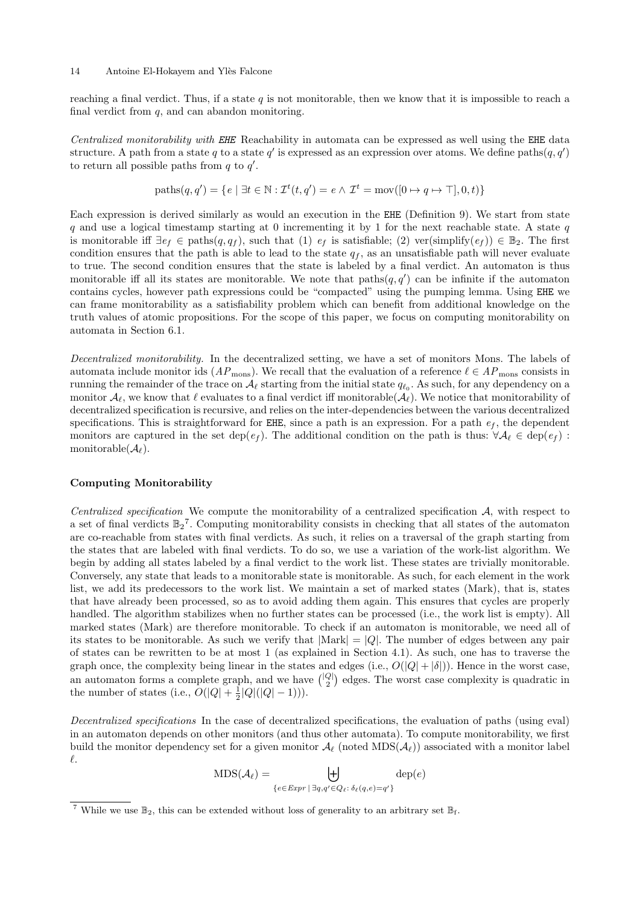reaching a final verdict. Thus, if a state $q$ is not monitorable, then we know that it is impossible to reach a final verdict from $q$, and can abandon monitoring.

*Centralized monitorability with* **EHE** Reachability in automata can be expressed as well using the EHE data structure. A path from a state $q$ to a state $q'$ is expressed as an expression over atoms. We define paths$(q, q')$ to return all possible paths from $q$ to $q'$.

$$\text{paths}(q, q') = \{ e \mid \exists t \in \mathbb{N} : \mathcal{I}^t(t, q') = e \wedge \mathcal{I}^t = \text{mov}([0 \mapsto q \mapsto \top], 0, t) \}$$

Each expression is derived similarly as would an execution in the EHE (Definition 9). We start from state $q$ and use a logical timestamp starting at 0 incrementing it by 1 for the next reachable state. A state $q$ is monitorable iff $\exists e_f \in \text{paths}(q, q_f)$, such that (1) $e_f$ is satisfiable; (2) $\text{ver}(\text{simplify}(e_f)) \in \mathbb{B}_2$. The first condition ensures that the path is able to lead to the state $q_f$, as an unsatisfiable path will never evaluate to true. The second condition ensures that the state is labeled by a final verdict. An automaton is thus monitorable iff all its states are monitorable. We note that paths$(q, q')$ can be infinite if the automaton contains cycles, however path expressions could be "compacted" using the pumping lemma. Using EHE we can frame monitorability as a satisfiability problem which can benefit from additional knowledge on the truth values of atomic propositions. For the scope of this paper, we focus on computing monitorability on automata in Section 6.1.

*Decentralized monitorability.* In the decentralized setting, we have a set of monitors Mons. The labels of automata include monitor ids ($AP_{\text{mons}}$). We recall that the evaluation of a reference $\ell \in AP_{\text{mons}}$ consists in running the remainder of the trace on $\mathcal{A}_\ell$ starting from the initial state $q_{\ell_0}$. As such, for any dependency on a monitor $\mathcal{A}_\ell$, we know that $\ell$ evaluates to a final verdict iff monitorable$(\mathcal{A}_\ell)$. We notice that monitorability of decentralized specification is recursive, and relies on the inter-dependencies between the various decentralized specifications. This is straightforward for EHE, since a path is an expression. For a path $e_f$, the dependent monitors are captured in the set dep$(e_f)$. The additional condition on the path is thus: $\forall \mathcal{A}_\ell \in \text{dep}(e_f)$ : monitorable$(\mathcal{A}_\ell)$.

**Computing Monitorability**

*Centralized specification* We compute the monitorability of a centralized specification $\mathcal{A}$, with respect to a set of final verdicts $\mathbb{B}_2$[7]. Computing monitorability consists in checking that all states of the automaton are co-reachable from states with final verdicts. As such, it relies on a traversal of the graph starting from the states that are labeled with final verdicts. To do so, we use a variation of the work-list algorithm. We begin by adding all states labeled by a final verdict to the work list. These states are trivially monitorable. Conversely, any state that leads to a monitorable state is monitorable. As such, for each element in the work list, we add its predecessors to the work list. We maintain a set of marked states (Mark), that is, states that have already been processed, so as to avoid adding them again. This ensures that cycles are properly handled. The algorithm stabilizes when no further states can be processed (i.e., the work list is empty). All marked states (Mark) are therefore monitorable. To check if an automaton is monitorable, we need all of its states to be monitorable. As such we verify that $|\text{Mark}| = |Q|$. The number of edges between any pair of states can be rewritten to be at most 1 (as explained in Section 4.1). As such, one has to traverse the graph once, the complexity being linear in the states and edges (i.e., $O(|Q| + |\delta|)$). Hence in the worst case, an automaton forms a complete graph, and we have $\binom{|Q|}{2}$ edges. The worst case complexity is quadratic in the number of states (i.e., $O(|Q| + \frac{1}{2}|Q|(|Q| - 1))$).

*Decentralized specifications* In the case of decentralized specifications, the evaluation of paths (using eval) in an automaton depends on other monitors (and thus other automata). To compute monitorability, we first build the monitor dependency set for a given monitor $\mathcal{A}_\ell$ (noted MDS$(\mathcal{A}_\ell)$) associated with a monitor label $\ell$.

$$\text{MDS}(\mathcal{A}_\ell) = \biguplus_{\{e \in Expr \mid \exists q, q' \in Q_\ell : \delta_\ell(q, e) = q'\}} \text{dep}(e)$$

[7] While we use $\mathbb{B}_2$, this can be extended without loss of generality to an arbitrary set $\mathbb{B}_f$.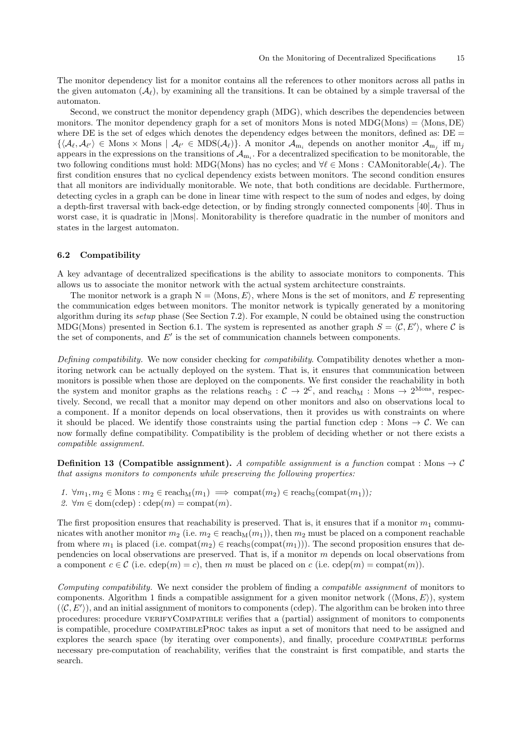The monitor dependency list for a monitor contains all the references to other monitors across all paths in the given automaton ($\mathcal{A}_\ell$), by examining all the transitions. It can be obtained by a simple traversal of the automaton.

Second, we construct the monitor dependency graph (MDG), which describes the dependencies between monitors. The monitor dependency graph for a set of monitors Mons is noted $\mathrm{MDG}(\mathrm{Mons}) = \langle \mathrm{Mons}, \mathrm{DE} \rangle$ where DE is the set of edges which denotes the dependency edges between the monitors, defined as: $\mathrm{DE} = \{\langle \mathcal{A}_\ell, \mathcal{A}_{\ell'} \rangle \in \mathrm{Mons} \times \mathrm{Mons} \mid \mathcal{A}_{\ell'} \in \mathrm{MDS}(\mathcal{A}_\ell)\}$. A monitor $\mathcal{A}_{\mathrm{m}_i}$ depends on another monitor $\mathcal{A}_{\mathrm{m}_j}$ iff $\mathrm{m}_j$ appears in the expressions on the transitions of $\mathcal{A}_{\mathrm{m}_i}$. For a decentralized specification to be monitorable, the two following conditions must hold: MDG(Mons) has no cycles; and $\forall \ell \in \mathrm{Mons} : \mathrm{CAMonitorable}(\mathcal{A}_\ell)$. The first condition ensures that no cyclical dependency exists between monitors. The second condition ensures that all monitors are individually monitorable. We note, that both conditions are decidable. Furthermore, detecting cycles in a graph can be done in linear time with respect to the sum of nodes and edges, by doing a depth-first traversal with back-edge detection, or by finding strongly connected components [40]. Thus in worst case, it is quadratic in |Mons|. Monitorability is therefore quadratic in the number of monitors and states in the largest automaton.

### 6.2 Compatibility

A key advantage of decentralized specifications is the ability to associate monitors to components. This allows us to associate the monitor network with the actual system architecture constraints.

The monitor network is a graph $\mathrm{N} = \langle \mathrm{Mons}, E \rangle$, where Mons is the set of monitors, and $E$ representing the communication edges between monitors. The monitor network is typically generated by a monitoring algorithm during its *setup* phase (See Section 7.2). For example, N could be obtained using the construction MDG(Mons) presented in Section 6.1. The system is represented as another graph $S = \langle \mathcal{C}, E' \rangle$, where $\mathcal{C}$ is the set of components, and $E'$ is the set of communication channels between components.

*Defining compatibility.* We now consider checking for *compatibility*. Compatibility denotes whether a monitoring network can be actually deployed on the system. That is, it ensures that communication between monitors is possible when those are deployed on the components. We first consider the reachability in both the system and monitor graphs as the relations $\mathrm{reach}_\mathrm{S} : \mathcal{C} \to 2^{\mathcal{C}}$, and $\mathrm{reach}_\mathrm{M} : \mathrm{Mons} \to 2^{\mathrm{Mons}}$, respectively. Second, we recall that a monitor may depend on other monitors and also on observations local to a component. If a monitor depends on local observations, then it provides us with constraints on where it should be placed. We identify those constraints using the partial function $\mathrm{cdep} : \mathrm{Mons} \to \mathcal{C}$. We can now formally define compatibility. Compatibility is the problem of deciding whether or not there exists a *compatible assignment*.

**Definition 13 (Compatible assignment).** *A compatible assignment is a function* $\mathrm{compat} : \mathrm{Mons} \to \mathcal{C}$ *that assigns monitors to components while preserving the following properties:*

1. $\forall m_1, m_2 \in \mathrm{Mons} : m_2 \in \mathrm{reach}_\mathrm{M}(m_1) \implies \mathrm{compat}(m_2) \in \mathrm{reach}_\mathrm{S}(\mathrm{compat}(m_1))$*;*
2. $\forall m \in \mathrm{dom}(\mathrm{cdep}) : \mathrm{cdep}(m) = \mathrm{compat}(m)$.

The first proposition ensures that reachability is preserved. That is, it ensures that if a monitor $m_1$ communicates with another monitor $m_2$ (i.e. $m_2 \in \mathrm{reach}_\mathrm{M}(m_1)$), then $m_2$ must be placed on a component reachable from where $m_1$ is placed (i.e. $\mathrm{compat}(m_2) \in \mathrm{reach}_\mathrm{S}(\mathrm{compat}(m_1))$). The second proposition ensures that dependencies on local observations are preserved. That is, if a monitor $m$ depends on local observations from a component $c \in \mathcal{C}$ (i.e. $\mathrm{cdep}(m) = c$), then $m$ must be placed on $c$ (i.e. $\mathrm{cdep}(m) = \mathrm{compat}(m)$).

*Computing compatibility.* We next consider the problem of finding a *compatible assignment* of monitors to components. Algorithm 1 finds a compatible assignment for a given monitor network ($\langle \mathrm{Mons}, E \rangle$), system ($\langle \mathcal{C}, E' \rangle$), and an initial assignment of monitors to components (cdep). The algorithm can be broken into three procedures: procedure verifyCompatible verifies that a (partial) assignment of monitors to components is compatible, procedure compatibleProc takes as input a set of monitors that need to be assigned and explores the search space (by iterating over components), and finally, procedure compatible performs necessary pre-computation of reachability, verifies that the constraint is first compatible, and starts the search.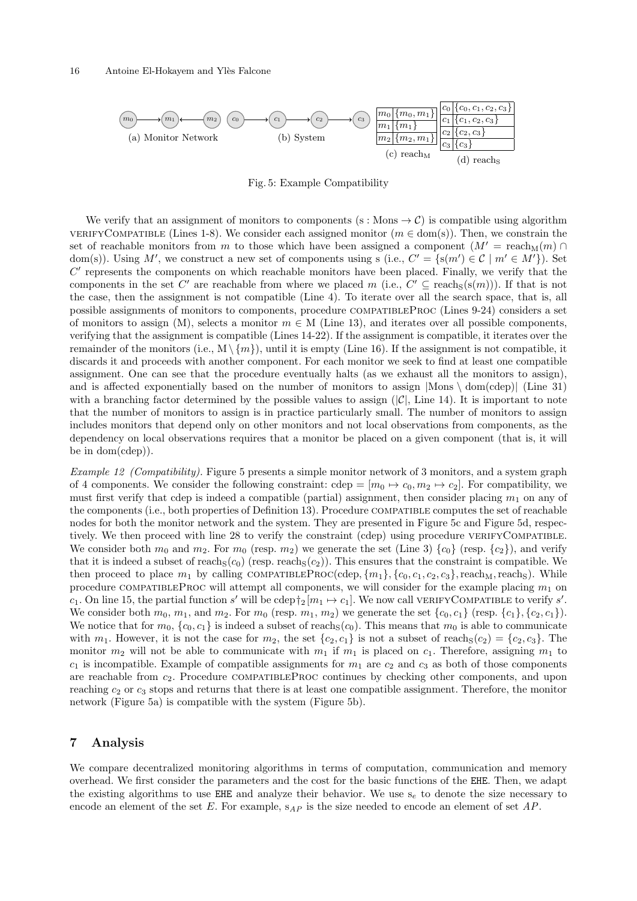(a) Monitor Network

(b) System

| | |
|---|---|
| $m_0$ | $\{m_0, m_1\}$ |
| $m_1$ | $\{m_1\}$ |
| $m_2$ | $\{m_2, m_1\}$ |

(c) $\text{reach}_\text{M}$

| | |
|---|---|
| $c_0$ | $\{c_0, c_1, c_2, c_3\}$ |
| $c_1$ | $\{c_1, c_2, c_3\}$ |
| $c_2$ | $\{c_2, c_3\}$ |
| $c_3$ | $\{c_3\}$ |

(d) $\text{reach}_\text{S}$

Fig. 5: Example Compatibility

We verify that an assignment of monitors to components ($\text{s} : \text{Mons} \to \mathcal{C}$) is compatible using algorithm verifyCompatible (Lines 1-8). We consider each assigned monitor ($m \in \text{dom}(\text{s})$). Then, we constrain the set of reachable monitors from $m$ to those which have been assigned a component ($M' = \text{reach}_\text{M}(m) \cap \text{dom}(\text{s})$). Using $M'$, we construct a new set of components using s (i.e., $C' = \{\text{s}(m') \in \mathcal{C} \mid m' \in M'\}$). Set $C'$ represents the components on which reachable monitors have been placed. Finally, we verify that the components in the set $C'$ are reachable from where we placed $m$ (i.e., $C' \subseteq \text{reach}_\text{S}(\text{s}(m))$). If that is not the case, then the assignment is not compatible (Line 4). To iterate over all the search space, that is, all possible assignments of monitors to components, procedure compatibleProc (Lines 9-24) considers a set of monitors to assign (M), selects a monitor $m \in \text{M}$ (Line 13), and iterates over all possible components, verifying that the assignment is compatible (Lines 14-22). If the assignment is compatible, it iterates over the remainder of the monitors (i.e., $\text{M} \setminus \{m\}$), until it is empty (Line 16). If the assignment is not compatible, it discards it and proceeds with another component. For each monitor we seek to find at least one compatible assignment. One can see that the procedure eventually halts (as we exhaust all the monitors to assign), and is affected exponentially based on the number of monitors to assign $|\text{Mons} \setminus \text{dom}(\text{cdep})|$ (Line 31) with a branching factor determined by the possible values to assign ($|\mathcal{C}|$, Line 14). It is important to note that the number of monitors to assign is in practice particularly small. The number of monitors to assign includes monitors that depend only on other monitors and not local observations from components, as the dependency on local observations requires that a monitor be placed on a given component (that is, it will be in dom(cdep)).

*Example 12 (Compatibility).* Figure 5 presents a simple monitor network of 3 monitors, and a system graph of 4 components. We consider the following constraint: $\text{cdep} = [m_0 \mapsto c_0, m_2 \mapsto c_2]$. For compatibility, we must first verify that cdep is indeed a compatible (partial) assignment, then consider placing $m_1$ on any of the components (i.e., both properties of Definition 13). Procedure compatible computes the set of reachable nodes for both the monitor network and the system. They are presented in Figure 5c and Figure 5d, respectively. We then proceed with line 28 to verify the constraint (cdep) using procedure verifyCompatible. We consider both $m_0$ and $m_2$. For $m_0$ (resp. $m_2$) we generate the set (Line 3) $\{c_0\}$ (resp. $\{c_2\}$), and verify that it is indeed a subset of $\text{reach}_\text{S}(c_0)$ (resp. $\text{reach}_\text{S}(c_2)$). This ensures that the constraint is compatible. We then proceed to place $m_1$ by calling $\text{compatibleProc}(\text{cdep}, \{m_1\}, \{c_0, c_1, c_2, c_3\}, \text{reach}_\text{M}, \text{reach}_\text{S})$. While procedure compatibleProc will attempt all components, we will consider for the example placing $m_1$ on $c_1$. On line 15, the partial function $s'$ will be $\text{cdep}\dagger_2[m_1 \mapsto c_1]$. We now call verifyCompatible to verify $s'$. We consider both $m_0$, $m_1$, and $m_2$. For $m_0$ (resp. $m_1$, $m_2$) we generate the set $\{c_0, c_1\}$ (resp. $\{c_1\}, \{c_2, c_1\}$). We notice that for $m_0$, $\{c_0, c_1\}$ is indeed a subset of $\text{reach}_\text{S}(c_0)$. This means that $m_0$ is able to communicate with $m_1$. However, it is not the case for $m_2$, the set $\{c_2, c_1\}$ is not a subset of $\text{reach}_\text{S}(c_2) = \{c_2, c_3\}$. The monitor $m_2$ will not be able to communicate with $m_1$ if $m_1$ is placed on $c_1$. Therefore, assigning $m_1$ to $c_1$ is incompatible. Example of compatible assignments for $m_1$ are $c_2$ and $c_3$ as both of those components are reachable from $c_2$. Procedure compatibleProc continues by checking other components, and upon reaching $c_2$ or $c_3$ stops and returns that there is at least one compatible assignment. Therefore, the monitor network (Figure 5a) is compatible with the system (Figure 5b).

## 7 Analysis

We compare decentralized monitoring algorithms in terms of computation, communication and memory overhead. We first consider the parameters and the cost for the basic functions of the EHE. Then, we adapt the existing algorithms to use EHE and analyze their behavior. We use $\text{s}_e$ to denote the size necessary to encode an element of the set $E$. For example, $\text{s}_{AP}$ is the size needed to encode an element of set $AP$.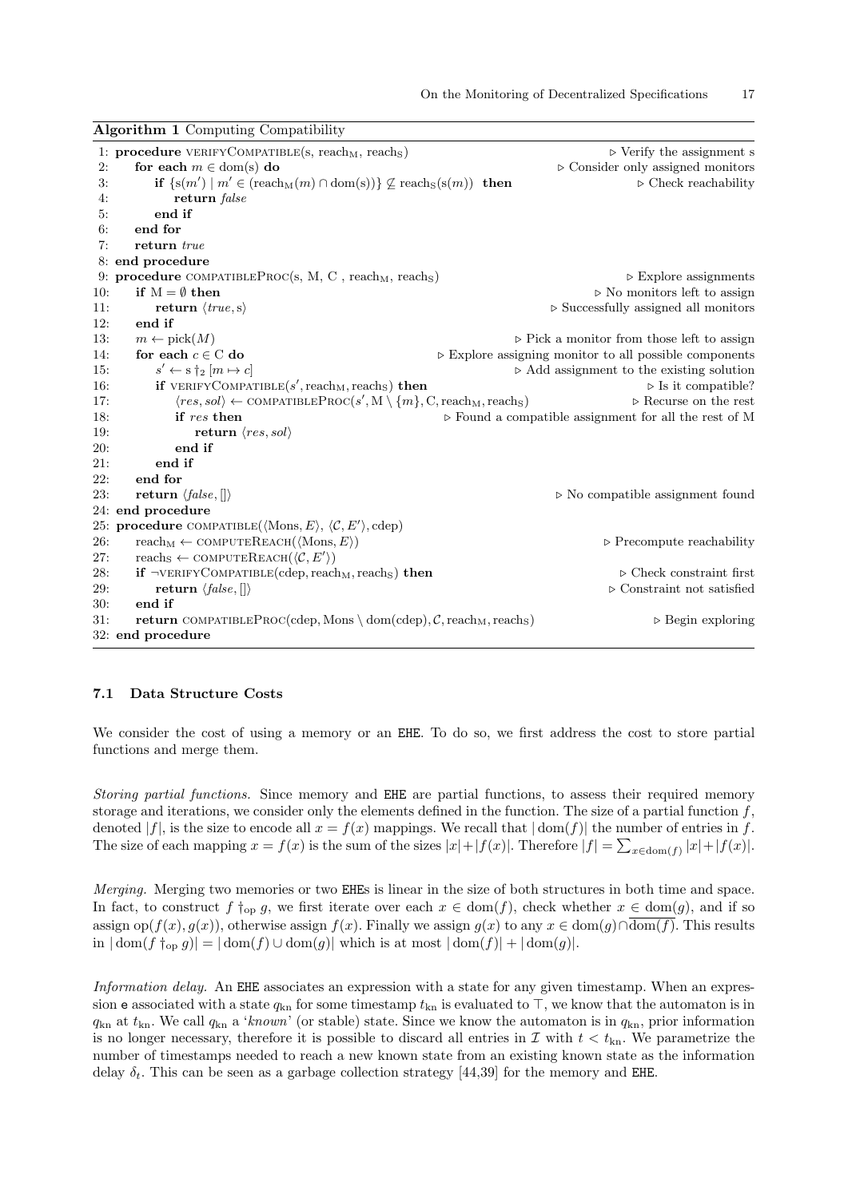**Algorithm 1** Computing Compatibility

```
 1: procedure VERIFYCOMPATIBLE(s, reach_M, reach_S)                         ▷ Verify the assignment s
 2:     for each m ∈ dom(s) do                                              ▷ Consider only assigned monitors
 3:         if {s(m′) | m′ ∈ (reach_M(m) ∩ dom(s))} ⊈ reach_S(s(m)) then    ▷ Check reachability
 4:             return false
 5:         end if
 6:     end for
 7:     return true
 8: end procedure
 9: procedure COMPATIBLEPROC(s, M, C , reach_M, reach_S)                    ▷ Explore assignments
10:     if M = ∅ then                                                       ▷ No monitors left to assign
11:         return ⟨true, s⟩                                                ▷ Successfully assigned all monitors
12:     end if
13:     m ← pick(M)                                                         ▷ Pick a monitor from those left to assign
14:     for each c ∈ C do                                    ▷ Explore assigning monitor to all possible components
15:         s′ ← s †_2 [m ↦ c]                                              ▷ Add assignment to the existing solution
16:         if VERIFYCOMPATIBLE(s′, reach_M, reach_S) then                  ▷ Is it compatible?
17:             ⟨res, sol⟩ ← COMPATIBLEPROC(s′, M \ {m}, C, reach_M, reach_S)   ▷ Recurse on the rest
18:             if res then                                  ▷ Found a compatible assignment for all the rest of M
19:                 return ⟨res, sol⟩
20:             end if
21:         end if
22:     end for
23:     return ⟨false, []⟩                                                  ▷ No compatible assignment found
24: end procedure
25: procedure COMPATIBLE(⟨Mons, E⟩, ⟨C, E′⟩, cdep)
26:     reach_M ← COMPUTEREACH(⟨Mons, E⟩)                                   ▷ Precompute reachability
27:     reach_S ← COMPUTEREACH(⟨C, E′⟩)
28:     if ¬VERIFYCOMPATIBLE(cdep, reach_M, reach_S) then                   ▷ Check constraint first
29:         return ⟨false, []⟩                                              ▷ Constraint not satisfied
30:     end if
31:     return COMPATIBLEPROC(cdep, Mons \ dom(cdep), C, reach_M, reach_S)  ▷ Begin exploring
32: end procedure
```

### 7.1 Data Structure Costs

We consider the cost of using a memory or an EHE. To do so, we first address the cost to store partial functions and merge them.

*Storing partial functions.* Since memory and EHE are partial functions, to assess their required memory storage and iterations, we consider only the elements defined in the function. The size of a partial function $f$, denoted $|f|$, is the size to encode all $x = f(x)$ mappings. We recall that $|\operatorname{dom}(f)|$ the number of entries in $f$. The size of each mapping $x = f(x)$ is the sum of the sizes $|x| + |f(x)|$. Therefore $|f| = \sum_{x \in \operatorname{dom}(f)} |x| + |f(x)|$.

*Merging.* Merging two memories or two EHEs is linear in the size of both structures in both time and space. In fact, to construct $f \dagger_{\text{op}} g$, we first iterate over each $x \in \operatorname{dom}(f)$, check whether $x \in \operatorname{dom}(g)$, and if so assign $\operatorname{op}(f(x), g(x))$, otherwise assign $f(x)$. Finally we assign $g(x)$ to any $x \in \operatorname{dom}(g) \cap \overline{\operatorname{dom}(f)}$. This results in $|\operatorname{dom}(f \dagger_{\text{op}} g)| = |\operatorname{dom}(f) \cup \operatorname{dom}(g)|$ which is at most $|\operatorname{dom}(f)| + |\operatorname{dom}(g)|$.

*Information delay.* An EHE associates an expression with a state for any given timestamp. When an expression e associated with a state $q_{\text{kn}}$ for some timestamp $t_{\text{kn}}$ is evaluated to $\top$, we know that the automaton is in $q_{\text{kn}}$ at $t_{\text{kn}}$. We call $q_{\text{kn}}$ a '*known*' (or stable) state. Since we know the automaton is in $q_{\text{kn}}$, prior information is no longer necessary, therefore it is possible to discard all entries in $\mathcal{I}$ with $t < t_{\text{kn}}$. We parametrize the number of timestamps needed to reach a new known state from an existing known state as the information delay $\delta_t$. This can be seen as a garbage collection strategy [44,39] for the memory and EHE.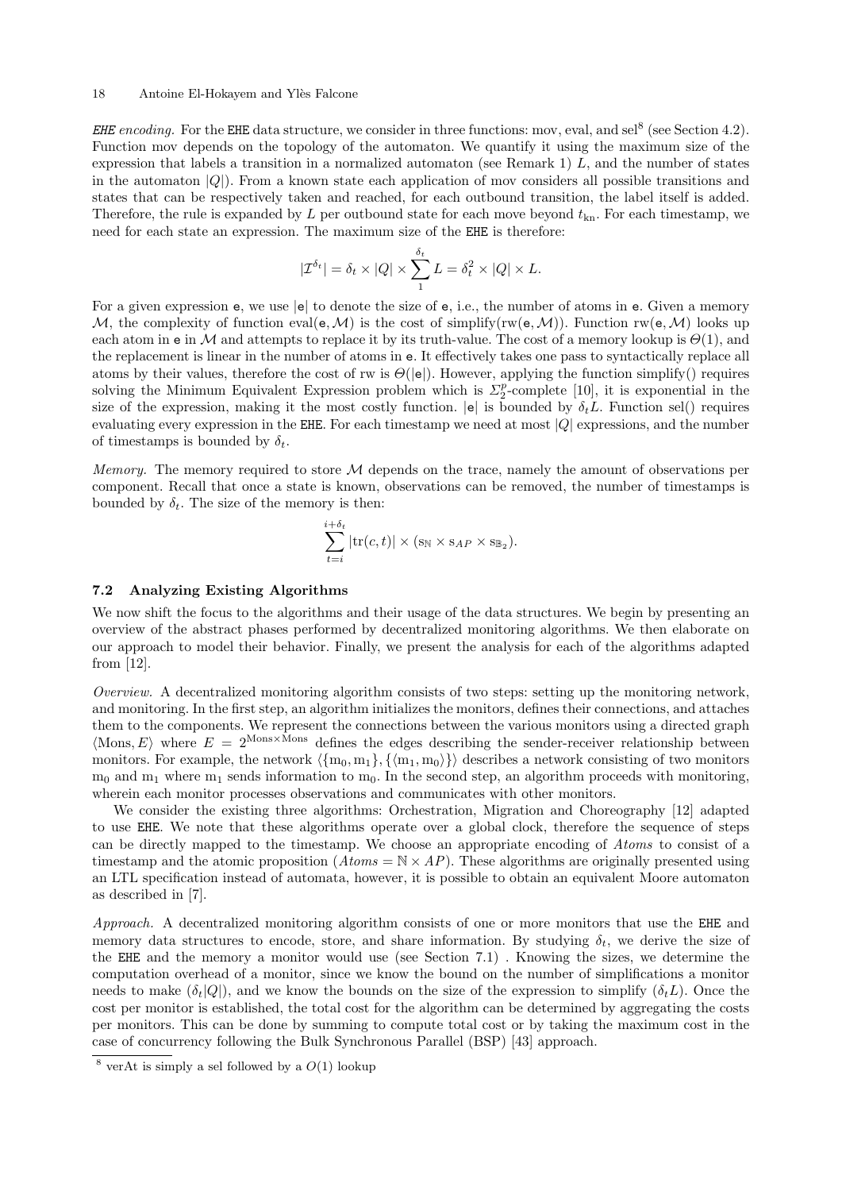*EHE encoding.* For the EHE data structure, we consider in three functions: mov, eval, and sel[8] (see Section 4.2). Function mov depends on the topology of the automaton. We quantify it using the maximum size of the expression that labels a transition in a normalized automaton (see Remark 1) $L$, and the number of states in the automaton $|Q|$). From a known state each application of mov considers all possible transitions and states that can be respectively taken and reached, for each outbound transition, the label itself is added. Therefore, the rule is expanded by $L$ per outbound state for each move beyond $t_{\text{kn}}$. For each timestamp, we need for each state an expression. The maximum size of the EHE is therefore:

$$|\mathcal{I}^{\delta_t}| = \delta_t \times |Q| \times \sum_{1}^{\delta_t} L = \delta_t^2 \times |Q| \times L.$$

For a given expression e, we use $|\mathtt{e}|$ to denote the size of e, i.e., the number of atoms in e. Given a memory $\mathcal{M}$, the complexity of function eval(e, $\mathcal{M}$) is the cost of simplify(rw(e, $\mathcal{M}$)). Function rw(e, $\mathcal{M}$) looks up each atom in e in $\mathcal{M}$ and attempts to replace it by its truth-value. The cost of a memory lookup is $\Theta(1)$, and the replacement is linear in the number of atoms in e. It effectively takes one pass to syntactically replace all atoms by their values, therefore the cost of rw is $\Theta(|\mathtt{e}|)$. However, applying the function simplify() requires solving the Minimum Equivalent Expression problem which is $\Sigma_2^p$-complete [10], it is exponential in the size of the expression, making it the most costly function. $|\mathtt{e}|$ is bounded by $\delta_t L$. Function sel() requires evaluating every expression in the EHE. For each timestamp we need at most $|Q|$ expressions, and the number of timestamps is bounded by $\delta_t$.

*Memory.* The memory required to store $\mathcal{M}$ depends on the trace, namely the amount of observations per component. Recall that once a state is known, observations can be removed, the number of timestamps is bounded by $\delta_t$. The size of the memory is then:

$$\sum_{t=i}^{i+\delta_t} |\text{tr}(c,t)| \times (\text{s}_{\mathbb{N}} \times \text{s}_{AP} \times \text{s}_{\mathbb{B}_2}).$$

### 7.2 Analyzing Existing Algorithms

We now shift the focus to the algorithms and their usage of the data structures. We begin by presenting an overview of the abstract phases performed by decentralized monitoring algorithms. We then elaborate on our approach to model their behavior. Finally, we present the analysis for each of the algorithms adapted from [12].

*Overview.* A decentralized monitoring algorithm consists of two steps: setting up the monitoring network, and monitoring. In the first step, an algorithm initializes the monitors, defines their connections, and attaches them to the components. We represent the connections between the various monitors using a directed graph $\langle \text{Mons}, E\rangle$ where $E = 2^{\text{Mons}\times\text{Mons}}$ defines the edges describing the sender-receiver relationship between monitors. For example, the network $\langle\{\text{m}_0, \text{m}_1\}, \{\langle \text{m}_1, \text{m}_0\rangle\}\rangle$ describes a network consisting of two monitors $\text{m}_0$ and $\text{m}_1$ where $\text{m}_1$ sends information to $\text{m}_0$. In the second step, an algorithm proceeds with monitoring, wherein each monitor processes observations and communicates with other monitors.

We consider the existing three algorithms: Orchestration, Migration and Choreography [12] adapted to use EHE. We note that these algorithms operate over a global clock, therefore the sequence of steps can be directly mapped to the timestamp. We choose an appropriate encoding of *Atoms* to consist of a timestamp and the atomic proposition ($\mathit{Atoms} = \mathbb{N} \times AP$). These algorithms are originally presented using an LTL specification instead of automata, however, it is possible to obtain an equivalent Moore automaton as described in [7].

*Approach.* A decentralized monitoring algorithm consists of one or more monitors that use the EHE and memory data structures to encode, store, and share information. By studying $\delta_t$, we derive the size of the EHE and the memory a monitor would use (see Section 7.1) . Knowing the sizes, we determine the computation overhead of a monitor, since we know the bound on the number of simplifications a monitor needs to make ($\delta_t|Q|$), and we know the bounds on the size of the expression to simplify ($\delta_t L$). Once the cost per monitor is established, the total cost for the algorithm can be determined by aggregating the costs per monitors. This can be done by summing to compute total cost or by taking the maximum cost in the case of concurrency following the Bulk Synchronous Parallel (BSP) [43] approach.

[8] verAt is simply a sel followed by a $O(1)$ lookup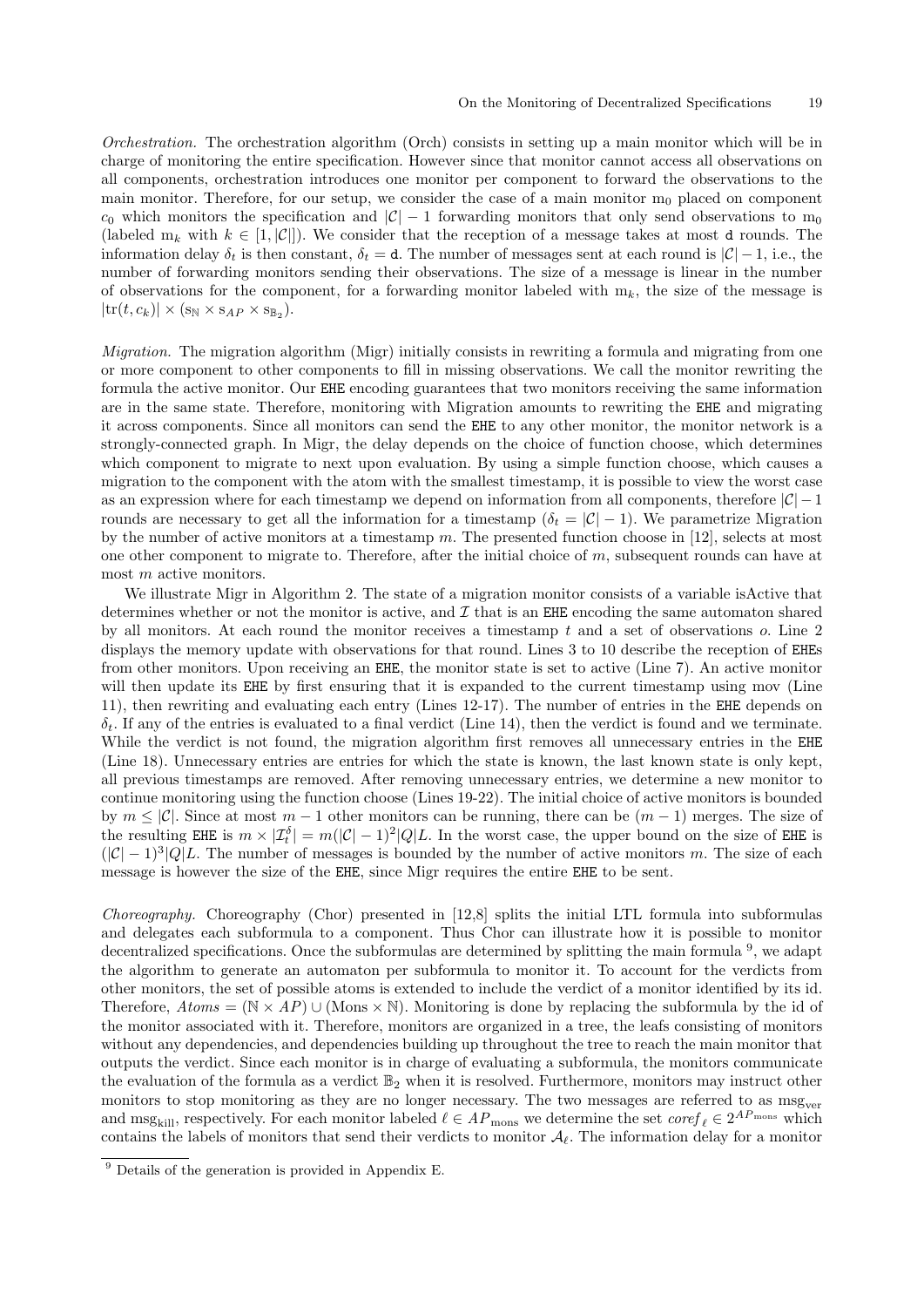*Orchestration.* The orchestration algorithm (Orch) consists in setting up a main monitor which will be in charge of monitoring the entire specification. However since that monitor cannot access all observations on all components, orchestration introduces one monitor per component to forward the observations to the main monitor. Therefore, for our setup, we consider the case of a main monitor $\mathrm{m}_0$ placed on component $c_0$ which monitors the specification and $|\mathcal{C}| - 1$ forwarding monitors that only send observations to $\mathrm{m}_0$ (labeled $\mathrm{m}_k$ with $k \in [1, |\mathcal{C}|]$). We consider that the reception of a message takes at most $\mathtt{d}$ rounds. The information delay $\delta_t$ is then constant, $\delta_t = \mathtt{d}$. The number of messages sent at each round is $|\mathcal{C}| - 1$, i.e., the number of forwarding monitors sending their observations. The size of a message is linear in the number of observations for the component, for a forwarding monitor labeled with $\mathrm{m}_k$, the size of the message is $|\mathrm{tr}(t, c_k)| \times (\mathrm{s}_{\mathbb{N}} \times \mathrm{s}_{AP} \times \mathrm{s}_{\mathbb{B}_2})$.

*Migration.* The migration algorithm (Migr) initially consists in rewriting a formula and migrating from one or more component to other components to fill in missing observations. We call the monitor rewriting the formula the active monitor. Our EHE encoding guarantees that two monitors receiving the same information are in the same state. Therefore, monitoring with Migration amounts to rewriting the EHE and migrating it across components. Since all monitors can send the EHE to any other monitor, the monitor network is a strongly-connected graph. In Migr, the delay depends on the choice of function choose, which determines which component to migrate to next upon evaluation. By using a simple function choose, which causes a migration to the component with the atom with the smallest timestamp, it is possible to view the worst case as an expression where for each timestamp we depend on information from all components, therefore $|\mathcal{C}| - 1$ rounds are necessary to get all the information for a timestamp ($\delta_t = |\mathcal{C}| - 1$). We parametrize Migration by the number of active monitors at a timestamp $m$. The presented function choose in [12], selects at most one other component to migrate to. Therefore, after the initial choice of $m$, subsequent rounds can have at most $m$ active monitors.

We illustrate Migr in Algorithm 2. The state of a migration monitor consists of a variable isActive that determines whether or not the monitor is active, and $\mathcal{I}$ that is an EHE encoding the same automaton shared by all monitors. At each round the monitor receives a timestamp $t$ and a set of observations $o$. Line 2 displays the memory update with observations for that round. Lines 3 to 10 describe the reception of EHEs from other monitors. Upon receiving an EHE, the monitor state is set to active (Line 7). An active monitor will then update its EHE by first ensuring that it is expanded to the current timestamp using mov (Line 11), then rewriting and evaluating each entry (Lines 12-17). The number of entries in the EHE depends on $\delta_t$. If any of the entries is evaluated to a final verdict (Line 14), then the verdict is found and we terminate. While the verdict is not found, the migration algorithm first removes all unnecessary entries in the EHE (Line 18). Unnecessary entries are entries for which the state is known, the last known state is only kept, all previous timestamps are removed. After removing unnecessary entries, we determine a new monitor to continue monitoring using the function choose (Lines 19-22). The initial choice of active monitors is bounded by $m \leq |\mathcal{C}|$. Since at most $m - 1$ other monitors can be running, there can be $(m - 1)$ merges. The size of the resulting EHE is $m \times |\mathcal{I}_t^\delta| = m(|\mathcal{C}| - 1)^2 |Q| L$. In the worst case, the upper bound on the size of EHE is $(|\mathcal{C}| - 1)^3 |Q| L$. The number of messages is bounded by the number of active monitors $m$. The size of each message is however the size of the EHE, since Migr requires the entire EHE to be sent.

*Choreography.* Choreography (Chor) presented in [12,8] splits the initial LTL formula into subformulas and delegates each subformula to a component. Thus Chor can illustrate how it is possible to monitor decentralized specifications. Once the subformulas are determined by splitting the main formula [9], we adapt the algorithm to generate an automaton per subformula to monitor it. To account for the verdicts from other monitors, the set of possible atoms is extended to include the verdict of a monitor identified by its id. Therefore, $Atoms = (\mathbb{N} \times AP) \cup (\mathrm{Mons} \times \mathbb{N})$. Monitoring is done by replacing the subformula by the id of the monitor associated with it. Therefore, monitors are organized in a tree, the leafs consisting of monitors without any dependencies, and dependencies building up throughout the tree to reach the main monitor that outputs the verdict. Since each monitor is in charge of evaluating a subformula, the monitors communicate the evaluation of the formula as a verdict $\mathbb{B}_2$ when it is resolved. Furthermore, monitors may instruct other monitors to stop monitoring as they are no longer necessary. The two messages are referred to as $\mathrm{msg}_{\mathrm{ver}}$ and $\mathrm{msg}_{\mathrm{kill}}$, respectively. For each monitor labeled $\ell \in AP_{\mathrm{mons}}$ we determine the set $coref_\ell \in 2^{AP_{\mathrm{mons}}}$ which contains the labels of monitors that send their verdicts to monitor $\mathcal{A}_\ell$. The information delay for a monitor

[9] Details of the generation is provided in Appendix E.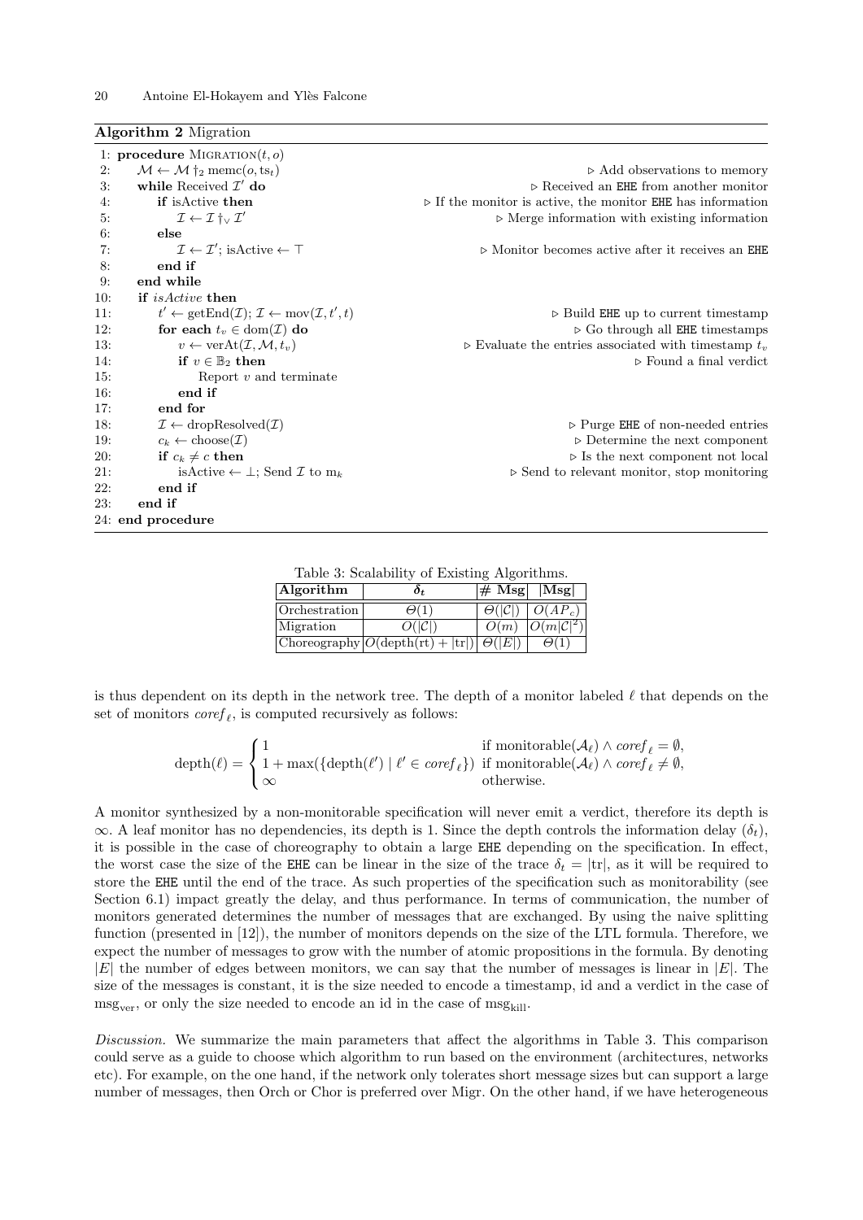**Algorithm 2** Migration

```
 1: procedure MIGRATION(t, o)
 2:     M ← M †_2 memc(o, ts_t)                          ▷ Add observations to memory
 3:     while Received I′ do                             ▷ Received an EHE from another monitor
 4:         if isActive then                             ▷ If the monitor is active, the monitor EHE has information
 5:             I ← I †_∨ I′                             ▷ Merge information with existing information
 6:         else
 7:             I ← I′; isActive ← ⊤                     ▷ Monitor becomes active after it receives an EHE
 8:         end if
 9:     end while
10:     if isActive then
11:         t′ ← getEnd(I); I ← mov(I, t′, t)            ▷ Build EHE up to current timestamp
12:         for each t_v ∈ dom(I) do                     ▷ Go through all EHE timestamps
13:             v ← verAt(I, M, t_v)                     ▷ Evaluate the entries associated with timestamp t_v
14:             if v ∈ B_2 then                          ▷ Found a final verdict
15:                 Report v and terminate
16:             end if
17:         end for
18:         I ← dropResolved(I)                          ▷ Purge EHE of non-needed entries
19:         c_k ← choose(I)                              ▷ Determine the next component
20:         if c_k ≠ c then                              ▷ Is the next component not local
21:             isActive ← ⊥; Send I to m_k              ▷ Send to relevant monitor, stop monitoring
22:         end if
23:     end if
24: end procedure
```

Table 3: Scalability of Existing Algorithms.

| Algorithm | $\delta_t$ | # Msg | \|Msg\| |
|---|---|---|---|
| Orchestration | $\Theta(1)$ | $\Theta(\lvert\mathcal{C}\rvert)$ | $O(AP_c)$ |
| Migration | $O(\lvert\mathcal{C}\rvert)$ | $O(m)$ | $O(m\lvert\mathcal{C}\rvert^2)$ |
| Choreography | $O(\text{depth}(\text{rt}) + \lvert\text{tr}\rvert)$ | $\Theta(\lvert E\rvert)$ | $\Theta(1)$ |

is thus dependent on its depth in the network tree. The depth of a monitor labeled $\ell$ that depends on the set of monitors $coref_\ell$, is computed recursively as follows:

$$\text{depth}(\ell) = \begin{cases} 1 & \text{if monitorable}(\mathcal{A}_\ell) \wedge coref_\ell = \emptyset, \\ 1 + \max(\{\text{depth}(\ell') \mid \ell' \in coref_\ell\}) & \text{if monitorable}(\mathcal{A}_\ell) \wedge coref_\ell \neq \emptyset, \\ \infty & \text{otherwise.} \end{cases}$$

A monitor synthesized by a non-monitorable specification will never emit a verdict, therefore its depth is $\infty$. A leaf monitor has no dependencies, its depth is 1. Since the depth controls the information delay ($\delta_t$), it is possible in the case of choreography to obtain a large EHE depending on the specification. In effect, the worst case the size of the EHE can be linear in the size of the trace $\delta_t = |\text{tr}|$, as it will be required to store the EHE until the end of the trace. As such properties of the specification such as monitorability (see Section 6.1) impact greatly the delay, and thus performance. In terms of communication, the number of monitors generated determines the number of messages that are exchanged. By using the naive splitting function (presented in [12]), the number of monitors depends on the size of the LTL formula. Therefore, we expect the number of messages to grow with the number of atomic propositions in the formula. By denoting $|E|$ the number of edges between monitors, we can say that the number of messages is linear in $|E|$. The size of the messages is constant, it is the size needed to encode a timestamp, id and a verdict in the case of $\text{msg}_{\text{ver}}$, or only the size needed to encode an id in the case of $\text{msg}_{\text{kill}}$.

*Discussion.* We summarize the main parameters that affect the algorithms in Table 3. This comparison could serve as a guide to choose which algorithm to run based on the environment (architectures, networks etc). For example, on the one hand, if the network only tolerates short message sizes but can support a large number of messages, then Orch or Chor is preferred over Migr. On the other hand, if we have heterogeneous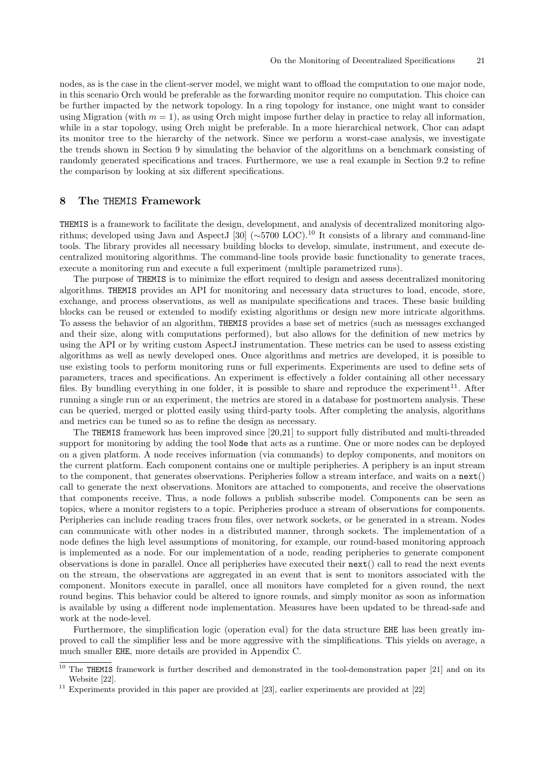nodes, as is the case in the client-server model, we might want to offload the computation to one major node, in this scenario Orch would be preferable as the forwarding monitor require no computation. This choice can be further impacted by the network topology. In a ring topology for instance, one might want to consider using Migration (with $m = 1$), as using Orch might impose further delay in practice to relay all information, while in a star topology, using Orch might be preferable. In a more hierarchical network, Chor can adapt its monitor tree to the hierarchy of the network. Since we perform a worst-case analysis, we investigate the trends shown in Section 9 by simulating the behavior of the algorithms on a benchmark consisting of randomly generated specifications and traces. Furthermore, we use a real example in Section 9.2 to refine the comparison by looking at six different specifications.

## 8 The THEMIS Framework

THEMIS is a framework to facilitate the design, development, and analysis of decentralized monitoring algorithms; developed using Java and AspectJ [30] (∼5700 LOC).[10] It consists of a library and command-line tools. The library provides all necessary building blocks to develop, simulate, instrument, and execute decentralized monitoring algorithms. The command-line tools provide basic functionality to generate traces, execute a monitoring run and execute a full experiment (multiple parametrized runs).

The purpose of THEMIS is to minimize the effort required to design and assess decentralized monitoring algorithms. THEMIS provides an API for monitoring and necessary data structures to load, encode, store, exchange, and process observations, as well as manipulate specifications and traces. These basic building blocks can be reused or extended to modify existing algorithms or design new more intricate algorithms. To assess the behavior of an algorithm, THEMIS provides a base set of metrics (such as messages exchanged and their size, along with computations performed), but also allows for the definition of new metrics by using the API or by writing custom AspectJ instrumentation. These metrics can be used to assess existing algorithms as well as newly developed ones. Once algorithms and metrics are developed, it is possible to use existing tools to perform monitoring runs or full experiments. Experiments are used to define sets of parameters, traces and specifications. An experiment is effectively a folder containing all other necessary files. By bundling everything in one folder, it is possible to share and reproduce the experiment[11]. After running a single run or an experiment, the metrics are stored in a database for postmortem analysis. These can be queried, merged or plotted easily using third-party tools. After completing the analysis, algorithms and metrics can be tuned so as to refine the design as necessary.

The THEMIS framework has been improved since [20,21] to support fully distributed and multi-threaded support for monitoring by adding the tool Node that acts as a runtime. One or more nodes can be deployed on a given platform. A node receives information (via commands) to deploy components, and monitors on the current platform. Each component contains one or multiple peripheries. A periphery is an input stream to the component, that generates observations. Peripheries follow a stream interface, and waits on a next() call to generate the next observations. Monitors are attached to components, and receive the observations that components receive. Thus, a node follows a publish subscribe model. Components can be seen as topics, where a monitor registers to a topic. Peripheries produce a stream of observations for components. Peripheries can include reading traces from files, over network sockets, or be generated in a stream. Nodes can communicate with other nodes in a distributed manner, through sockets. The implementation of a node defines the high level assumptions of monitoring, for example, our round-based monitoring approach is implemented as a node. For our implementation of a node, reading peripheries to generate component observations is done in parallel. Once all peripheries have executed their next() call to read the next events on the stream, the observations are aggregated in an event that is sent to monitors associated with the component. Monitors execute in parallel, once all monitors have completed for a given round, the next round begins. This behavior could be altered to ignore rounds, and simply monitor as soon as information is available by using a different node implementation. Measures have been updated to be thread-safe and work at the node-level.

Furthermore, the simplification logic (operation eval) for the data structure EHE has been greatly improved to call the simplifier less and be more aggressive with the simplifications. This yields on average, a much smaller EHE, more details are provided in Appendix C.

[10] The THEMIS framework is further described and demonstrated in the tool-demonstration paper [21] and on its Website [22].

[11] Experiments provided in this paper are provided at [23], earlier experiments are provided at [22]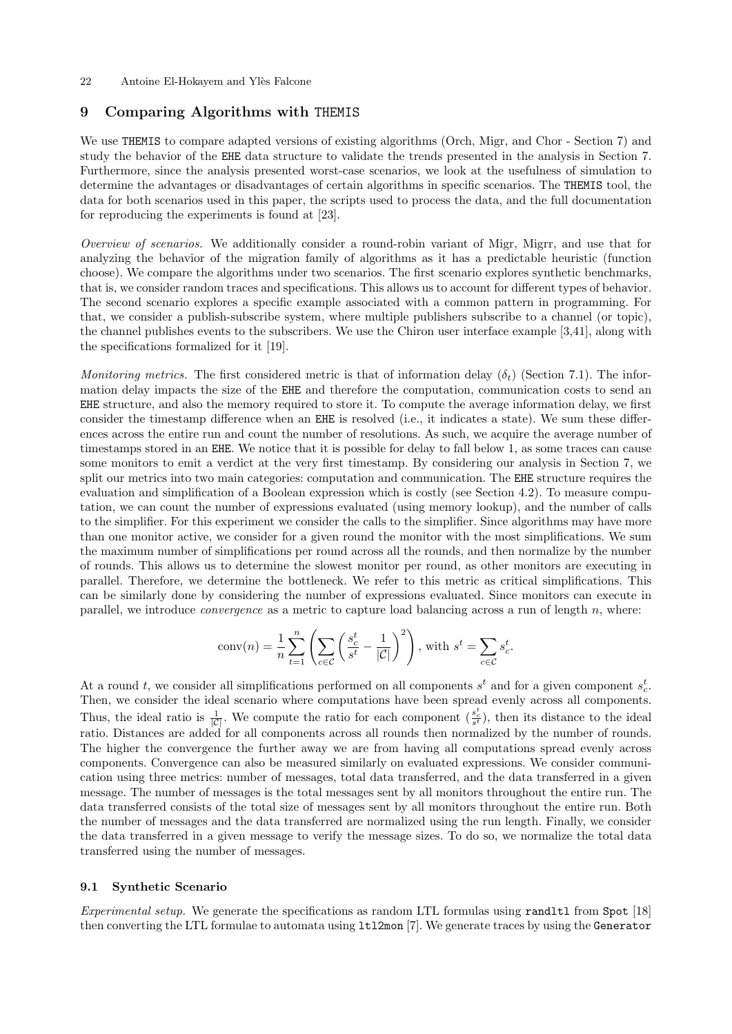## 9 Comparing Algorithms with THEMIS

We use THEMIS to compare adapted versions of existing algorithms (Orch, Migr, and Chor - Section 7) and study the behavior of the EHE data structure to validate the trends presented in the analysis in Section 7. Furthermore, since the analysis presented worst-case scenarios, we look at the usefulness of simulation to determine the advantages or disadvantages of certain algorithms in specific scenarios. The THEMIS tool, the data for both scenarios used in this paper, the scripts used to process the data, and the full documentation for reproducing the experiments is found at [23].

*Overview of scenarios.* We additionally consider a round-robin variant of Migr, Migrr, and use that for analyzing the behavior of the migration family of algorithms as it has a predictable heuristic (function choose). We compare the algorithms under two scenarios. The first scenario explores synthetic benchmarks, that is, we consider random traces and specifications. This allows us to account for different types of behavior. The second scenario explores a specific example associated with a common pattern in programming. For that, we consider a publish-subscribe system, where multiple publishers subscribe to a channel (or topic), the channel publishes events to the subscribers. We use the Chiron user interface example [3,41], along with the specifications formalized for it [19].

*Monitoring metrics.* The first considered metric is that of information delay ($\delta_t$) (Section 7.1). The information delay impacts the size of the EHE and therefore the computation, communication costs to send an EHE structure, and also the memory required to store it. To compute the average information delay, we first consider the timestamp difference when an EHE is resolved (i.e., it indicates a state). We sum these differences across the entire run and count the number of resolutions. As such, we acquire the average number of timestamps stored in an EHE. We notice that it is possible for delay to fall below 1, as some traces can cause some monitors to emit a verdict at the very first timestamp. By considering our analysis in Section 7, we split our metrics into two main categories: computation and communication. The EHE structure requires the evaluation and simplification of a Boolean expression which is costly (see Section 4.2). To measure computation, we can count the number of expressions evaluated (using memory lookup), and the number of calls to the simplifier. For this experiment we consider the calls to the simplifier. Since algorithms may have more than one monitor active, we consider for a given round the monitor with the most simplifications. We sum the maximum number of simplifications per round across all the rounds, and then normalize by the number of rounds. This allows us to determine the slowest monitor per round, as other monitors are executing in parallel. Therefore, we determine the bottleneck. We refer to this metric as critical simplifications. This can be similarly done by considering the number of expressions evaluated. Since monitors can execute in parallel, we introduce *convergence* as a metric to capture load balancing across a run of length $n$, where:

$$\text{conv}(n) = \frac{1}{n} \sum_{t=1}^{n} \left( \sum_{c \in \mathcal{C}} \left( \frac{s_c^t}{s^t} - \frac{1}{|\mathcal{C}|} \right)^2 \right), \text{ with } s^t = \sum_{c \in \mathcal{C}} s_c^t.$$

At a round $t$, we consider all simplifications performed on all components $s^t$ and for a given component $s_c^t$. Then, we consider the ideal scenario where computations have been spread evenly across all components. Thus, the ideal ratio is $\frac{1}{|\mathcal{C}|}$. We compute the ratio for each component ($\frac{s_c^t}{s^t}$), then its distance to the ideal ratio. Distances are added for all components across all rounds then normalized by the number of rounds. The higher the convergence the further away we are from having all computations spread evenly across components. Convergence can also be measured similarly on evaluated expressions. We consider communication using three metrics: number of messages, total data transferred, and the data transferred in a given message. The number of messages is the total messages sent by all monitors throughout the entire run. The data transferred consists of the total size of messages sent by all monitors throughout the entire run. Both the number of messages and the data transferred are normalized using the run length. Finally, we consider the data transferred in a given message to verify the message sizes. To do so, we normalize the total data transferred using the number of messages.

### 9.1 Synthetic Scenario

*Experimental setup.* We generate the specifications as random LTL formulas using `randltl` from `Spot` [18] then converting the LTL formulae to automata using `ltl2mon` [7]. We generate traces by using the `Generator`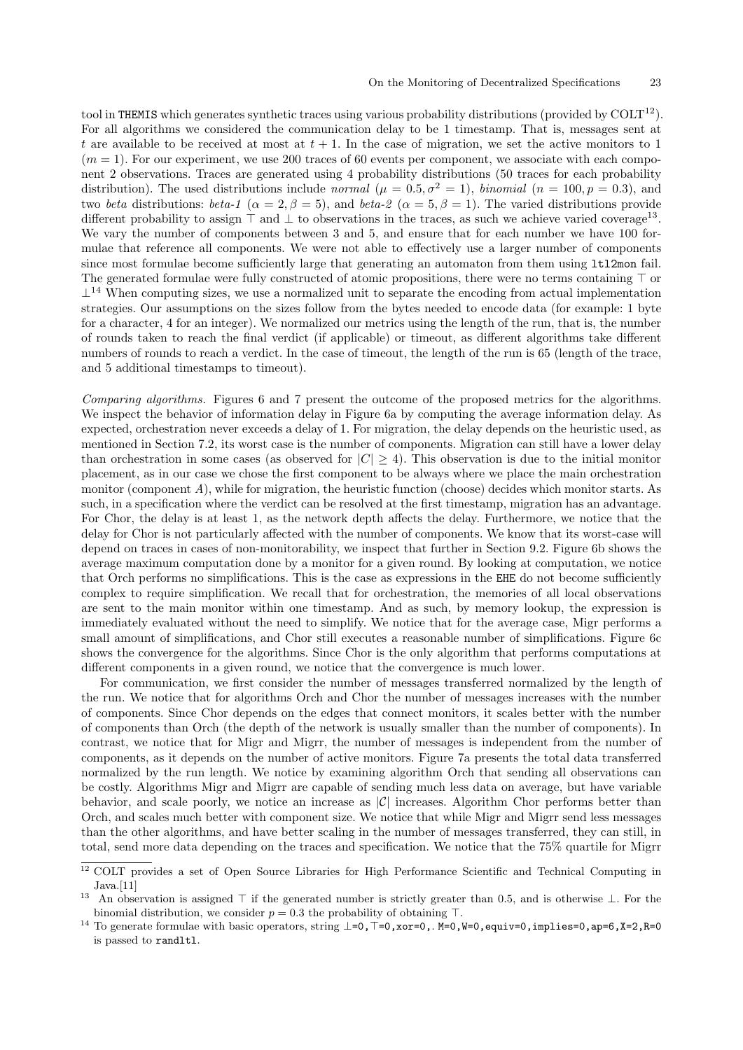tool in `THEMIS` which generates synthetic traces using various probability distributions (provided by COLT[12]). For all algorithms we considered the communication delay to be 1 timestamp. That is, messages sent at $t$ are available to be received at most at $t+1$. In the case of migration, we set the active monitors to 1 ($m = 1$). For our experiment, we use 200 traces of 60 events per component, we associate with each component 2 observations. Traces are generated using 4 probability distributions (50 traces for each probability distribution). The used distributions include *normal* ($\mu = 0.5, \sigma^2 = 1$), *binomial* ($n = 100, p = 0.3$), and two *beta* distributions: *beta-1* ($\alpha = 2, \beta = 5$), and *beta-2* ($\alpha = 5, \beta = 1$). The varied distributions provide different probability to assign $\top$ and $\bot$ to observations in the traces, as such we achieve varied coverage[13]. We vary the number of components between 3 and 5, and ensure that for each number we have 100 formulae that reference all components. We were not able to effectively use a larger number of components since most formulae become sufficiently large that generating an automaton from them using `ltl2mon` fail. The generated formulae were fully constructed of atomic propositions, there were no terms containing $\top$ or $\bot$[14] When computing sizes, we use a normalized unit to separate the encoding from actual implementation strategies. Our assumptions on the sizes follow from the bytes needed to encode data (for example: 1 byte for a character, 4 for an integer). We normalized our metrics using the length of the run, that is, the number of rounds taken to reach the final verdict (if applicable) or timeout, as different algorithms take different numbers of rounds to reach a verdict. In the case of timeout, the length of the run is 65 (length of the trace, and 5 additional timestamps to timeout).

*Comparing algorithms.* Figures 6 and 7 present the outcome of the proposed metrics for the algorithms. We inspect the behavior of information delay in Figure 6a by computing the average information delay. As expected, orchestration never exceeds a delay of 1. For migration, the delay depends on the heuristic used, as mentioned in Section 7.2, its worst case is the number of components. Migration can still have a lower delay than orchestration in some cases (as observed for $|C| \geq 4$). This observation is due to the initial monitor placement, as in our case we chose the first component to be always where we place the main orchestration monitor (component $A$), while for migration, the heuristic function (choose) decides which monitor starts. As such, in a specification where the verdict can be resolved at the first timestamp, migration has an advantage. For Chor, the delay is at least 1, as the network depth affects the delay. Furthermore, we notice that the delay for Chor is not particularly affected with the number of components. We know that its worst-case will depend on traces in cases of non-monitorability, we inspect that further in Section 9.2. Figure 6b shows the average maximum computation done by a monitor for a given round. By looking at computation, we notice that Orch performs no simplifications. This is the case as expressions in the `EHE` do not become sufficiently complex to require simplification. We recall that for orchestration, the memories of all local observations are sent to the main monitor within one timestamp. And as such, by memory lookup, the expression is immediately evaluated without the need to simplify. We notice that for the average case, Migr performs a small amount of simplifications, and Chor still executes a reasonable number of simplifications. Figure 6c shows the convergence for the algorithms. Since Chor is the only algorithm that performs computations at different components in a given round, we notice that the convergence is much lower.

For communication, we first consider the number of messages transferred normalized by the length of the run. We notice that for algorithms Orch and Chor the number of messages increases with the number of components. Since Chor depends on the edges that connect monitors, it scales better with the number of components than Orch (the depth of the network is usually smaller than the number of components). In contrast, we notice that for Migr and Migrr, the number of messages is independent from the number of components, as it depends on the number of active monitors. Figure 7a presents the total data transferred normalized by the run length. We notice by examining algorithm Orch that sending all observations can be costly. Algorithms Migr and Migrr are capable of sending much less data on average, but have variable behavior, and scale poorly, we notice an increase as $|\mathcal{C}|$ increases. Algorithm Chor performs better than Orch, and scales much better with component size. We notice that while Migr and Migrr send less messages than the other algorithms, and have better scaling in the number of messages transferred, they can still, in total, send more data depending on the traces and specification. We notice that the 75% quartile for Migrr

---

[12] COLT provides a set of Open Source Libraries for High Performance Scientific and Technical Computing in Java.[11]

[13] An observation is assigned $\top$ if the generated number is strictly greater than 0.5, and is otherwise $\bot$. For the binomial distribution, we consider $p = 0.3$ the probability of obtaining $\top$.

[14] To generate formulae with basic operators, string `⊥=0,⊤=0,xor=0,.M=0,W=0,equiv=0,implies=0,ap=6,X=2,R=0` is passed to `randltl`.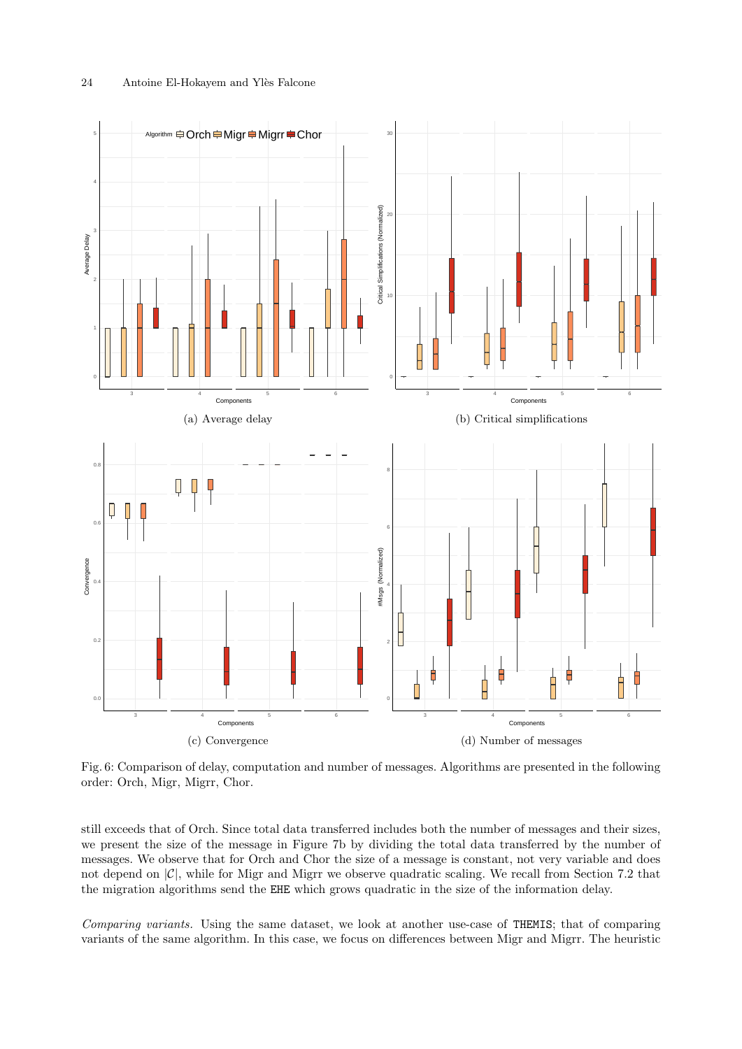(a) Average delay

(b) Critical simplifications

(c) Convergence

(d) Number of messages

Fig. 6: Comparison of delay, computation and number of messages. Algorithms are presented in the following order: Orch, Migr, Migrr, Chor.

still exceeds that of Orch. Since total data transferred includes both the number of messages and their sizes, we present the size of the message in Figure 7b by dividing the total data transferred by the number of messages. We observe that for Orch and Chor the size of a message is constant, not very variable and does not depend on $|\mathcal{C}|$, while for Migr and Migrr we observe quadratic scaling. We recall from Section 7.2 that the migration algorithms send the EHE which grows quadratic in the size of the information delay.

*Comparing variants.* Using the same dataset, we look at another use-case of THEMIS; that of comparing variants of the same algorithm. In this case, we focus on differences between Migr and Migrr. The heuristic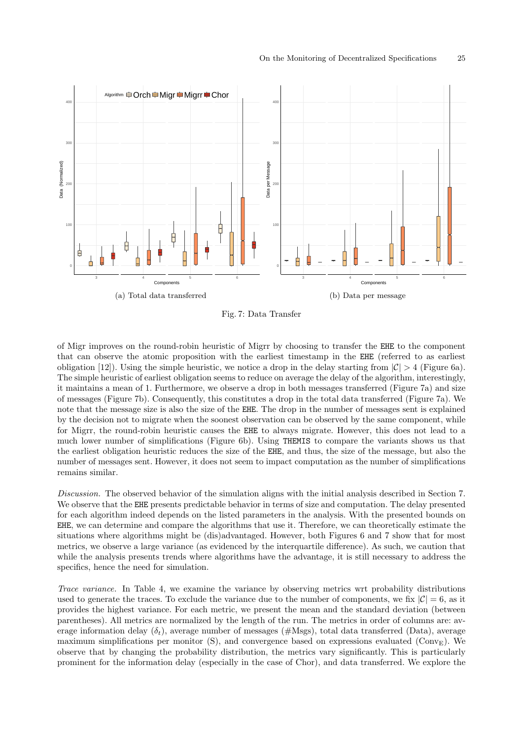(a) Total data transferred

(b) Data per message

Fig. 7: Data Transfer

of Migr improves on the round-robin heuristic of Migrr by choosing to transfer the EHE to the component that can observe the atomic proposition with the earliest timestamp in the EHE (referred to as earliest obligation [12]). Using the simple heuristic, we notice a drop in the delay starting from $|\mathcal{C}| > 4$ (Figure 6a). The simple heuristic of earliest obligation seems to reduce on average the delay of the algorithm, interestingly, it maintains a mean of 1. Furthermore, we observe a drop in both messages transferred (Figure 7a) and size of messages (Figure 7b). Consequently, this constitutes a drop in the total data transferred (Figure 7a). We note that the message size is also the size of the EHE. The drop in the number of messages sent is explained by the decision not to migrate when the soonest observation can be observed by the same component, while for Migrr, the round-robin heuristic causes the EHE to always migrate. However, this does not lead to a much lower number of simplifications (Figure 6b). Using THEMIS to compare the variants shows us that the earliest obligation heuristic reduces the size of the EHE, and thus, the size of the message, but also the number of messages sent. However, it does not seem to impact computation as the number of simplifications remains similar.

*Discussion.* The observed behavior of the simulation aligns with the initial analysis described in Section 7. We observe that the EHE presents predictable behavior in terms of size and computation. The delay presented for each algorithm indeed depends on the listed parameters in the analysis. With the presented bounds on EHE, we can determine and compare the algorithms that use it. Therefore, we can theoretically estimate the situations where algorithms might be (dis)advantaged. However, both Figures 6 and 7 show that for most metrics, we observe a large variance (as evidenced by the interquartile difference). As such, we caution that while the analysis presents trends where algorithms have the advantage, it is still necessary to address the specifics, hence the need for simulation.

*Trace variance.* In Table 4, we examine the variance by observing metrics wrt probability distributions used to generate the traces. To exclude the variance due to the number of components, we fix $|\mathcal{C}| = 6$, as it provides the highest variance. For each metric, we present the mean and the standard deviation (between parentheses). All metrics are normalized by the length of the run. The metrics in order of columns are: average information delay ($\delta_t$), average number of messages (#Msgs), total data transferred (Data), average maximum simplifications per monitor (S), and convergence based on expressions evaluated ($\text{Conv}_{\text{E}}$). We observe that by changing the probability distribution, the metrics vary significantly. This is particularly prominent for the information delay (especially in the case of Chor), and data transferred. We explore the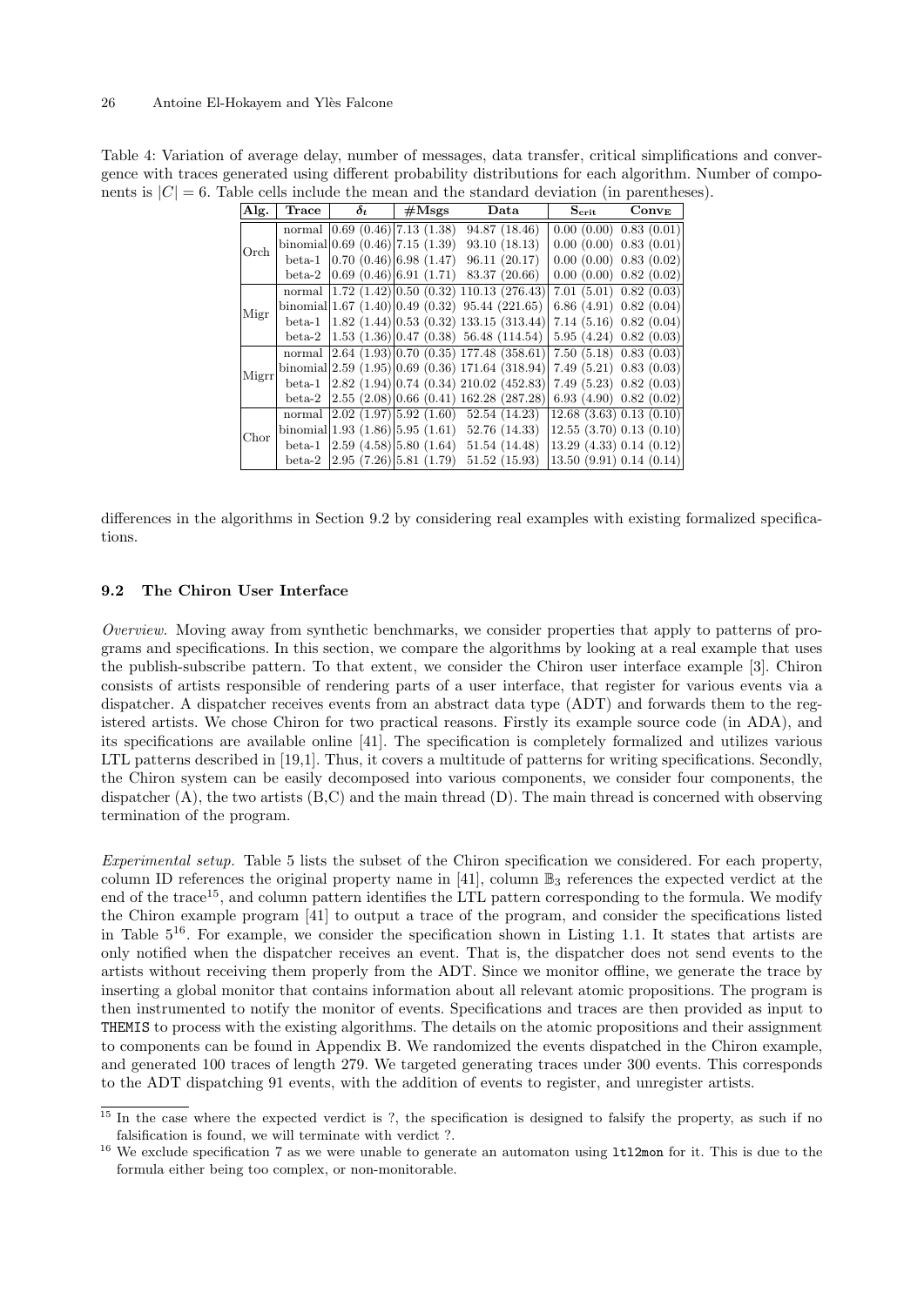Table 4: Variation of average delay, number of messages, data transfer, critical simplifications and convergence with traces generated using different probability distributions for each algorithm. Number of components is $|C| = 6$. Table cells include the mean and the standard deviation (in parentheses).

| Alg. | Trace | $\delta_t$ | #Msgs | Data | $\mathbf{S_{crit}}$ | $\mathbf{Conv_E}$ |
|---|---|---|---|---|---|---|
| Orch | normal | 0.69 (0.46) | 7.13 (1.38) | 94.87 (18.46) | 0.00 (0.00) | 0.83 (0.01) |
| | binomial | 0.69 (0.46) | 7.15 (1.39) | 93.10 (18.13) | 0.00 (0.00) | 0.83 (0.01) |
| | beta-1 | 0.70 (0.46) | 6.98 (1.47) | 96.11 (20.17) | 0.00 (0.00) | 0.83 (0.02) |
| | beta-2 | 0.69 (0.46) | 6.91 (1.71) | 83.37 (20.66) | 0.00 (0.00) | 0.82 (0.02) |
| Migr | normal | 1.72 (1.42) | 0.50 (0.32) | 110.13 (276.43) | 7.01 (5.01) | 0.82 (0.03) |
| | binomial | 1.67 (1.40) | 0.49 (0.32) | 95.44 (221.65) | 6.86 (4.91) | 0.82 (0.04) |
| | beta-1 | 1.82 (1.44) | 0.53 (0.32) | 133.15 (313.44) | 7.14 (5.16) | 0.82 (0.04) |
| | beta-2 | 1.53 (1.36) | 0.47 (0.38) | 56.48 (114.54) | 5.95 (4.24) | 0.82 (0.03) |
| Migrr | normal | 2.64 (1.93) | 0.70 (0.35) | 177.48 (358.61) | 7.50 (5.18) | 0.83 (0.03) |
| | binomial | 2.59 (1.95) | 0.69 (0.36) | 171.64 (318.94) | 7.49 (5.21) | 0.83 (0.03) |
| | beta-1 | 2.82 (1.94) | 0.74 (0.34) | 210.02 (452.83) | 7.49 (5.23) | 0.82 (0.03) |
| | beta-2 | 2.55 (2.08) | 0.66 (0.41) | 162.28 (287.28) | 6.93 (4.90) | 0.82 (0.02) |
| Chor | normal | 2.02 (1.97) | 5.92 (1.60) | 52.54 (14.23) | 12.68 (3.63) | 0.13 (0.10) |
| | binomial | 1.93 (1.86) | 5.95 (1.61) | 52.76 (14.33) | 12.55 (3.70) | 0.13 (0.10) |
| | beta-1 | 2.59 (4.58) | 5.80 (1.64) | 51.54 (14.48) | 13.29 (4.33) | 0.14 (0.12) |
| | beta-2 | 2.95 (7.26) | 5.81 (1.79) | 51.52 (15.93) | 13.50 (9.91) | 0.14 (0.14) |

differences in the algorithms in Section 9.2 by considering real examples with existing formalized specifications.

### 9.2 The Chiron User Interface

*Overview.* Moving away from synthetic benchmarks, we consider properties that apply to patterns of programs and specifications. In this section, we compare the algorithms by looking at a real example that uses the publish-subscribe pattern. To that extent, we consider the Chiron user interface example [3]. Chiron consists of artists responsible of rendering parts of a user interface, that register for various events via a dispatcher. A dispatcher receives events from an abstract data type (ADT) and forwards them to the registered artists. We chose Chiron for two practical reasons. Firstly its example source code (in ADA), and its specifications are available online [41]. The specification is completely formalized and utilizes various LTL patterns described in [19,1]. Thus, it covers a multitude of patterns for writing specifications. Secondly, the Chiron system can be easily decomposed into various components, we consider four components, the dispatcher (A), the two artists (B,C) and the main thread (D). The main thread is concerned with observing termination of the program.

*Experimental setup.* Table 5 lists the subset of the Chiron specification we considered. For each property, column ID references the original property name in [41], column $\mathbb{B}_3$ references the expected verdict at the end of the trace[15], and column pattern identifies the LTL pattern corresponding to the formula. We modify the Chiron example program [41] to output a trace of the program, and consider the specifications listed in Table 5[16]. For example, we consider the specification shown in Listing 1.1. It states that artists are only notified when the dispatcher receives an event. That is, the dispatcher does not send events to the artists without receiving them properly from the ADT. Since we monitor offline, we generate the trace by inserting a global monitor that contains information about all relevant atomic propositions. The program is then instrumented to notify the monitor of events. Specifications and traces are then provided as input to THEMIS to process with the existing algorithms. The details on the atomic propositions and their assignment to components can be found in Appendix B. We randomized the events dispatched in the Chiron example, and generated 100 traces of length 279. We targeted generating traces under 300 events. This corresponds to the ADT dispatching 91 events, with the addition of events to register, and unregister artists.

[15] In the case where the expected verdict is ?, the specification is designed to falsify the property, as such if no falsification is found, we will terminate with verdict ?.

[16] We exclude specification 7 as we were unable to generate an automaton using `ltl2mon` for it. This is due to the formula either being too complex, or non-monitorable.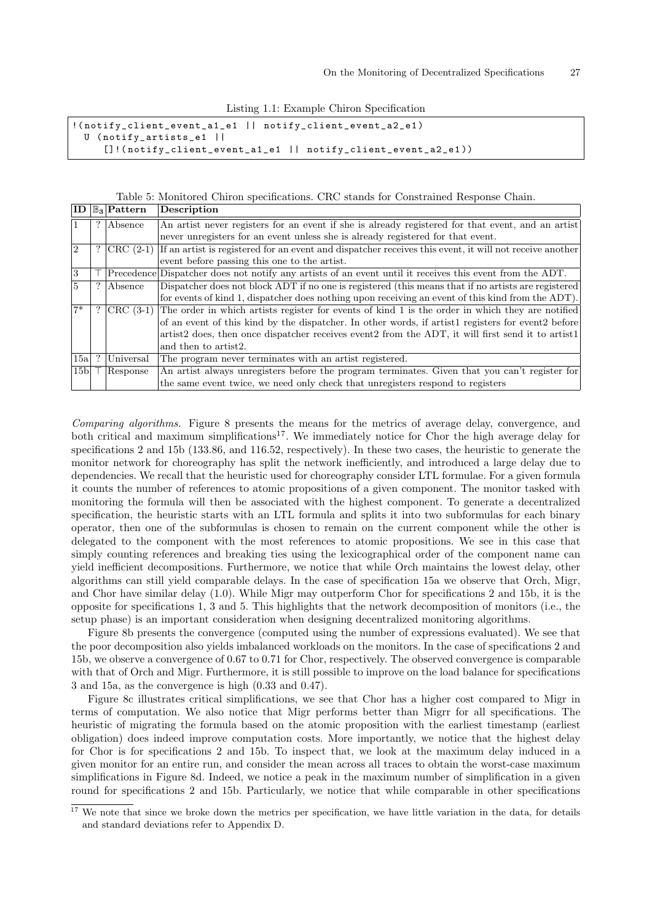Listing 1.1: Example Chiron Specification

```
!(notify_client_event_a1_e1 || notify_client_event_a2_e1)
  U (notify_artists_e1 ||
      []!(notify_client_event_a1_e1 || notify_client_event_a2_e1))
```

Table 5: Monitored Chiron specifications. CRC stands for Constrained Response Chain.

| ID | $\mathbb{B}_3$ | Pattern | Description |
|---|---|---|---|
| 1 | ? | Absence | An artist never registers for an event if she is already registered for that event, and an artist never unregisters for an event unless she is already registered for that event. |
| 2 | ? | CRC (2-1) | If an artist is registered for an event and dispatcher receives this event, it will not receive another event before passing this one to the artist. |
| 3 | $\top$ | Precedence | Dispatcher does not notify any artists of an event until it receives this event from the ADT. |
| 5 | ? | Absence | Dispatcher does not block ADT if no one is registered (this means that if no artists are registered for events of kind 1, dispatcher does nothing upon receiving an event of this kind from the ADT). |
| 7* | ? | CRC (3-1) | The order in which artists register for events of kind 1 is the order in which they are notified of an event of this kind by the dispatcher. In other words, if artist1 registers for event2 before artist2 does, then once dispatcher receives event2 from the ADT, it will first send it to artist1 and then to artist2. |
| 15a | ? | Universal | The program never terminates with an artist registered. |
| 15b | $\top$ | Response | An artist always unregisters before the program terminates. Given that you can't register for the same event twice, we need only check that unregisters respond to registers |

*Comparing algorithms.* Figure 8 presents the means for the metrics of average delay, convergence, and both critical and maximum simplifications[17]. We immediately notice for Chor the high average delay for specifications 2 and 15b (133.86, and 116.52, respectively). In these two cases, the heuristic to generate the monitor network for choreography has split the network inefficiently, and introduced a large delay due to dependencies. We recall that the heuristic used for choreography consider LTL formulae. For a given formula it counts the number of references to atomic propositions of a given component. The monitor tasked with monitoring the formula will then be associated with the highest component. To generate a decentralized specification, the heuristic starts with an LTL formula and splits it into two subformulas for each binary operator, then one of the subformulas is chosen to remain on the current component while the other is delegated to the component with the most references to atomic propositions. We see in this case that simply counting references and breaking ties using the lexicographical order of the component name can yield inefficient decompositions. Furthermore, we notice that while Orch maintains the lowest delay, other algorithms can still yield comparable delays. In the case of specification 15a we observe that Orch, Migr, and Chor have similar delay (1.0). While Migr may outperform Chor for specifications 2 and 15b, it is the opposite for specifications 1, 3 and 5. This highlights that the network decomposition of monitors (i.e., the setup phase) is an important consideration when designing decentralized monitoring algorithms.

Figure 8b presents the convergence (computed using the number of expressions evaluated). We see that the poor decomposition also yields imbalanced workloads on the monitors. In the case of specifications 2 and 15b, we observe a convergence of 0.67 to 0.71 for Chor, respectively. The observed convergence is comparable with that of Orch and Migr. Furthermore, it is still possible to improve on the load balance for specifications 3 and 15a, as the convergence is high (0.33 and 0.47).

Figure 8c illustrates critical simplifications, we see that Chor has a higher cost compared to Migr in terms of computation. We also notice that Migr performs better than Migrr for all specifications. The heuristic of migrating the formula based on the atomic proposition with the earliest timestamp (earliest obligation) does indeed improve computation costs. More importantly, we notice that the highest delay for Chor is for specifications 2 and 15b. To inspect that, we look at the maximum delay induced in a given monitor for an entire run, and consider the mean across all traces to obtain the worst-case maximum simplifications in Figure 8d. Indeed, we notice a peak in the maximum number of simplification in a given round for specifications 2 and 15b. Particularly, we notice that while comparable in other specifications

[17] We note that since we broke down the metrics per specification, we have little variation in the data, for details and standard deviations refer to Appendix D.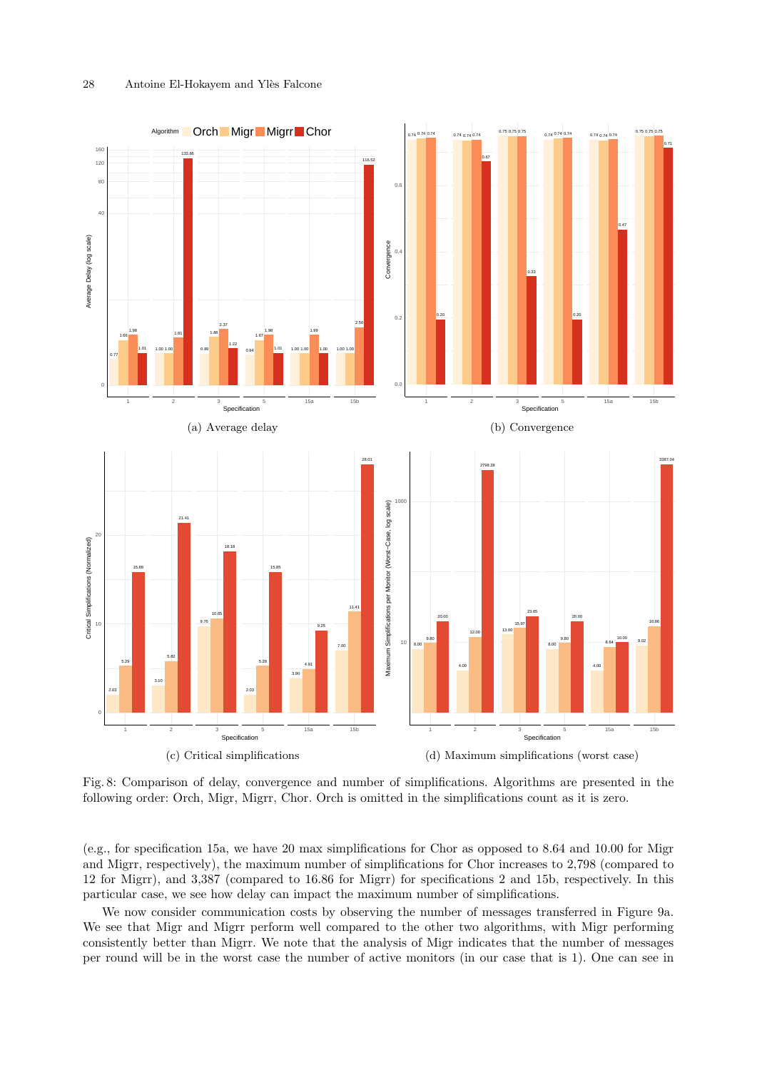(a) Average delay

(b) Convergence

(c) Critical simplifications

(d) Maximum simplifications (worst case)

Fig. 8: Comparison of delay, convergence and number of simplifications. Algorithms are presented in the following order: Orch, Migr, Migrr, Chor. Orch is omitted in the simplifications count as it is zero.

(e.g., for specification 15a, we have 20 max simplifications for Chor as opposed to 8.64 and 10.00 for Migr and Migrr, respectively), the maximum number of simplifications for Chor increases to 2,798 (compared to 12 for Migrr), and 3,387 (compared to 16.86 for Migrr) for specifications 2 and 15b, respectively. In this particular case, we see how delay can impact the maximum number of simplifications.

We now consider communication costs by observing the number of messages transferred in Figure 9a. We see that Migr and Migrr perform well compared to the other two algorithms, with Migr performing consistently better than Migrr. We note that the analysis of Migr indicates that the number of messages per round will be in the worst case the number of active monitors (in our case that is 1). One can see in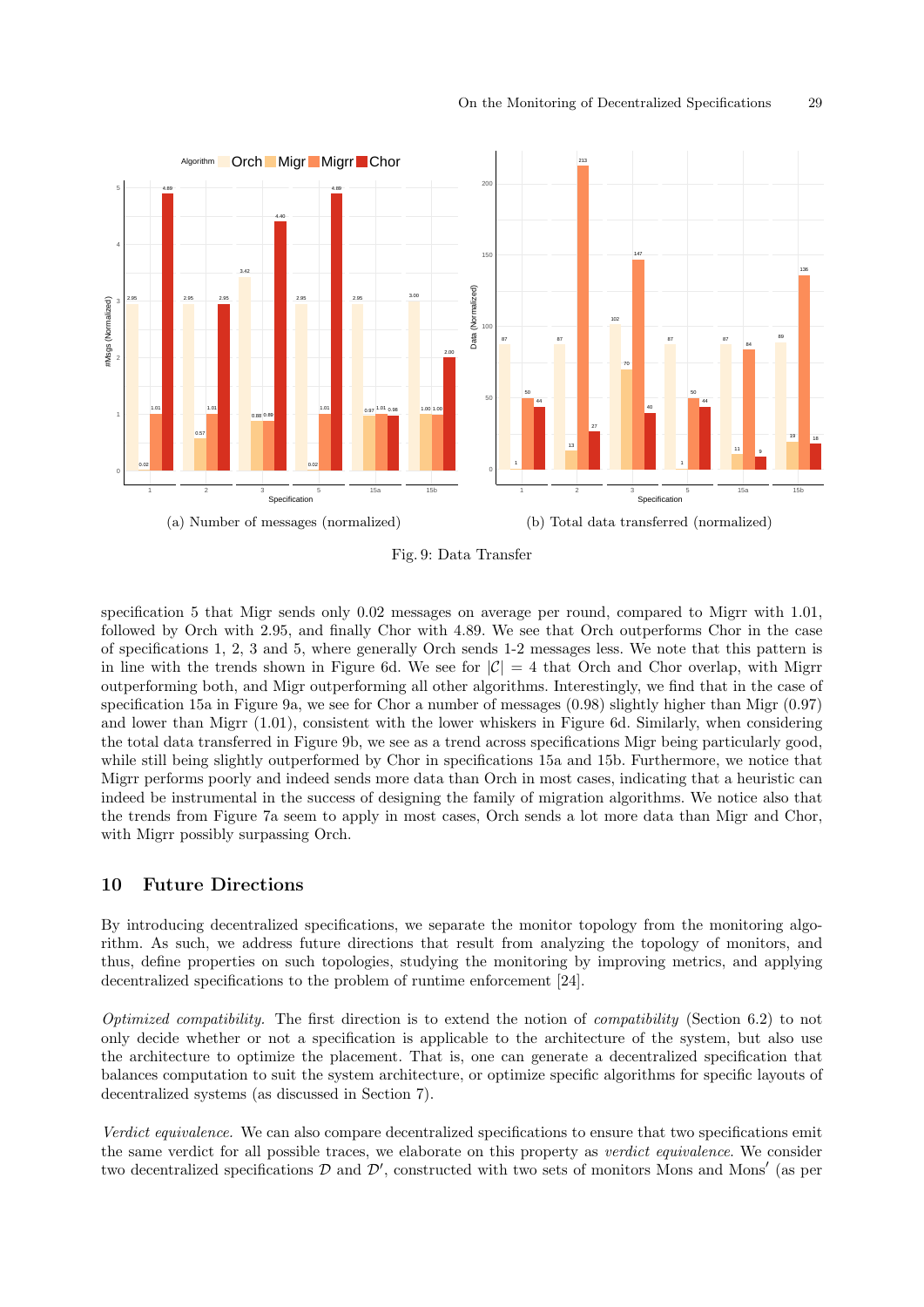(a) Number of messages (normalized)

(b) Total data transferred (normalized)

Fig. 9: Data Transfer

specification 5 that Migr sends only 0.02 messages on average per round, compared to Migrr with 1.01, followed by Orch with 2.95, and finally Chor with 4.89. We see that Orch outperforms Chor in the case of specifications 1, 2, 3 and 5, where generally Orch sends 1-2 messages less. We note that this pattern is in line with the trends shown in Figure 6d. We see for $|\mathcal{C}| = 4$ that Orch and Chor overlap, with Migrr outperforming both, and Migr outperforming all other algorithms. Interestingly, we find that in the case of specification 15a in Figure 9a, we see for Chor a number of messages (0.98) slightly higher than Migr (0.97) and lower than Migrr (1.01), consistent with the lower whiskers in Figure 6d. Similarly, when considering the total data transferred in Figure 9b, we see as a trend across specifications Migr being particularly good, while still being slightly outperformed by Chor in specifications 15a and 15b. Furthermore, we notice that Migrr performs poorly and indeed sends more data than Orch in most cases, indicating that a heuristic can indeed be instrumental in the success of designing the family of migration algorithms. We notice also that the trends from Figure 7a seem to apply in most cases, Orch sends a lot more data than Migr and Chor, with Migrr possibly surpassing Orch.

## 10 Future Directions

By introducing decentralized specifications, we separate the monitor topology from the monitoring algorithm. As such, we address future directions that result from analyzing the topology of monitors, and thus, define properties on such topologies, studying the monitoring by improving metrics, and applying decentralized specifications to the problem of runtime enforcement [24].

*Optimized compatibility.* The first direction is to extend the notion of *compatibility* (Section 6.2) to not only decide whether or not a specification is applicable to the architecture of the system, but also use the architecture to optimize the placement. That is, one can generate a decentralized specification that balances computation to suit the system architecture, or optimize specific algorithms for specific layouts of decentralized systems (as discussed in Section 7).

*Verdict equivalence.* We can also compare decentralized specifications to ensure that two specifications emit the same verdict for all possible traces, we elaborate on this property as *verdict equivalence*. We consider two decentralized specifications $\mathcal{D}$ and $\mathcal{D}'$, constructed with two sets of monitors Mons and Mons$'$ (as per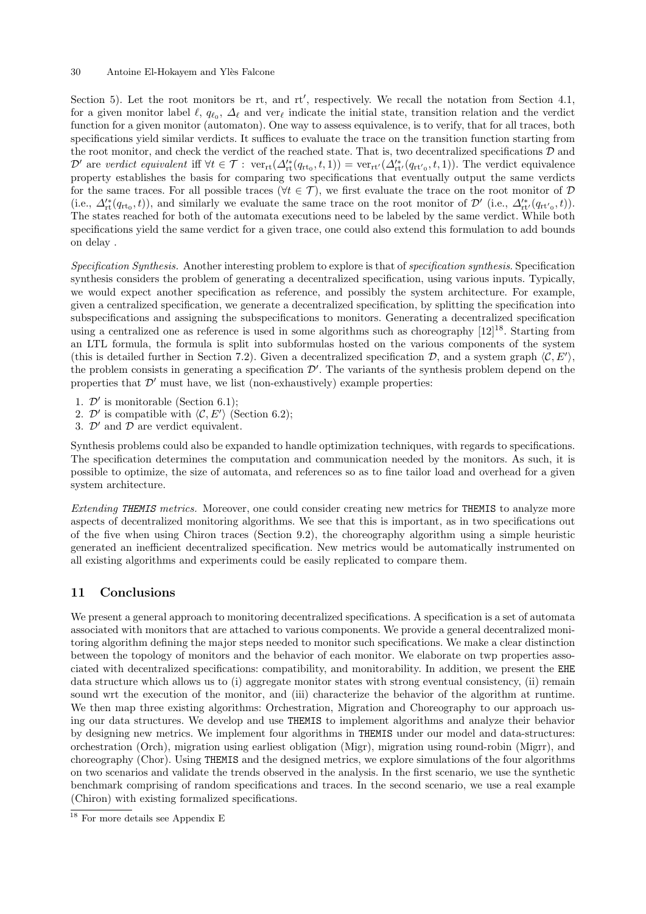Section 5). Let the root monitors be rt, and rt′, respectively. We recall the notation from Section 4.1, for a given monitor label $\ell$, $q_{\ell_0}$, $\Delta_\ell$ and $\text{ver}_\ell$ indicate the initial state, transition relation and the verdict function for a given monitor (automaton). One way to assess equivalence, is to verify, that for all traces, both specifications yield similar verdicts. It suffices to evaluate the trace on the transition function starting from the root monitor, and check the verdict of the reached state. That is, two decentralized specifications $\mathcal{D}$ and $\mathcal{D}'$ are *verdict equivalent* iff $\forall t \in \mathcal{T} : \text{ver}_{\text{rt}}(\Delta'^{*}_{\text{rt}}(q_{\text{rt}_0}, t, 1)) = \text{ver}_{\text{rt}'}(\Delta'^{*}_{\text{rt}'}(q_{\text{rt}'_0}, t, 1))$. The verdict equivalence property establishes the basis for comparing two specifications that eventually output the same verdicts for the same traces. For all possible traces ($\forall t \in \mathcal{T}$), we first evaluate the trace on the root monitor of $\mathcal{D}$ (i.e., $\Delta'^{*}_{\text{rt}}(q_{\text{rt}_0}, t)$), and similarly we evaluate the same trace on the root monitor of $\mathcal{D}'$ (i.e., $\Delta'^{*}_{\text{rt}'}(q_{\text{rt}'_0}, t)$). The states reached for both of the automata executions need to be labeled by the same verdict. While both specifications yield the same verdict for a given trace, one could also extend this formulation to add bounds on delay .

*Specification Synthesis.* Another interesting problem to explore is that of *specification synthesis*. Specification synthesis considers the problem of generating a decentralized specification, using various inputs. Typically, we would expect another specification as reference, and possibly the system architecture. For example, given a centralized specification, we generate a decentralized specification, by splitting the specification into subspecifications and assigning the subspecifications to monitors. Generating a decentralized specification using a centralized one as reference is used in some algorithms such as choreography [12][18]. Starting from an LTL formula, the formula is split into subformulas hosted on the various components of the system (this is detailed further in Section 7.2). Given a decentralized specification $\mathcal{D}$, and a system graph $\langle \mathcal{C}, E' \rangle$, the problem consists in generating a specification $\mathcal{D}'$. The variants of the synthesis problem depend on the properties that $\mathcal{D}'$ must have, we list (non-exhaustively) example properties:

1. $\mathcal{D}'$ is monitorable (Section 6.1);
2. $\mathcal{D}'$ is compatible with $\langle \mathcal{C}, E' \rangle$ (Section 6.2);
3. $\mathcal{D}'$ and $\mathcal{D}$ are verdict equivalent.

Synthesis problems could also be expanded to handle optimization techniques, with regards to specifications. The specification determines the computation and communication needed by the monitors. As such, it is possible to optimize, the size of automata, and references so as to fine tailor load and overhead for a given system architecture.

*Extending* ***THEMIS*** *metrics.* Moreover, one could consider creating new metrics for THEMIS to analyze more aspects of decentralized monitoring algorithms. We see that this is important, as in two specifications out of the five when using Chiron traces (Section 9.2), the choreography algorithm using a simple heuristic generated an inefficient decentralized specification. New metrics would be automatically instrumented on all existing algorithms and experiments could be easily replicated to compare them.

## 11 Conclusions

We present a general approach to monitoring decentralized specifications. A specification is a set of automata associated with monitors that are attached to various components. We provide a general decentralized monitoring algorithm defining the major steps needed to monitor such specifications. We make a clear distinction between the topology of monitors and the behavior of each monitor. We elaborate on twp properties associated with decentralized specifications: compatibility, and monitorability. In addition, we present the EHE data structure which allows us to (i) aggregate monitor states with strong eventual consistency, (ii) remain sound wrt the execution of the monitor, and (iii) characterize the behavior of the algorithm at runtime. We then map three existing algorithms: Orchestration, Migration and Choreography to our approach using our data structures. We develop and use THEMIS to implement algorithms and analyze their behavior by designing new metrics. We implement four algorithms in THEMIS under our model and data-structures: orchestration (Orch), migration using earliest obligation (Migr), migration using round-robin (Migrr), and choreography (Chor). Using THEMIS and the designed metrics, we explore simulations of the four algorithms on two scenarios and validate the trends observed in the analysis. In the first scenario, we use the synthetic benchmark comprising of random specifications and traces. In the second scenario, we use a real example (Chiron) with existing formalized specifications.

[18] For more details see Appendix E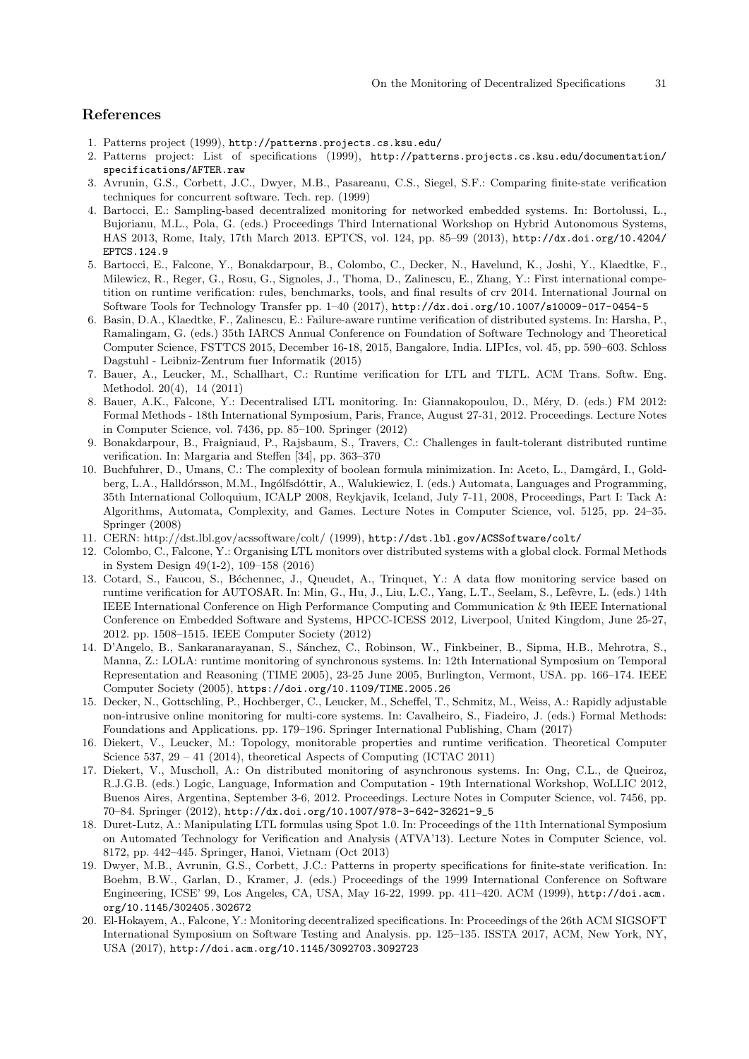# References

1. Patterns project (1999), http://patterns.projects.cs.ksu.edu/
2. Patterns project: List of specifications (1999), http://patterns.projects.cs.ksu.edu/documentation/specifications/AFTER.raw
3. Avrunin, G.S., Corbett, J.C., Dwyer, M.B., Pasareanu, C.S., Siegel, S.F.: Comparing finite-state verification techniques for concurrent software. Tech. rep. (1999)
4. Bartocci, E.: Sampling-based decentralized monitoring for networked embedded systems. In: Bortolussi, L., Bujorianu, M.L., Pola, G. (eds.) Proceedings Third International Workshop on Hybrid Autonomous Systems, HAS 2013, Rome, Italy, 17th March 2013. EPTCS, vol. 124, pp. 85–99 (2013), http://dx.doi.org/10.4204/EPTCS.124.9
5. Bartocci, E., Falcone, Y., Bonakdarpour, B., Colombo, C., Decker, N., Havelund, K., Joshi, Y., Klaedtke, F., Milewicz, R., Reger, G., Rosu, G., Signoles, J., Thoma, D., Zalinescu, E., Zhang, Y.: First international competition on runtime verification: rules, benchmarks, tools, and final results of crv 2014. International Journal on Software Tools for Technology Transfer pp. 1–40 (2017), http://dx.doi.org/10.1007/s10009-017-0454-5
6. Basin, D.A., Klaedtke, F., Zalinescu, E.: Failure-aware runtime verification of distributed systems. In: Harsha, P., Ramalingam, G. (eds.) 35th IARCS Annual Conference on Foundation of Software Technology and Theoretical Computer Science, FSTTCS 2015, December 16-18, 2015, Bangalore, India. LIPIcs, vol. 45, pp. 590–603. Schloss Dagstuhl - Leibniz-Zentrum fuer Informatik (2015)
7. Bauer, A., Leucker, M., Schallhart, C.: Runtime verification for LTL and TLTL. ACM Trans. Softw. Eng. Methodol. 20(4), 14 (2011)
8. Bauer, A.K., Falcone, Y.: Decentralised LTL monitoring. In: Giannakopoulou, D., Méry, D. (eds.) FM 2012: Formal Methods - 18th International Symposium, Paris, France, August 27-31, 2012. Proceedings. Lecture Notes in Computer Science, vol. 7436, pp. 85–100. Springer (2012)
9. Bonakdarpour, B., Fraigniaud, P., Rajsbaum, S., Travers, C.: Challenges in fault-tolerant distributed runtime verification. In: Margaria and Steffen [34], pp. 363–370
10. Buchfuhrer, D., Umans, C.: The complexity of boolean formula minimization. In: Aceto, L., Damgård, I., Goldberg, L.A., Halldórsson, M.M., Ingólfsdóttir, A., Walukiewicz, I. (eds.) Automata, Languages and Programming, 35th International Colloquium, ICALP 2008, Reykjavik, Iceland, July 7-11, 2008, Proceedings, Part I: Tack A: Algorithms, Automata, Complexity, and Games. Lecture Notes in Computer Science, vol. 5125, pp. 24–35. Springer (2008)
11. CERN: http://dst.lbl.gov/acssoftware/colt/ (1999), http://dst.lbl.gov/ACSSoftware/colt/
12. Colombo, C., Falcone, Y.: Organising LTL monitors over distributed systems with a global clock. Formal Methods in System Design 49(1-2), 109–158 (2016)
13. Cotard, S., Faucou, S., Béchennec, J., Queudet, A., Trinquet, Y.: A data flow monitoring service based on runtime verification for AUTOSAR. In: Min, G., Hu, J., Liu, L.C., Yang, L.T., Seelam, S., Lefèvre, L. (eds.) 14th IEEE International Conference on High Performance Computing and Communication & 9th IEEE International Conference on Embedded Software and Systems, HPCC-ICESS 2012, Liverpool, United Kingdom, June 25-27, 2012. pp. 1508–1515. IEEE Computer Society (2012)
14. D'Angelo, B., Sankaranarayanan, S., Sánchez, C., Robinson, W., Finkbeiner, B., Sipma, H.B., Mehrotra, S., Manna, Z.: LOLA: runtime monitoring of synchronous systems. In: 12th International Symposium on Temporal Representation and Reasoning (TIME 2005), 23-25 June 2005, Burlington, Vermont, USA. pp. 166–174. IEEE Computer Society (2005), https://doi.org/10.1109/TIME.2005.26
15. Decker, N., Gottschling, P., Hochberger, C., Leucker, M., Scheffel, T., Schmitz, M., Weiss, A.: Rapidly adjustable non-intrusive online monitoring for multi-core systems. In: Cavalheiro, S., Fiadeiro, J. (eds.) Formal Methods: Foundations and Applications. pp. 179–196. Springer International Publishing, Cham (2017)
16. Diekert, V., Leucker, M.: Topology, monitorable properties and runtime verification. Theoretical Computer Science 537, 29 – 41 (2014), theoretical Aspects of Computing (ICTAC 2011)
17. Diekert, V., Muscholl, A.: On distributed monitoring of asynchronous systems. In: Ong, C.L., de Queiroz, R.J.G.B. (eds.) Logic, Language, Information and Computation - 19th International Workshop, WoLLIC 2012, Buenos Aires, Argentina, September 3-6, 2012. Proceedings. Lecture Notes in Computer Science, vol. 7456, pp. 70–84. Springer (2012), http://dx.doi.org/10.1007/978-3-642-32621-9_5
18. Duret-Lutz, A.: Manipulating LTL formulas using Spot 1.0. In: Proceedings of the 11th International Symposium on Automated Technology for Verification and Analysis (ATVA'13). Lecture Notes in Computer Science, vol. 8172, pp. 442–445. Springer, Hanoi, Vietnam (Oct 2013)
19. Dwyer, M.B., Avrunin, G.S., Corbett, J.C.: Patterns in property specifications for finite-state verification. In: Boehm, B.W., Garlan, D., Kramer, J. (eds.) Proceedings of the 1999 International Conference on Software Engineering, ICSE' 99, Los Angeles, CA, USA, May 16-22, 1999. pp. 411–420. ACM (1999), http://doi.acm.org/10.1145/302405.302672
20. El-Hokayem, A., Falcone, Y.: Monitoring decentralized specifications. In: Proceedings of the 26th ACM SIGSOFT International Symposium on Software Testing and Analysis. pp. 125–135. ISSTA 2017, ACM, New York, NY, USA (2017), http://doi.acm.org/10.1145/3092703.3092723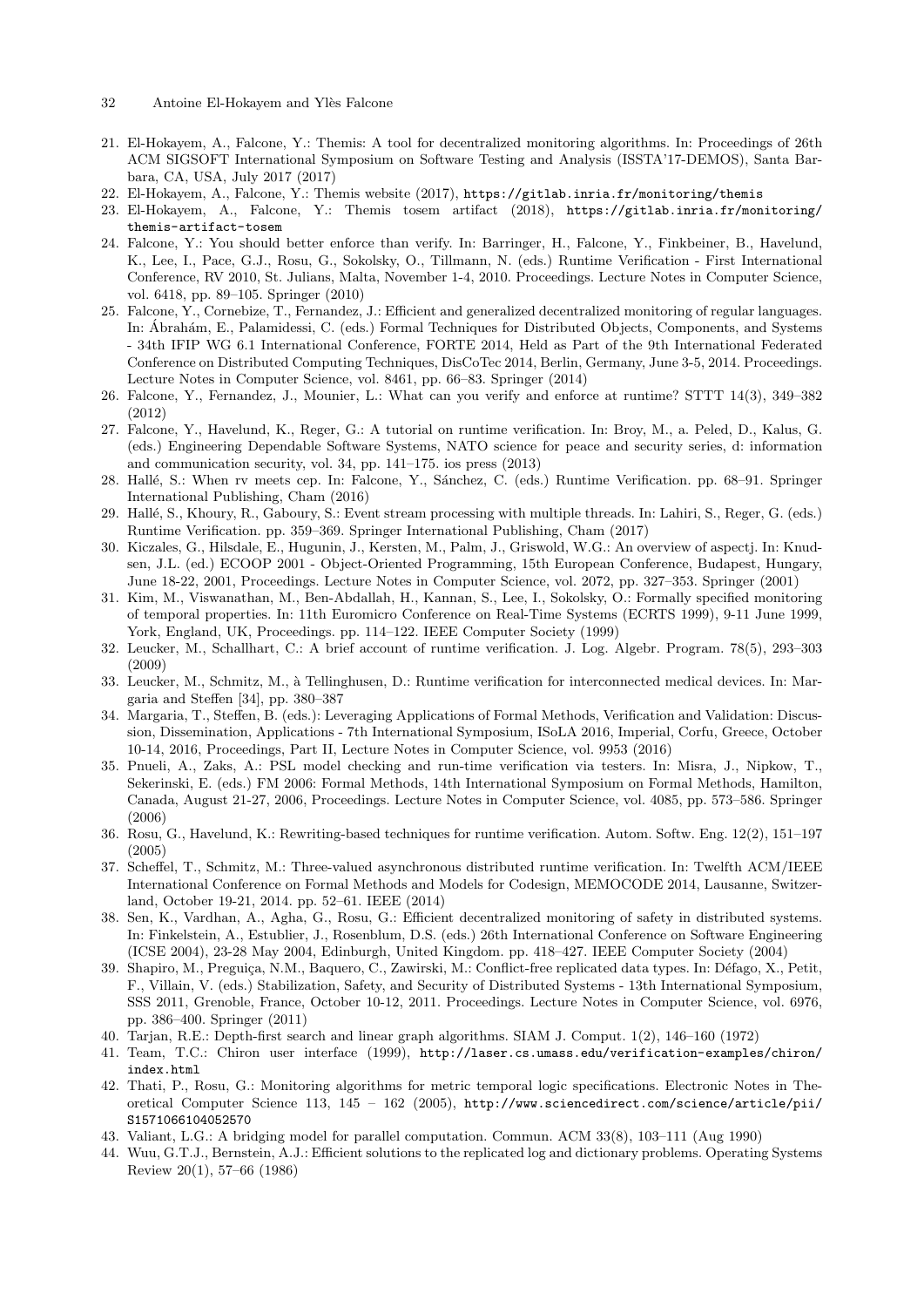21. El-Hokayem, A., Falcone, Y.: Themis: A tool for decentralized monitoring algorithms. In: Proceedings of 26th ACM SIGSOFT International Symposium on Software Testing and Analysis (ISSTA'17-DEMOS), Santa Barbara, CA, USA, July 2017 (2017)
22. El-Hokayem, A., Falcone, Y.: Themis website (2017), https://gitlab.inria.fr/monitoring/themis
23. El-Hokayem, A., Falcone, Y.: Themis tosem artifact (2018), https://gitlab.inria.fr/monitoring/themis-artifact-tosem
24. Falcone, Y.: You should better enforce than verify. In: Barringer, H., Falcone, Y., Finkbeiner, B., Havelund, K., Lee, I., Pace, G.J., Rosu, G., Sokolsky, O., Tillmann, N. (eds.) Runtime Verification - First International Conference, RV 2010, St. Julians, Malta, November 1-4, 2010. Proceedings. Lecture Notes in Computer Science, vol. 6418, pp. 89–105. Springer (2010)
25. Falcone, Y., Cornebize, T., Fernandez, J.: Efficient and generalized decentralized monitoring of regular languages. In: Ábrahám, E., Palamidessi, C. (eds.) Formal Techniques for Distributed Objects, Components, and Systems - 34th IFIP WG 6.1 International Conference, FORTE 2014, Held as Part of the 9th International Federated Conference on Distributed Computing Techniques, DisCoTec 2014, Berlin, Germany, June 3-5, 2014. Proceedings. Lecture Notes in Computer Science, vol. 8461, pp. 66–83. Springer (2014)
26. Falcone, Y., Fernandez, J., Mounier, L.: What can you verify and enforce at runtime? STTT 14(3), 349–382 (2012)
27. Falcone, Y., Havelund, K., Reger, G.: A tutorial on runtime verification. In: Broy, M., a. Peled, D., Kalus, G. (eds.) Engineering Dependable Software Systems, NATO science for peace and security series, d: information and communication security, vol. 34, pp. 141–175. ios press (2013)
28. Hallé, S.: When rv meets cep. In: Falcone, Y., Sánchez, C. (eds.) Runtime Verification. pp. 68–91. Springer International Publishing, Cham (2016)
29. Hallé, S., Khoury, R., Gaboury, S.: Event stream processing with multiple threads. In: Lahiri, S., Reger, G. (eds.) Runtime Verification. pp. 359–369. Springer International Publishing, Cham (2017)
30. Kiczales, G., Hilsdale, E., Hugunin, J., Kersten, M., Palm, J., Griswold, W.G.: An overview of aspectj. In: Knudsen, J.L. (ed.) ECOOP 2001 - Object-Oriented Programming, 15th European Conference, Budapest, Hungary, June 18-22, 2001, Proceedings. Lecture Notes in Computer Science, vol. 2072, pp. 327–353. Springer (2001)
31. Kim, M., Viswanathan, M., Ben-Abdallah, H., Kannan, S., Lee, I., Sokolsky, O.: Formally specified monitoring of temporal properties. In: 11th Euromicro Conference on Real-Time Systems (ECRTS 1999), 9-11 June 1999, York, England, UK, Proceedings. pp. 114–122. IEEE Computer Society (1999)
32. Leucker, M., Schallhart, C.: A brief account of runtime verification. J. Log. Algebr. Program. 78(5), 293–303 (2009)
33. Leucker, M., Schmitz, M., à Tellinghusen, D.: Runtime verification for interconnected medical devices. In: Margaria and Steffen [34], pp. 380–387
34. Margaria, T., Steffen, B. (eds.): Leveraging Applications of Formal Methods, Verification and Validation: Discussion, Dissemination, Applications - 7th International Symposium, ISoLA 2016, Imperial, Corfu, Greece, October 10-14, 2016, Proceedings, Part II, Lecture Notes in Computer Science, vol. 9953 (2016)
35. Pnueli, A., Zaks, A.: PSL model checking and run-time verification via testers. In: Misra, J., Nipkow, T., Sekerinski, E. (eds.) FM 2006: Formal Methods, 14th International Symposium on Formal Methods, Hamilton, Canada, August 21-27, 2006, Proceedings. Lecture Notes in Computer Science, vol. 4085, pp. 573–586. Springer (2006)
36. Rosu, G., Havelund, K.: Rewriting-based techniques for runtime verification. Autom. Softw. Eng. 12(2), 151–197 (2005)
37. Scheffel, T., Schmitz, M.: Three-valued asynchronous distributed runtime verification. In: Twelfth ACM/IEEE International Conference on Formal Methods and Models for Codesign, MEMOCODE 2014, Lausanne, Switzerland, October 19-21, 2014. pp. 52–61. IEEE (2014)
38. Sen, K., Vardhan, A., Agha, G., Rosu, G.: Efficient decentralized monitoring of safety in distributed systems. In: Finkelstein, A., Estublier, J., Rosenblum, D.S. (eds.) 26th International Conference on Software Engineering (ICSE 2004), 23-28 May 2004, Edinburgh, United Kingdom. pp. 418–427. IEEE Computer Society (2004)
39. Shapiro, M., Preguiça, N.M., Baquero, C., Zawirski, M.: Conflict-free replicated data types. In: Défago, X., Petit, F., Villain, V. (eds.) Stabilization, Safety, and Security of Distributed Systems - 13th International Symposium, SSS 2011, Grenoble, France, October 10-12, 2011. Proceedings. Lecture Notes in Computer Science, vol. 6976, pp. 386–400. Springer (2011)
40. Tarjan, R.E.: Depth-first search and linear graph algorithms. SIAM J. Comput. 1(2), 146–160 (1972)
41. Team, T.C.: Chiron user interface (1999), http://laser.cs.umass.edu/verification-examples/chiron/index.html
42. Thati, P., Rosu, G.: Monitoring algorithms for metric temporal logic specifications. Electronic Notes in Theoretical Computer Science 113, 145 – 162 (2005), http://www.sciencedirect.com/science/article/pii/S1571066104052570
43. Valiant, L.G.: A bridging model for parallel computation. Commun. ACM 33(8), 103–111 (Aug 1990)
44. Wuu, G.T.J., Bernstein, A.J.: Efficient solutions to the replicated log and dictionary problems. Operating Systems Review 20(1), 57–66 (1986)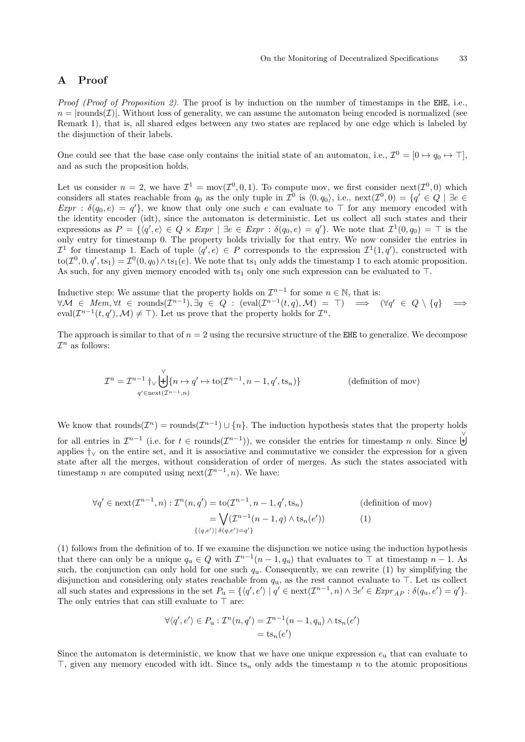## A Proof

*Proof (Proof of Proposition 2).* The proof is by induction on the number of timestamps in the EHE, i.e., $n = |\text{rounds}(\mathcal{I})|$. Without loss of generality, we can assume the automaton being encoded is normalized (see Remark 1), that is, all shared edges between any two states are replaced by one edge which is labeled by the disjunction of their labels.

One could see that the base case only contains the initial state of an automaton, i.e., $\mathcal{I}^0 = [0 \mapsto q_0 \mapsto \top]$, and as such the proposition holds.

Let us consider $n = 2$, we have $\mathcal{I}^1 = \text{mov}(\mathcal{I}^0, 0, 1)$. To compute mov, we first consider $\text{next}(\mathcal{I}^0, 0)$ which considers all states reachable from $q_0$ as the only tuple in $\mathcal{I}^0$ is $\langle 0, q_0 \rangle$, i.e., $\text{next}(\mathcal{I}^0, 0) = \{q' \in Q \mid \exists e \in \mathit{Expr} : \delta(q_0, e) = q'\}$, we know that only one such $e$ can evaluate to $\top$ for any memory encoded with the identity encoder (idt), since the automaton is deterministic. Let us collect all such states and their expressions as $P = \{\langle q', e \rangle \in Q \times \mathit{Expr} \mid \exists e \in \mathit{Expr} : \delta(q_0, e) = q'\}$. We note that $\mathcal{I}^1(0, q_0) = \top$ is the only entry for timestamp 0. The property holds trivially for that entry. We now consider the entries in $\mathcal{I}^1$ for timestamp 1. Each of tuple $\langle q', e \rangle \in P$ corresponds to the expression $\mathcal{I}^1(1, q')$, constructed with $\text{to}(\mathcal{I}^0, 0, q', \text{ts}_1) = \mathcal{I}^0(0, q_0) \wedge \text{ts}_1(e)$. We note that $\text{ts}_1$ only adds the timestamp 1 to each atomic proposition. As such, for any given memory encoded with $\text{ts}_1$ only one such expression can be evaluated to $\top$.

Inductive step: We assume that the property holds on $\mathcal{I}^{n-1}$ for some $n \in \mathbb{N}$, that is:
$\forall \mathcal{M} \in \mathit{Mem}, \forall t \in \text{rounds}(\mathcal{I}^{n-1}), \exists q \in Q : (\text{eval}(\mathcal{I}^{n-1}(t, q), \mathcal{M}) = \top) \implies (\forall q' \in Q \setminus \{q\} \implies \text{eval}(\mathcal{I}^{n-1}(t, q'), \mathcal{M}) \neq \top)$. Let us prove that the property holds for $\mathcal{I}^n$.

The approach is similar to that of $n = 2$ using the recursive structure of the EHE to generalize. We decompose $\mathcal{I}^n$ as follows:

$$\mathcal{I}^n = \mathcal{I}^{n-1} \dagger_\vee \overset{\vee}{\biguplus_{q' \in \text{next}(\mathcal{I}^{n-1}, n)}} \{n \mapsto q' \mapsto \text{to}(\mathcal{I}^{n-1}, n-1, q', \text{ts}_n)\} \qquad \text{(definition of mov)}$$

We know that $\text{rounds}(\mathcal{I}^n) = \text{rounds}(\mathcal{I}^{n-1}) \cup \{n\}$. The induction hypothesis states that the property holds for all entries in $\mathcal{I}^{n-1}$ (i.e. for $t \in \text{rounds}(\mathcal{I}^{n-1})$), we consider the entries for timestamp $n$ only. Since $\overset{\vee}{\biguplus}$ applies $\dagger_\vee$ on the entire set, and it is associative and commutative we consider the expression for a given state after all the merges, without consideration of order of merges. As such the states associated with timestamp $n$ are computed using $\text{next}(\mathcal{I}^{n-1}, n)$. We have:

$$\begin{aligned}
\forall q' \in \text{next}(\mathcal{I}^{n-1}, n) : \mathcal{I}^n(n, q') &= \text{to}(\mathcal{I}^{n-1}, n-1, q', \text{ts}_n) && \text{(definition of mov)} \\
&= \bigvee_{\{\langle q, e' \rangle \mid \delta(q, e') = q'\}} (\mathcal{I}^{n-1}(n-1, q) \wedge \text{ts}_n(e')) && (1)
\end{aligned}$$

(1) follows from the definition of to. If we examine the disjunction we notice using the induction hypothesis that there can only be a unique $q_\text{u} \in Q$ with $\mathcal{I}^{n-1}(n-1, q_\text{u})$ that evaluates to $\top$ at timestamp $n-1$. As such, the conjunction can only hold for one such $q_\text{u}$. Consequently, we can rewrite (1) by simplifying the disjunction and considering only states reachable from $q_\text{u}$, as the rest cannot evaluate to $\top$. Let us collect all such states and expressions in the set $P_\text{u} = \{\langle q', e' \rangle \mid q' \in \text{next}(\mathcal{I}^{n-1}, n) \wedge \exists e' \in \mathit{Expr}_{AP} : \delta(q_\text{u}, e') = q'\}$. The only entries that can still evaluate to $\top$ are:

$$\begin{aligned}
\forall \langle q', e' \rangle \in P_\text{u} : \mathcal{I}^n(n, q') &= \mathcal{I}^{n-1}(n-1, q_\text{u}) \wedge \text{ts}_n(e') \\
&= \text{ts}_n(e')
\end{aligned}$$

Since the automaton is deterministic, we know that we have one unique expression $e_\text{u}$ that can evaluate to $\top$, given any memory encoded with idt. Since $\text{ts}_n$ only adds the timestamp $n$ to the atomic propositions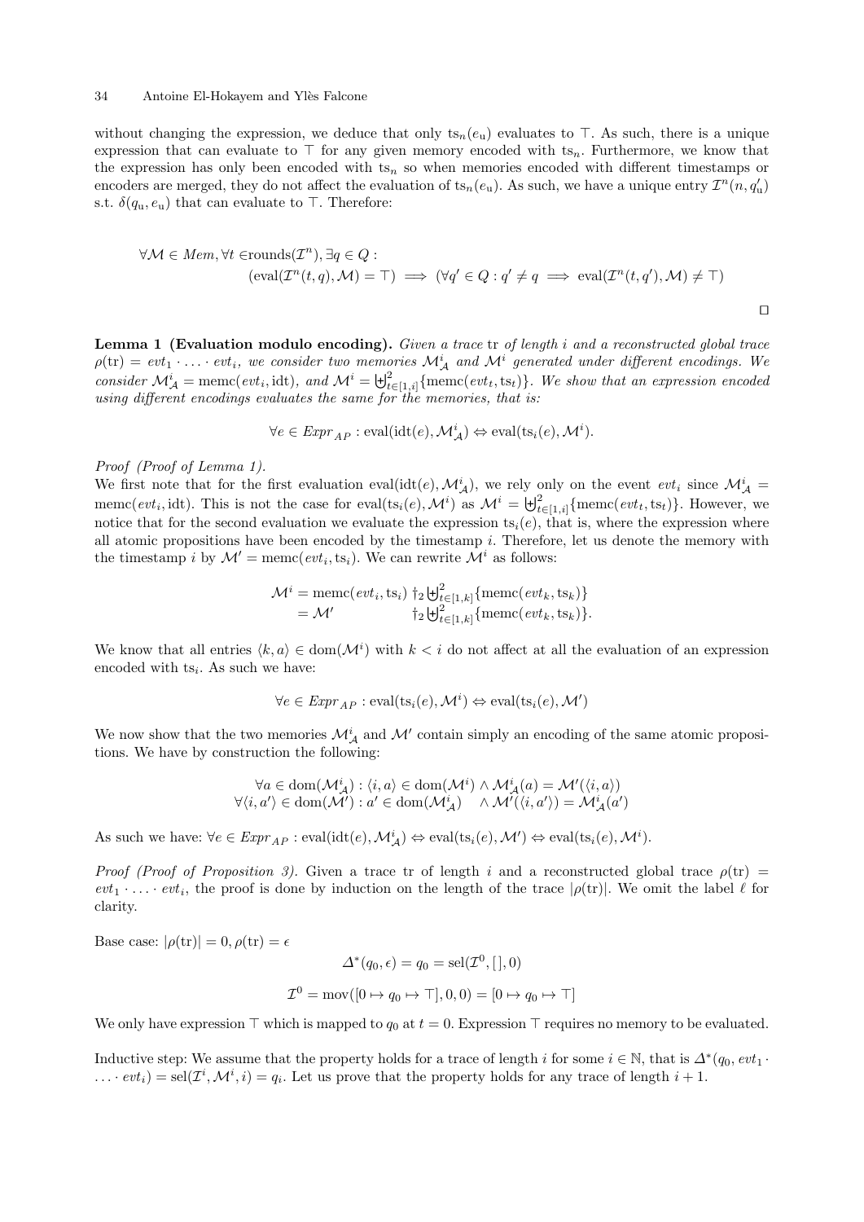without changing the expression, we deduce that only $\mathrm{ts}_n(e_\mathrm{u})$ evaluates to $\top$. As such, there is a unique expression that can evaluate to $\top$ for any given memory encoded with $\mathrm{ts}_n$. Furthermore, we know that the expression has only been encoded with $\mathrm{ts}_n$ so when memories encoded with different timestamps or encoders are merged, they do not affect the evaluation of $\mathrm{ts}_n(e_\mathrm{u})$. As such, we have a unique entry $\mathcal{I}^n(n, q'_\mathrm{u})$ s.t. $\delta(q_\mathrm{u}, e_\mathrm{u})$ that can evaluate to $\top$. Therefore:

$$\forall \mathcal{M} \in \mathit{Mem}, \forall t \in \mathrm{rounds}(\mathcal{I}^n), \exists q \in Q :$$
$$(\mathrm{eval}(\mathcal{I}^n(t,q), \mathcal{M}) = \top) \implies (\forall q' \in Q : q' \neq q \implies \mathrm{eval}(\mathcal{I}^n(t,q'), \mathcal{M}) \neq \top)$$

$\square$

**Lemma 1 (Evaluation modulo encoding).** *Given a trace* $\mathrm{tr}$ *of length* $i$ *and a reconstructed global trace* $\rho(\mathrm{tr}) = evt_1 \cdot \ldots \cdot evt_i$*, we consider two memories* $\mathcal{M}^i_\mathcal{A}$ *and* $\mathcal{M}^i$ *generated under different encodings. We consider* $\mathcal{M}^i_\mathcal{A} = \mathrm{memc}(evt_i, \mathrm{idt})$*, and* $\mathcal{M}^i = \biguplus^2_{t\in[1,i]}\{\mathrm{memc}(evt_t, \mathrm{ts}_t)\}$*. We show that an expression encoded using different encodings evaluates the same for the memories, that is:*

$$\forall e \in \mathit{Expr}_{AP} : \mathrm{eval}(\mathrm{idt}(e), \mathcal{M}^i_\mathcal{A}) \Leftrightarrow \mathrm{eval}(\mathrm{ts}_i(e), \mathcal{M}^i).$$

*Proof (Proof of Lemma 1).*
We first note that for the first evaluation $\mathrm{eval}(\mathrm{idt}(e), \mathcal{M}^i_\mathcal{A})$, we rely only on the event $evt_i$ since $\mathcal{M}^i_\mathcal{A} = \mathrm{memc}(evt_i, \mathrm{idt})$. This is not the case for $\mathrm{eval}(\mathrm{ts}_i(e), \mathcal{M}^i)$ as $\mathcal{M}^i = \biguplus^2_{t\in[1,i]}\{\mathrm{memc}(evt_t, \mathrm{ts}_t)\}$. However, we notice that for the second evaluation we evaluate the expression $\mathrm{ts}_i(e)$, that is, where the expression where all atomic propositions have been encoded by the timestamp $i$. Therefore, let us denote the memory with the timestamp $i$ by $\mathcal{M}' = \mathrm{memc}(evt_i, \mathrm{ts}_i)$. We can rewrite $\mathcal{M}^i$ as follows:

$$\begin{aligned}\mathcal{M}^i &= \mathrm{memc}(evt_i, \mathrm{ts}_i) \dagger_2 \textstyle\biguplus^2_{t\in[1,k]}\{\mathrm{memc}(evt_k, \mathrm{ts}_k)\}\\ &= \mathcal{M}' \qquad\qquad\quad\; \dagger_2 \textstyle\biguplus^2_{t\in[1,k]}\{\mathrm{memc}(evt_k, \mathrm{ts}_k)\}.\end{aligned}$$

We know that all entries $\langle k, a\rangle \in \mathrm{dom}(\mathcal{M}^i)$ with $k < i$ do not affect at all the evaluation of an expression encoded with $\mathrm{ts}_i$. As such we have:

$$\forall e \in \mathit{Expr}_{AP} : \mathrm{eval}(\mathrm{ts}_i(e), \mathcal{M}^i) \Leftrightarrow \mathrm{eval}(\mathrm{ts}_i(e), \mathcal{M}')$$

We now show that the two memories $\mathcal{M}^i_\mathcal{A}$ and $\mathcal{M}'$ contain simply an encoding of the same atomic propositions. We have by construction the following:

$$\begin{aligned}\forall a \in \mathrm{dom}(\mathcal{M}^i_\mathcal{A}) &: \langle i, a\rangle \in \mathrm{dom}(\mathcal{M}^i) \wedge \mathcal{M}^i_\mathcal{A}(a) = \mathcal{M}'(\langle i, a\rangle)\\ \forall \langle i, a'\rangle \in \mathrm{dom}(\mathcal{M}') &: a' \in \mathrm{dom}(\mathcal{M}^i_\mathcal{A}) \quad \wedge \mathcal{M}'(\langle i, a'\rangle) = \mathcal{M}^i_\mathcal{A}(a')\end{aligned}$$

As such we have: $\forall e \in \mathit{Expr}_{AP} : \mathrm{eval}(\mathrm{idt}(e), \mathcal{M}^i_\mathcal{A}) \Leftrightarrow \mathrm{eval}(\mathrm{ts}_i(e), \mathcal{M}') \Leftrightarrow \mathrm{eval}(\mathrm{ts}_i(e), \mathcal{M}^i)$.

*Proof (Proof of Proposition 3).* Given a trace $\mathrm{tr}$ of length $i$ and a reconstructed global trace $\rho(\mathrm{tr}) = evt_1 \cdot \ldots \cdot evt_i$, the proof is done by induction on the length of the trace $|\rho(\mathrm{tr})|$. We omit the label $\ell$ for clarity.

Base case: $|\rho(\mathrm{tr})| = 0, \rho(\mathrm{tr}) = \epsilon$

$$\Delta^*(q_0, \epsilon) = q_0 = \mathrm{sel}(\mathcal{I}^0, [\,], 0)$$

$$\mathcal{I}^0 = \mathrm{mov}([0 \mapsto q_0 \mapsto \top], 0, 0) = [0 \mapsto q_0 \mapsto \top]$$

We only have expression $\top$ which is mapped to $q_0$ at $t = 0$. Expression $\top$ requires no memory to be evaluated.

Inductive step: We assume that the property holds for a trace of length $i$ for some $i \in \mathbb{N}$, that is $\Delta^*(q_0, evt_1 \cdot \ldots \cdot evt_i) = \mathrm{sel}(\mathcal{I}^i, \mathcal{M}^i, i) = q_i$. Let us prove that the property holds for any trace of length $i + 1$.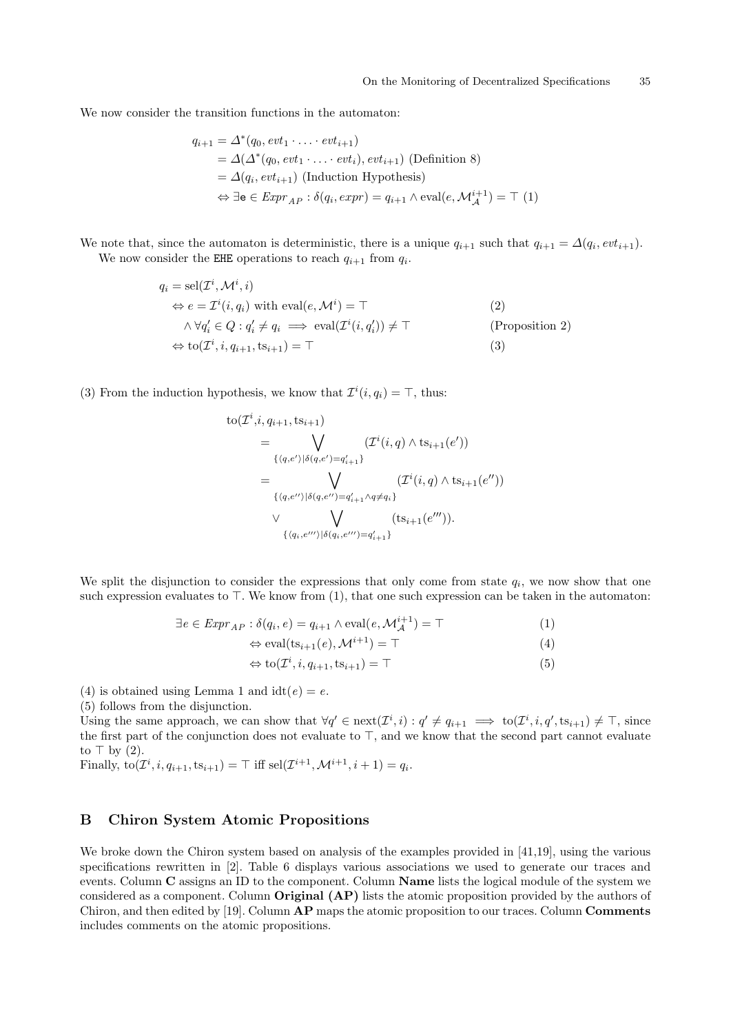We now consider the transition functions in the automaton:

$$
\begin{aligned}
q_{i+1} &= \Delta^*(q_0, evt_1 \cdot \ldots \cdot evt_{i+1}) \\
&= \Delta(\Delta^*(q_0, evt_1 \cdot \ldots \cdot evt_i), evt_{i+1}) \text{ (Definition 8)} \\
&= \Delta(q_i, evt_{i+1}) \text{ (Induction Hypothesis)} \\
&\Leftrightarrow \exists \mathtt{e} \in Expr_{AP} : \delta(q_i, expr) = q_{i+1} \wedge \text{eval}(e, \mathcal{M}_{\mathcal{A}}^{i+1}) = \top \text{ (1)}
\end{aligned}
$$

We note that, since the automaton is deterministic, there is a unique $q_{i+1}$ such that $q_{i+1} = \Delta(q_i, evt_{i+1})$.

We now consider the `EHE` operations to reach $q_{i+1}$ from $q_i$.

$$
\begin{aligned}
& q_i = \text{sel}(\mathcal{I}^i, \mathcal{M}^i, i) \\
& \quad \Leftrightarrow e = \mathcal{I}^i(i, q_i) \text{ with } \text{eval}(e, \mathcal{M}^i) = \top && (2) \\
& \quad\quad \wedge \forall q'_i \in Q : q'_i \neq q_i \implies \text{eval}(\mathcal{I}^i(i, q'_i)) \neq \top && \text{(Proposition 2)} \\
& \quad \Leftrightarrow \text{to}(\mathcal{I}^i, i, q_{i+1}, \text{ts}_{i+1}) = \top && (3)
\end{aligned}
$$

(3) From the induction hypothesis, we know that $\mathcal{I}^i(i, q_i) = \top$, thus:

$$
\begin{aligned}
\text{to}(\mathcal{I}^i, & i, q_{i+1}, \text{ts}_{i+1}) \\
&= \bigvee_{\{\langle q, e' \rangle | \delta(q, e') = q'_{i+1}\}} (\mathcal{I}^i(i, q) \wedge \text{ts}_{i+1}(e')) \\
&= \bigvee_{\{\langle q, e'' \rangle | \delta(q, e'') = q'_{i+1} \wedge q \neq q_i\}} (\mathcal{I}^i(i, q) \wedge \text{ts}_{i+1}(e'')) \\
&\quad \vee \bigvee_{\{\langle q_i, e''' \rangle | \delta(q_i, e''') = q'_{i+1}\}} (\text{ts}_{i+1}(e''')).
\end{aligned}
$$

We split the disjunction to consider the expressions that only come from state $q_i$, we now show that one such expression evaluates to $\top$. We know from (1), that one such expression can be taken in the automaton:

$$
\begin{aligned}
\exists e \in Expr_{AP} : \delta(q_i, e) = q_{i+1} \wedge \text{eval}(e, \mathcal{M}_{\mathcal{A}}^{i+1}) = \top && (1) \\
\Leftrightarrow \text{eval}(\text{ts}_{i+1}(e), \mathcal{M}^{i+1}) = \top && (4) \\
\Leftrightarrow \text{to}(\mathcal{I}^i, i, q_{i+1}, \text{ts}_{i+1}) = \top && (5)
\end{aligned}
$$

(4) is obtained using Lemma 1 and $\text{idt}(e) = e$.
(5) follows from the disjunction.
Using the same approach, we can show that $\forall q' \in \text{next}(\mathcal{I}^i, i) : q' \neq q_{i+1} \implies \text{to}(\mathcal{I}^i, i, q', \text{ts}_{i+1}) \neq \top$, since the first part of the conjunction does not evaluate to $\top$, and we know that the second part cannot evaluate to $\top$ by (2).
Finally, $\text{to}(\mathcal{I}^i, i, q_{i+1}, \text{ts}_{i+1}) = \top$ iff $\text{sel}(\mathcal{I}^{i+1}, \mathcal{M}^{i+1}, i+1) = q_i$.

## B Chiron System Atomic Propositions

We broke down the Chiron system based on analysis of the examples provided in [41,19], using the various specifications rewritten in [2]. Table 6 displays various associations we used to generate our traces and events. Column **C** assigns an ID to the component. Column **Name** lists the logical module of the system we considered as a component. Column **Original (AP)** lists the atomic proposition provided by the authors of Chiron, and then edited by [19]. Column **AP** maps the atomic proposition to our traces. Column **Comments** includes comments on the atomic propositions.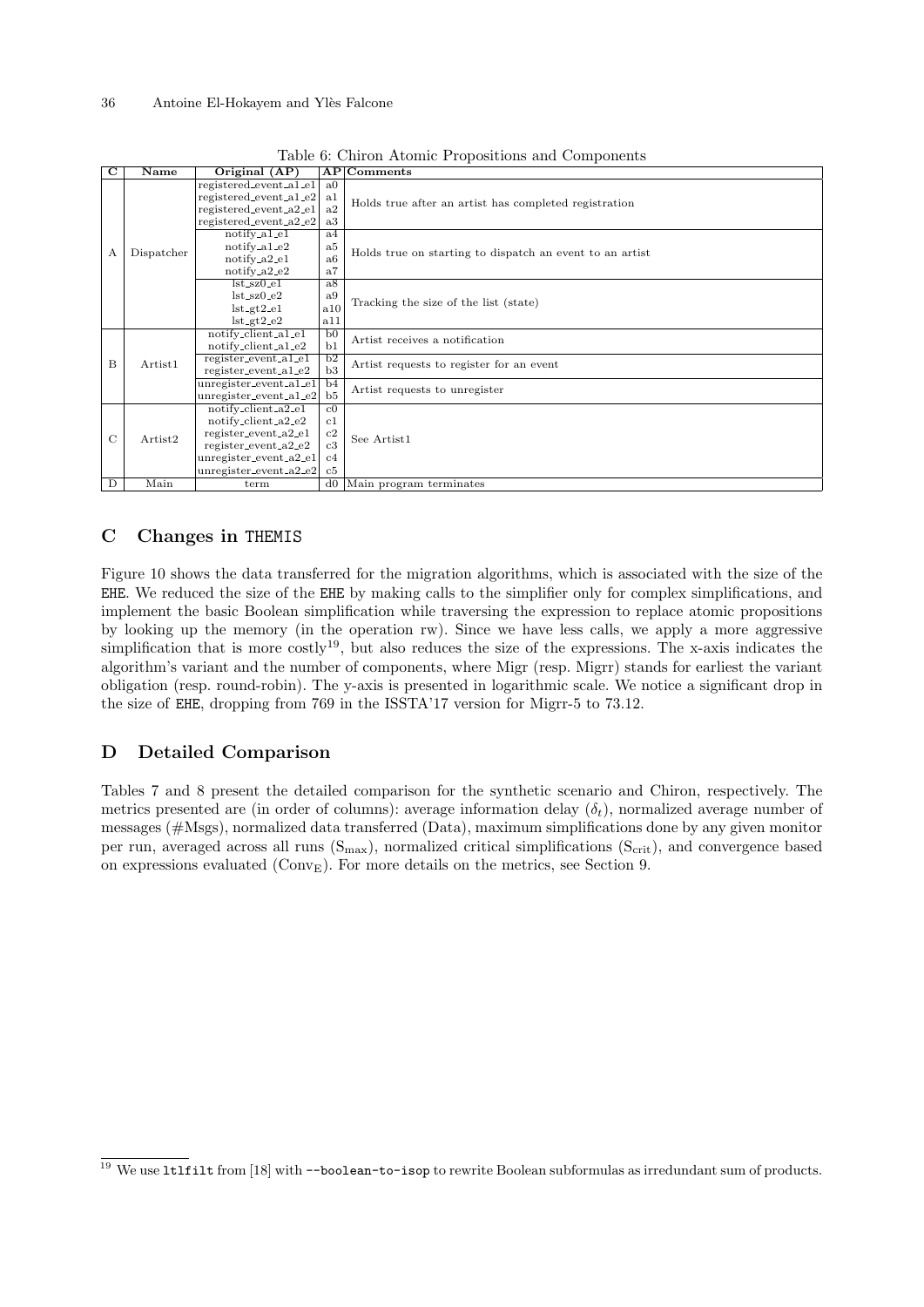Table 6: Chiron Atomic Propositions and Components

| C | Name | Original (AP) | AP | Comments |
|---|---|---|---|---|
| A | Dispatcher | registered_event_a1_e1 | a0 | Holds true after an artist has completed registration |
| | | registered_event_a1_e2 | a1 | |
| | | registered_event_a2_e1 | a2 | |
| | | registered_event_a2_e2 | a3 | |
| | | notify_a1_e1 | a4 | Holds true on starting to dispatch an event to an artist |
| | | notify_a1_e2 | a5 | |
| | | notify_a2_e1 | a6 | |
| | | notify_a2_e2 | a7 | |
| | | lst_sz0_e1 | a8 | Tracking the size of the list (state) |
| | | lst_sz0_e2 | a9 | |
| | | lst_gt2_e1 | a10 | |
| | | lst_gt2_e2 | a11 | |
| B | Artist1 | notify_client_a1_e1 | b0 | Artist receives a notification |
| | | notify_client_a1_e2 | b1 | |
| | | register_event_a1_e1 | b2 | Artist requests to register for an event |
| | | register_event_a1_e2 | b3 | |
| | | unregister_event_a1_e1 | b4 | Artist requests to unregister |
| | | unregister_event_a1_e2 | b5 | |
| C | Artist2 | notify_client_a2_e1 | c0 | See Artist1 |
| | | notify_client_a2_e2 | c1 | |
| | | register_event_a2_e1 | c2 | |
| | | register_event_a2_e2 | c3 | |
| | | unregister_event_a2_e1 | c4 | |
| | | unregister_event_a2_e2 | c5 | |
| D | Main | term | d0 | Main program terminates |

## C Changes in THEMIS

Figure 10 shows the data transferred for the migration algorithms, which is associated with the size of the EHE. We reduced the size of the EHE by making calls to the simplifier only for complex simplifications, and implement the basic Boolean simplification while traversing the expression to replace atomic propositions by looking up the memory (in the operation rw). Since we have less calls, we apply a more aggressive simplification that is more costly[19], but also reduces the size of the expressions. The x-axis indicates the algorithm's variant and the number of components, where Migr (resp. Migrr) stands for earliest the variant obligation (resp. round-robin). The y-axis is presented in logarithmic scale. We notice a significant drop in the size of EHE, dropping from 769 in the ISSTA'17 version for Migrr-5 to 73.12.

## D Detailed Comparison

Tables 7 and 8 present the detailed comparison for the synthetic scenario and Chiron, respectively. The metrics presented are (in order of columns): average information delay ($\delta_t$), normalized average number of messages (#Msgs), normalized data transferred (Data), maximum simplifications done by any given monitor per run, averaged across all runs ($S_{\max}$), normalized critical simplifications ($S_{\text{crit}}$), and convergence based on expressions evaluated ($\text{Conv}_{\text{E}}$). For more details on the metrics, see Section 9.

[19] We use `ltlfilt` from [18] with `--boolean-to-isop` to rewrite Boolean subformulas as irredundant sum of products.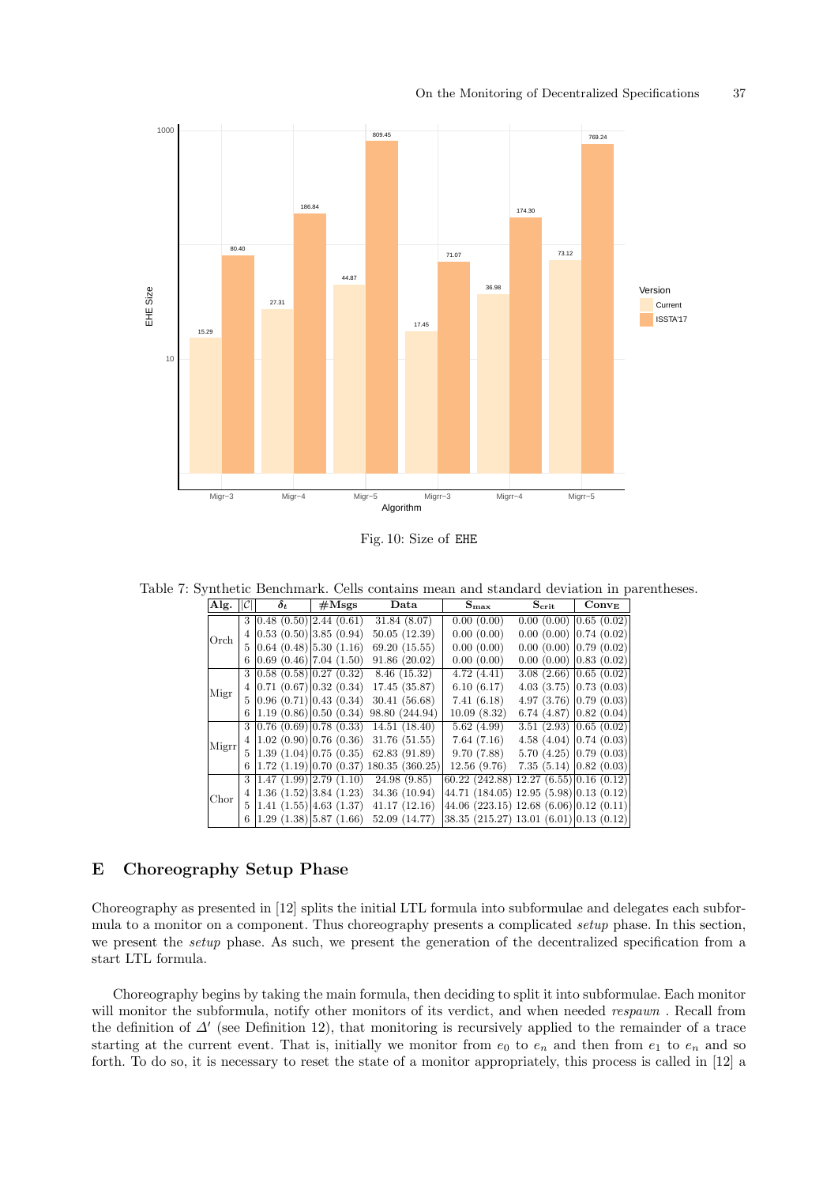Fig. 10: Size of EHE

Table 7: Synthetic Benchmark. Cells contains mean and standard deviation in parentheses.

| Alg. | $\|\mathcal{C}\|$ | $\delta_t$ | #Msgs | Data | $\mathbf{S_{max}}$ | $\mathbf{S_{crit}}$ | $\mathbf{Conv_E}$ |
|---|---|---|---|---|---|---|---|
| Orch | 3 | 0.48 (0.50) | 2.44 (0.61) | 31.84 (8.07) | 0.00 (0.00) | 0.00 (0.00) | 0.65 (0.02) |
| | 4 | 0.53 (0.50) | 3.85 (0.94) | 50.05 (12.39) | 0.00 (0.00) | 0.00 (0.00) | 0.74 (0.02) |
| | 5 | 0.64 (0.48) | 5.30 (1.16) | 69.20 (15.55) | 0.00 (0.00) | 0.00 (0.00) | 0.79 (0.02) |
| | 6 | 0.69 (0.46) | 7.04 (1.50) | 91.86 (20.02) | 0.00 (0.00) | 0.00 (0.00) | 0.83 (0.02) |
| Migr | 3 | 0.58 (0.58) | 0.27 (0.32) | 8.46 (15.32) | 4.72 (4.41) | 3.08 (2.66) | 0.65 (0.02) |
| | 4 | 0.71 (0.67) | 0.32 (0.34) | 17.45 (35.87) | 6.10 (6.17) | 4.03 (3.75) | 0.73 (0.03) |
| | 5 | 0.96 (0.71) | 0.43 (0.34) | 30.41 (56.68) | 7.41 (6.18) | 4.97 (3.76) | 0.79 (0.03) |
| | 6 | 1.19 (0.86) | 0.50 (0.34) | 98.80 (244.94) | 10.09 (8.32) | 6.74 (4.87) | 0.82 (0.04) |
| Migrr | 3 | 0.76 (0.69) | 0.78 (0.33) | 14.51 (18.40) | 5.62 (4.99) | 3.51 (2.93) | 0.65 (0.02) |
| | 4 | 1.02 (0.90) | 0.76 (0.36) | 31.76 (51.55) | 7.64 (7.16) | 4.58 (4.04) | 0.74 (0.03) |
| | 5 | 1.39 (1.04) | 0.75 (0.35) | 62.83 (91.89) | 9.70 (7.88) | 5.70 (4.25) | 0.79 (0.03) |
| | 6 | 1.72 (1.19) | 0.70 (0.37) | 180.35 (360.25) | 12.56 (9.76) | 7.35 (5.14) | 0.82 (0.03) |
| Chor | 3 | 1.47 (1.99) | 2.79 (1.10) | 24.98 (9.85) | 60.22 (242.88) | 12.27 (6.55) | 0.16 (0.12) |
| | 4 | 1.36 (1.52) | 3.84 (1.23) | 34.36 (10.94) | 44.71 (184.05) | 12.95 (5.98) | 0.13 (0.12) |
| | 5 | 1.41 (1.55) | 4.63 (1.37) | 41.17 (12.16) | 44.06 (223.15) | 12.68 (6.06) | 0.12 (0.11) |
| | 6 | 1.29 (1.38) | 5.87 (1.66) | 52.09 (14.77) | 38.35 (215.27) | 13.01 (6.01) | 0.13 (0.12) |

# E Choreography Setup Phase

Choreography as presented in [12] splits the initial LTL formula into subformulae and delegates each subformula to a monitor on a component. Thus choreography presents a complicated *setup* phase. In this section, we present the *setup* phase. As such, we present the generation of the decentralized specification from a start LTL formula.

Choreography begins by taking the main formula, then deciding to split it into subformulae. Each monitor will monitor the subformula, notify other monitors of its verdict, and when needed *respawn* . Recall from the definition of $\Delta'$ (see Definition 12), that monitoring is recursively applied to the remainder of a trace starting at the current event. That is, initially we monitor from $e_0$ to $e_n$ and then from $e_1$ to $e_n$ and so forth. To do so, it is necessary to reset the state of a monitor appropriately, this process is called in [12] a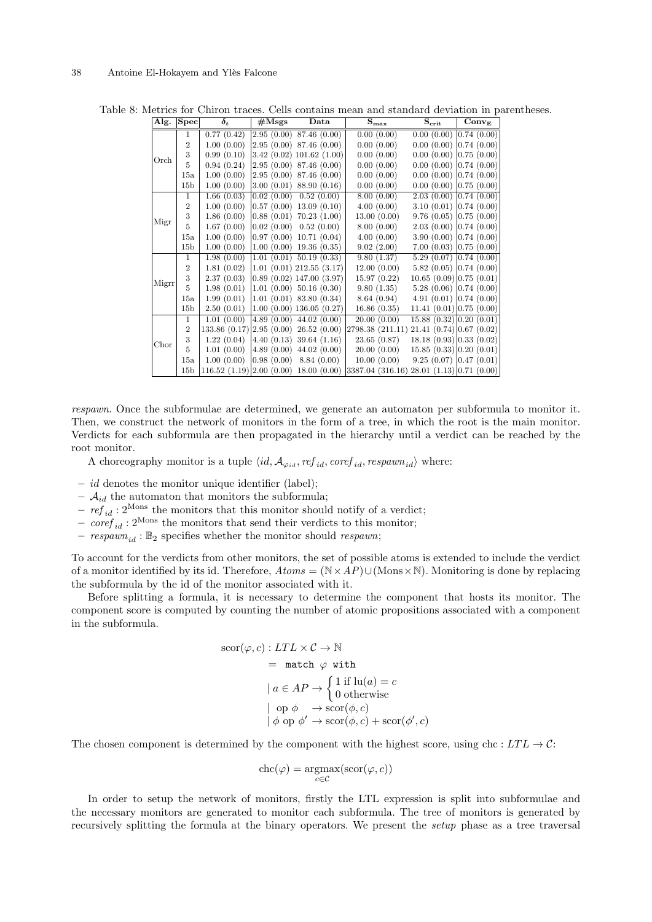Table 8: Metrics for Chiron traces. Cells contains mean and standard deviation in parentheses.

| Alg. | Spec | $\delta_t$ | #Msgs | Data | $\mathbf{S_{max}}$ | $\mathbf{S_{crit}}$ | $\mathbf{Conv_E}$ |
|---|---|---|---|---|---|---|---|
| Orch | 1 | 0.77 (0.42) | 2.95 (0.00) | 87.46 (0.00) | 0.00 (0.00) | 0.00 (0.00) | 0.74 (0.00) |
| | 2 | 1.00 (0.00) | 2.95 (0.00) | 87.46 (0.00) | 0.00 (0.00) | 0.00 (0.00) | 0.74 (0.00) |
| | 3 | 0.99 (0.10) | 3.42 (0.02) | 101.62 (1.00) | 0.00 (0.00) | 0.00 (0.00) | 0.75 (0.00) |
| | 5 | 0.94 (0.24) | 2.95 (0.00) | 87.46 (0.00) | 0.00 (0.00) | 0.00 (0.00) | 0.74 (0.00) |
| | 15a | 1.00 (0.00) | 2.95 (0.00) | 87.46 (0.00) | 0.00 (0.00) | 0.00 (0.00) | 0.74 (0.00) |
| | 15b | 1.00 (0.00) | 3.00 (0.01) | 88.90 (0.16) | 0.00 (0.00) | 0.00 (0.00) | 0.75 (0.00) |
| Migr | 1 | 1.66 (0.03) | 0.02 (0.00) | 0.52 (0.00) | 8.00 (0.00) | 2.03 (0.00) | 0.74 (0.00) |
| | 2 | 1.00 (0.00) | 0.57 (0.00) | 13.09 (0.10) | 4.00 (0.00) | 3.10 (0.01) | 0.74 (0.00) |
| | 3 | 1.86 (0.00) | 0.88 (0.01) | 70.23 (1.00) | 13.00 (0.00) | 9.76 (0.05) | 0.75 (0.00) |
| | 5 | 1.67 (0.00) | 0.02 (0.00) | 0.52 (0.00) | 8.00 (0.00) | 2.03 (0.00) | 0.74 (0.00) |
| | 15a | 1.00 (0.00) | 0.97 (0.00) | 10.71 (0.04) | 4.00 (0.00) | 3.90 (0.00) | 0.74 (0.00) |
| | 15b | 1.00 (0.00) | 1.00 (0.00) | 19.36 (0.35) | 9.02 (2.00) | 7.00 (0.03) | 0.75 (0.00) |
| Migrr | 1 | 1.98 (0.00) | 1.01 (0.01) | 50.19 (0.33) | 9.80 (1.37) | 5.29 (0.07) | 0.74 (0.00) |
| | 2 | 1.81 (0.02) | 1.01 (0.01) | 212.55 (3.17) | 12.00 (0.00) | 5.82 (0.05) | 0.74 (0.00) |
| | 3 | 2.37 (0.03) | 0.89 (0.02) | 147.00 (3.97) | 15.97 (0.22) | 10.65 (0.09) | 0.75 (0.01) |
| | 5 | 1.98 (0.01) | 1.01 (0.00) | 50.16 (0.30) | 9.80 (1.35) | 5.28 (0.06) | 0.74 (0.00) |
| | 15a | 1.99 (0.01) | 1.01 (0.01) | 83.80 (0.34) | 8.64 (0.94) | 4.91 (0.01) | 0.74 (0.00) |
| | 15b | 2.50 (0.01) | 1.00 (0.00) | 136.05 (0.27) | 16.86 (0.35) | 11.41 (0.01) | 0.75 (0.00) |
| Chor | 1 | 1.01 (0.00) | 4.89 (0.00) | 44.02 (0.00) | 20.00 (0.00) | 15.88 (0.32) | 0.20 (0.01) |
| | 2 | 133.86 (0.17) | 2.95 (0.00) | 26.52 (0.00) | 2798.38 (211.11) | 21.41 (0.74) | 0.67 (0.02) |
| | 3 | 1.22 (0.04) | 4.40 (0.13) | 39.64 (1.16) | 23.65 (0.87) | 18.18 (0.93) | 0.33 (0.02) |
| | 5 | 1.01 (0.00) | 4.89 (0.00) | 44.02 (0.00) | 20.00 (0.00) | 15.85 (0.33) | 0.20 (0.01) |
| | 15a | 1.00 (0.00) | 0.98 (0.00) | 8.84 (0.00) | 10.00 (0.00) | 9.25 (0.07) | 0.47 (0.01) |
| | 15b | 116.52 (1.19) | 2.00 (0.00) | 18.00 (0.00) | 3387.04 (316.16) | 28.01 (1.13) | 0.71 (0.00) |

*respawn*. Once the subformulae are determined, we generate an automaton per subformula to monitor it. Then, we construct the network of monitors in the form of a tree, in which the root is the main monitor. Verdicts for each subformula are then propagated in the hierarchy until a verdict can be reached by the root monitor.

A choreography monitor is a tuple $\langle id, \mathcal{A}_{\varphi_{id}}, ref_{id}, coref_{id}, respawn_{id}\rangle$ where:

- $id$ denotes the monitor unique identifier (label);
- $\mathcal{A}_{id}$ the automaton that monitors the subformula;
- $ref_{id} : 2^{\text{Mons}}$ the monitors that this monitor should notify of a verdict;
- $coref_{id} : 2^{\text{Mons}}$ the monitors that send their verdicts to this monitor;
- $respawn_{id} : \mathbb{B}_2$ specifies whether the monitor should *respawn*;

To account for the verdicts from other monitors, the set of possible atoms is extended to include the verdict of a monitor identified by its id. Therefore, $Atoms = (\mathbb{N} \times AP) \cup (\text{Mons} \times \mathbb{N})$. Monitoring is done by replacing the subformula by the id of the monitor associated with it.

Before splitting a formula, it is necessary to determine the component that hosts its monitor. The component score is computed by counting the number of atomic propositions associated with a component in the subformula.

$$
\begin{aligned}
\text{scor}(\varphi, c) &: LTL \times \mathcal{C} \to \mathbb{N} \\
&= \ \texttt{match}\ \varphi\ \texttt{with} \\
&\mid a \in AP \to \begin{cases} 1 \text{ if } \text{lu}(a) = c \\ 0 \text{ otherwise} \end{cases} \\
&\mid \ \text{op}\ \phi \quad \to \text{scor}(\phi, c) \\
&\mid \phi\ \text{op}\ \phi' \to \text{scor}(\phi, c) + \text{scor}(\phi', c)
\end{aligned}
$$

The chosen component is determined by the component with the highest score, using $\text{chc} : LTL \to \mathcal{C}$:

$$
\text{chc}(\varphi) = \underset{c \in \mathcal{C}}{\text{argmax}}(\text{scor}(\varphi, c))
$$

In order to setup the network of monitors, firstly the LTL expression is split into subformulae and the necessary monitors are generated to monitor each subformula. The tree of monitors is generated by recursively splitting the formula at the binary operators. We present the *setup* phase as a tree traversal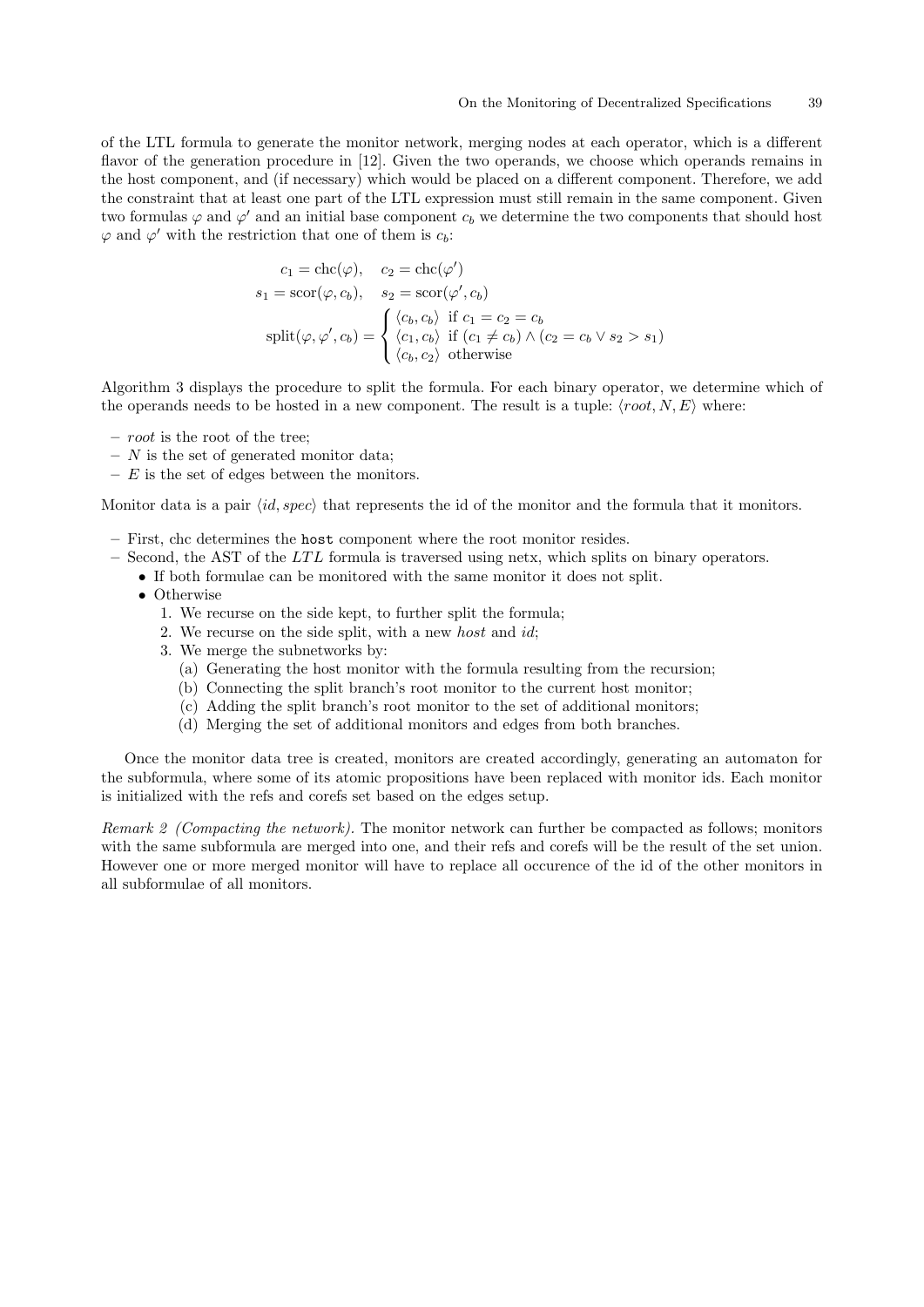of the LTL formula to generate the monitor network, merging nodes at each operator, which is a different flavor of the generation procedure in [12]. Given the two operands, we choose which operands remains in the host component, and (if necessary) which would be placed on a different component. Therefore, we add the constraint that at least one part of the LTL expression must still remain in the same component. Given two formulas $\varphi$ and $\varphi'$ and an initial base component $c_b$ we determine the two components that should host $\varphi$ and $\varphi'$ with the restriction that one of them is $c_b$:

$$
\begin{aligned}
c_1 &= \text{chc}(\varphi), \quad c_2 = \text{chc}(\varphi') \\
s_1 &= \text{scor}(\varphi, c_b), \quad s_2 = \text{scor}(\varphi', c_b) \\
\text{split}(\varphi, \varphi', c_b) &= \begin{cases} \langle c_b, c_b \rangle & \text{if } c_1 = c_2 = c_b \\ \langle c_1, c_b \rangle & \text{if } (c_1 \neq c_b) \wedge (c_2 = c_b \vee s_2 > s_1) \\ \langle c_b, c_2 \rangle & \text{otherwise} \end{cases}
\end{aligned}
$$

Algorithm 3 displays the procedure to split the formula. For each binary operator, we determine which of the operands needs to be hosted in a new component. The result is a tuple: $\langle root, N, E \rangle$ where:

- $root$ is the root of the tree;
- $N$ is the set of generated monitor data;
- $E$ is the set of edges between the monitors.

Monitor data is a pair $\langle id, spec \rangle$ that represents the id of the monitor and the formula that it monitors.

- First, chc determines the `host` component where the root monitor resides.
- Second, the AST of the $LTL$ formula is traversed using netx, which splits on binary operators.
  - If both formulae can be monitored with the same monitor it does not split.
  - Otherwise
    1. We recurse on the side kept, to further split the formula;
    2. We recurse on the side split, with a new *host* and *id*;
    3. We merge the subnetworks by:
       (a) Generating the host monitor with the formula resulting from the recursion;
       (b) Connecting the split branch's root monitor to the current host monitor;
       (c) Adding the split branch's root monitor to the set of additional monitors;
       (d) Merging the set of additional monitors and edges from both branches.

Once the monitor data tree is created, monitors are created accordingly, generating an automaton for the subformula, where some of its atomic propositions have been replaced with monitor ids. Each monitor is initialized with the refs and corefs set based on the edges setup.

*Remark 2 (Compacting the network).* The monitor network can further be compacted as follows; monitors with the same subformula are merged into one, and their refs and corefs will be the result of the set union. However one or more merged monitor will have to replace all occurence of the id of the other monitors in all subformulae of all monitors.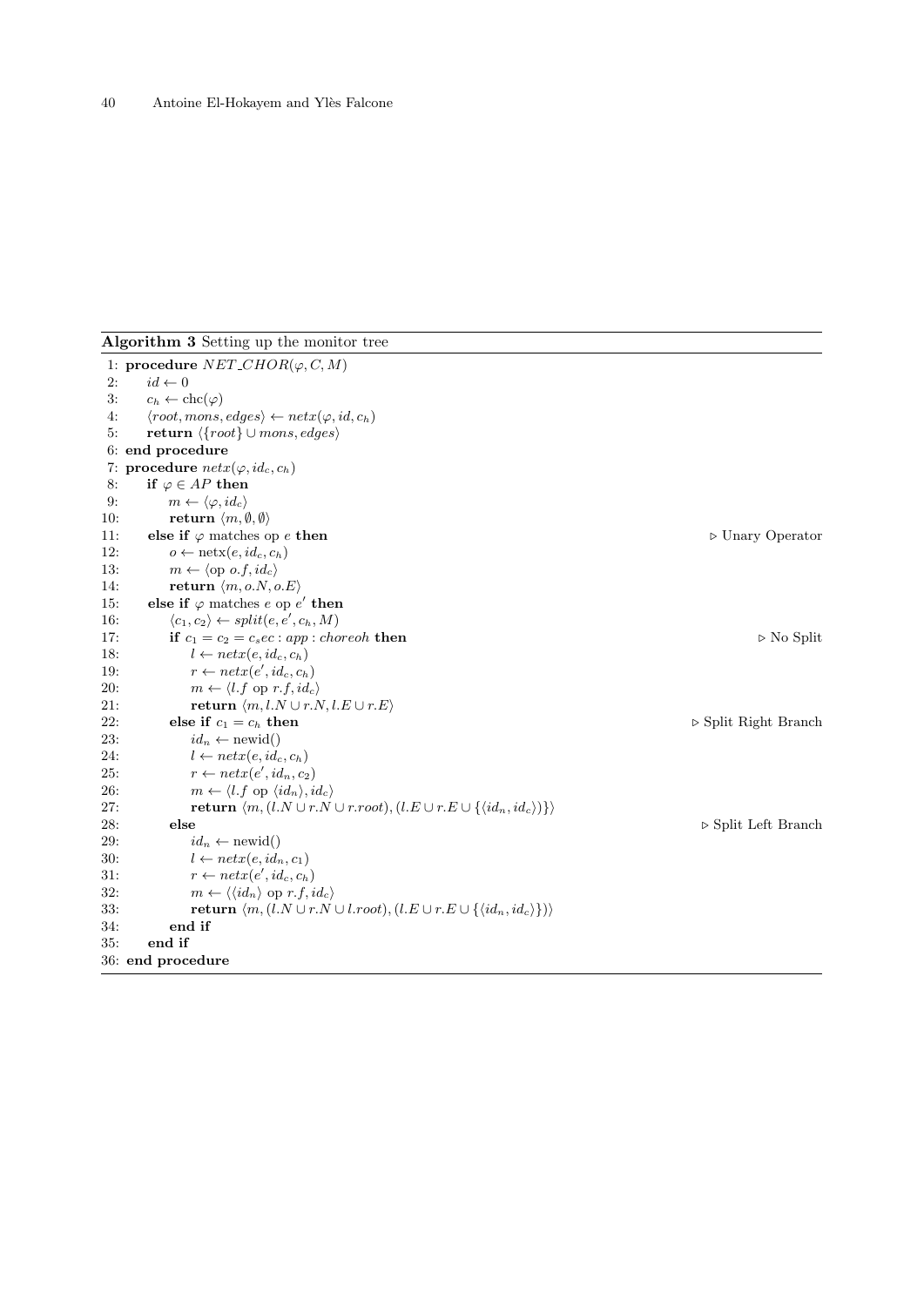**Algorithm 3** Setting up the monitor tree

```
 1: procedure NET_CHOR(φ, C, M)
 2:     id ← 0
 3:     c_h ← chc(φ)
 4:     ⟨root, mons, edges⟩ ← netx(φ, id, c_h)
 5:     return ⟨{root} ∪ mons, edges⟩
 6: end procedure
 7: procedure netx(φ, id_c, c_h)
 8:     if φ ∈ AP then
 9:         m ← ⟨φ, id_c⟩
10:         return ⟨m, ∅, ∅⟩
11:     else if φ matches op e then                                    ▷ Unary Operator
12:         o ← netx(e, id_c, c_h)
13:         m ← ⟨op o.f, id_c⟩
14:         return ⟨m, o.N, o.E⟩
15:     else if φ matches e op e' then
16:         ⟨c_1, c_2⟩ ← split(e, e', c_h, M)
17:         if c_1 = c_2 = c_sec : app : choreoh then                  ▷ No Split
18:             l ← netx(e, id_c, c_h)
19:             r ← netx(e', id_c, c_h)
20:             m ← ⟨l.f op r.f, id_c⟩
21:             return ⟨m, l.N ∪ r.N, l.E ∪ r.E⟩
22:         else if c_1 = c_h then                                      ▷ Split Right Branch
23:             id_n ← newid()
24:             l ← netx(e, id_c, c_h)
25:             r ← netx(e', id_n, c_2)
26:             m ← ⟨l.f op ⟨id_n⟩, id_c⟩
27:             return ⟨m, (l.N ∪ r.N ∪ r.root), (l.E ∪ r.E ∪ {⟨id_n, id_c⟩)}⟩
28:         else                                                        ▷ Split Left Branch
29:             id_n ← newid()
30:             l ← netx(e, id_n, c_1)
31:             r ← netx(e', id_c, c_h)
32:             m ← ⟨⟨id_n⟩ op r.f, id_c⟩
33:             return ⟨m, (l.N ∪ r.N ∪ l.root), (l.E ∪ r.E ∪ {⟨id_n, id_c⟩})⟩
34:         end if
35:     end if
36: end procedure
```